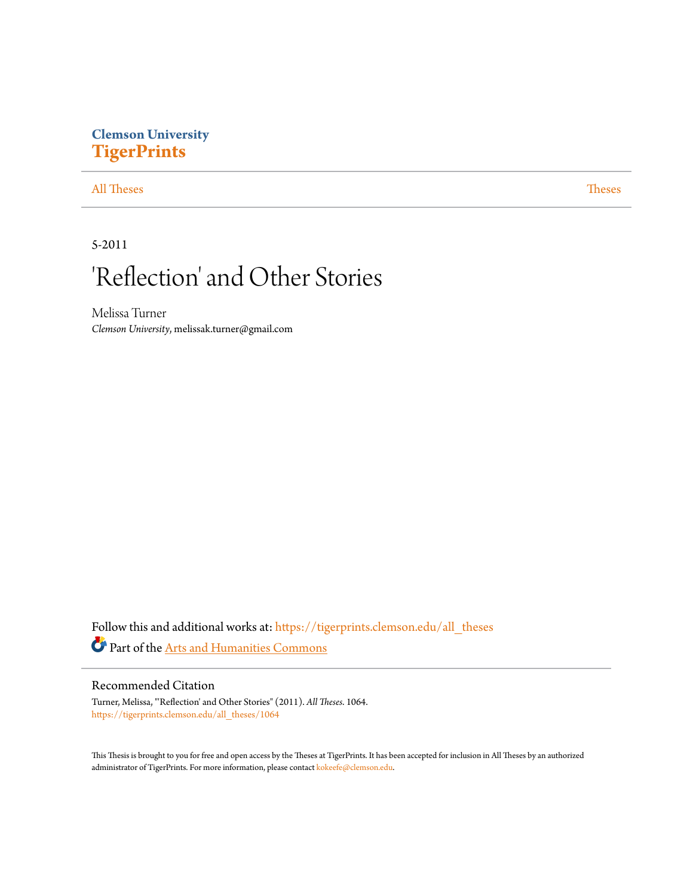**Clemson University**
**TigerPrints**

---

All Theses | Theses

---

5-2011

# 'Reflection' and Other Stories

Melissa Turner
*Clemson University*, melissak.turner@gmail.com

Follow this and additional works at: https://tigerprints.clemson.edu/all_theses

Part of the Arts and Humanities Commons

---

## Recommended Citation

Turner, Melissa, "'Reflection' and Other Stories" (2011). *All Theses*. 1064.
https://tigerprints.clemson.edu/all_theses/1064

This Thesis is brought to you for free and open access by the Theses at TigerPrints. It has been accepted for inclusion in All Theses by an authorized administrator of TigerPrints. For more information, please contact kokeefe@clemson.edu.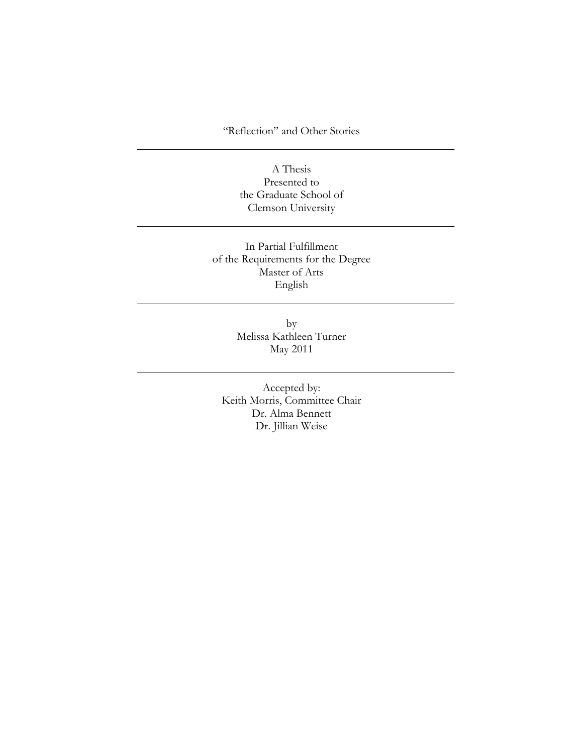# "Reflection" and Other Stories

---

A Thesis
Presented to
the Graduate School of
Clemson University

---

In Partial Fulfillment
of the Requirements for the Degree
Master of Arts
English

---

by
Melissa Kathleen Turner
May 2011

---

Accepted by:
Keith Morris, Committee Chair
Dr. Alma Bennett
Dr. Jillian Weise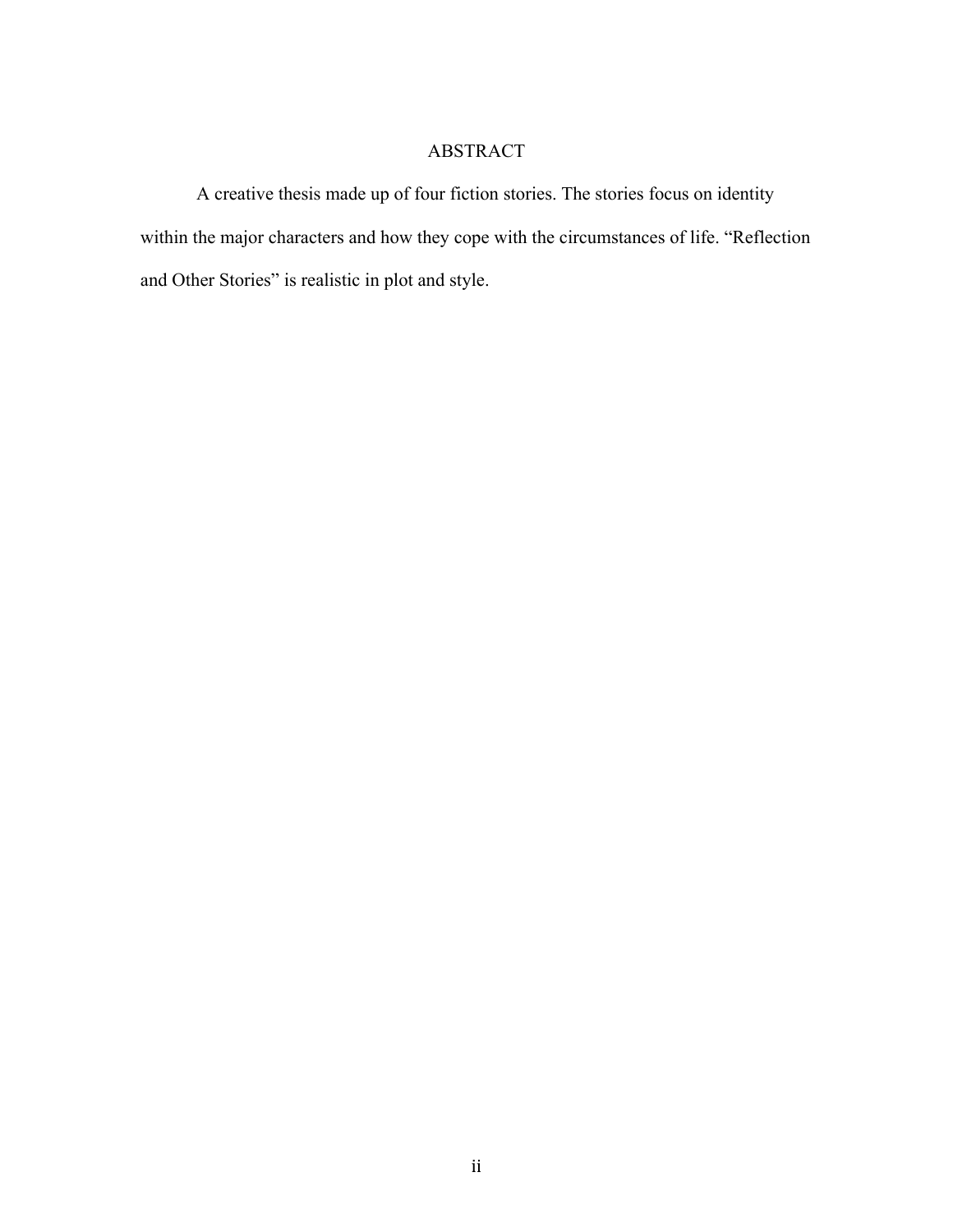# ABSTRACT

A creative thesis made up of four fiction stories. The stories focus on identity within the major characters and how they cope with the circumstances of life. "Reflection and Other Stories" is realistic in plot and style.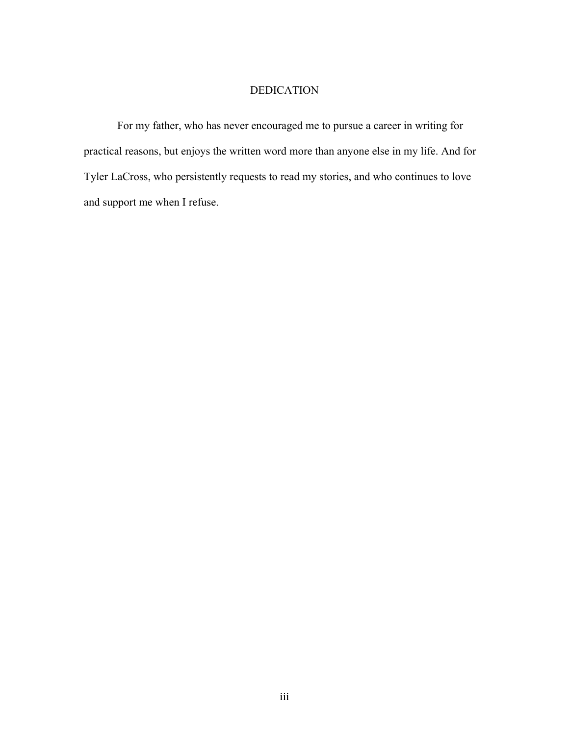# DEDICATION

For my father, who has never encouraged me to pursue a career in writing for practical reasons, but enjoys the written word more than anyone else in my life. And for Tyler LaCross, who persistently requests to read my stories, and who continues to love and support me when I refuse.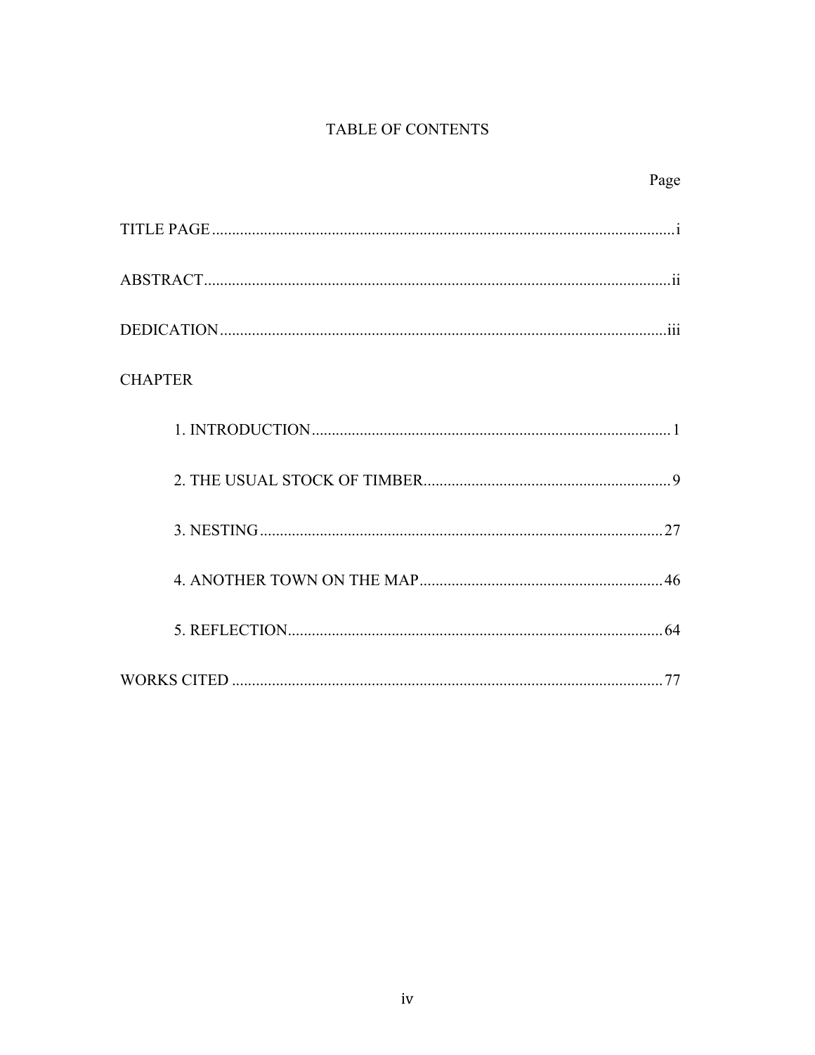# TABLE OF CONTENTS

| | Page |
|---|---|
| TITLE PAGE | i |
| ABSTRACT | ii |
| DEDICATION | iii |
| CHAPTER | |
| 1. INTRODUCTION | 1 |
| 2. THE USUAL STOCK OF TIMBER | 9 |
| 3. NESTING | 27 |
| 4. ANOTHER TOWN ON THE MAP | 46 |
| 5. REFLECTION | 64 |
| WORKS CITED | 77 |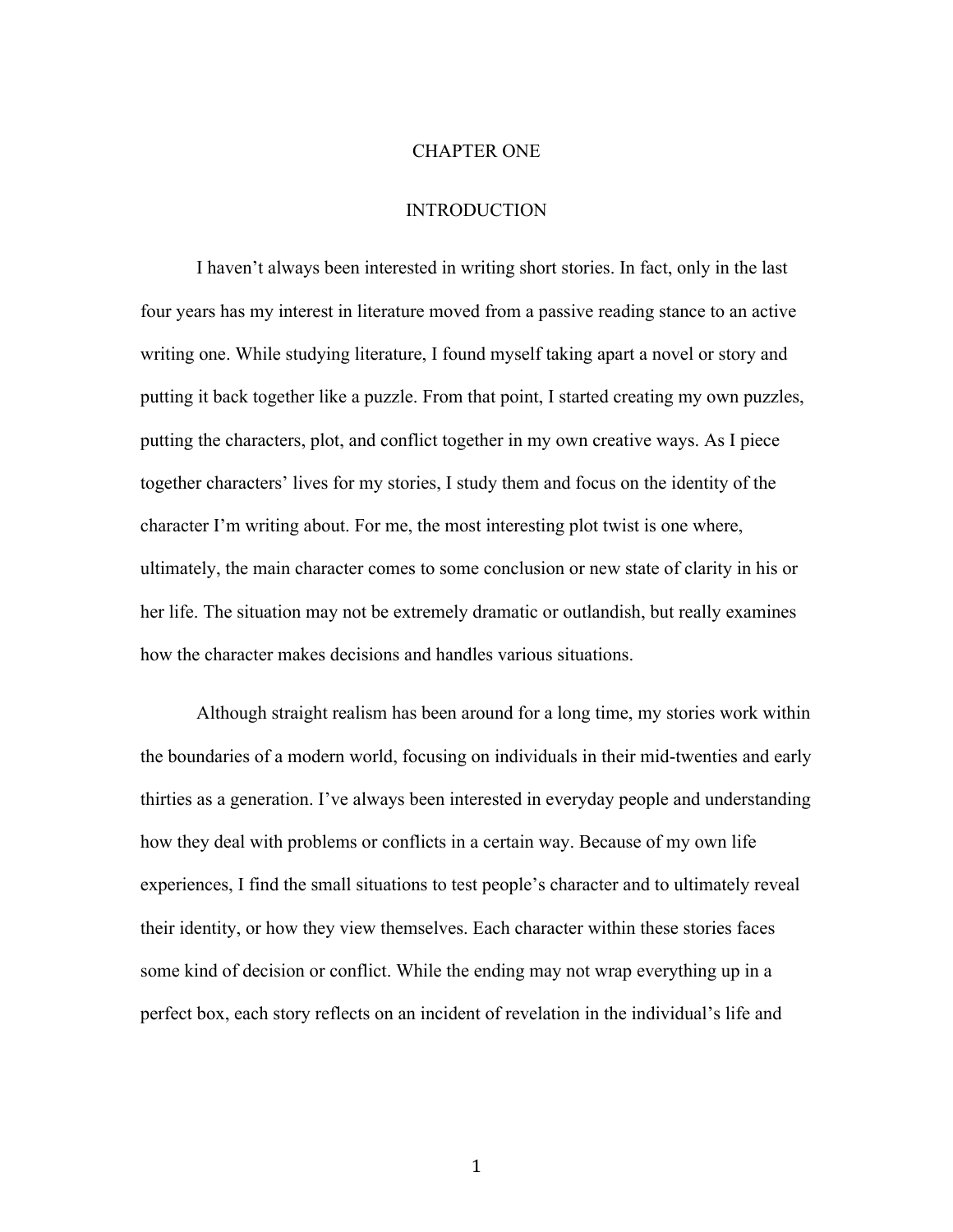# CHAPTER ONE

## INTRODUCTION

I haven't always been interested in writing short stories. In fact, only in the last four years has my interest in literature moved from a passive reading stance to an active writing one. While studying literature, I found myself taking apart a novel or story and putting it back together like a puzzle. From that point, I started creating my own puzzles, putting the characters, plot, and conflict together in my own creative ways. As I piece together characters' lives for my stories, I study them and focus on the identity of the character I'm writing about. For me, the most interesting plot twist is one where, ultimately, the main character comes to some conclusion or new state of clarity in his or her life. The situation may not be extremely dramatic or outlandish, but really examines how the character makes decisions and handles various situations.

Although straight realism has been around for a long time, my stories work within the boundaries of a modern world, focusing on individuals in their mid-twenties and early thirties as a generation. I've always been interested in everyday people and understanding how they deal with problems or conflicts in a certain way. Because of my own life experiences, I find the small situations to test people's character and to ultimately reveal their identity, or how they view themselves. Each character within these stories faces some kind of decision or conflict. While the ending may not wrap everything up in a perfect box, each story reflects on an incident of revelation in the individual's life and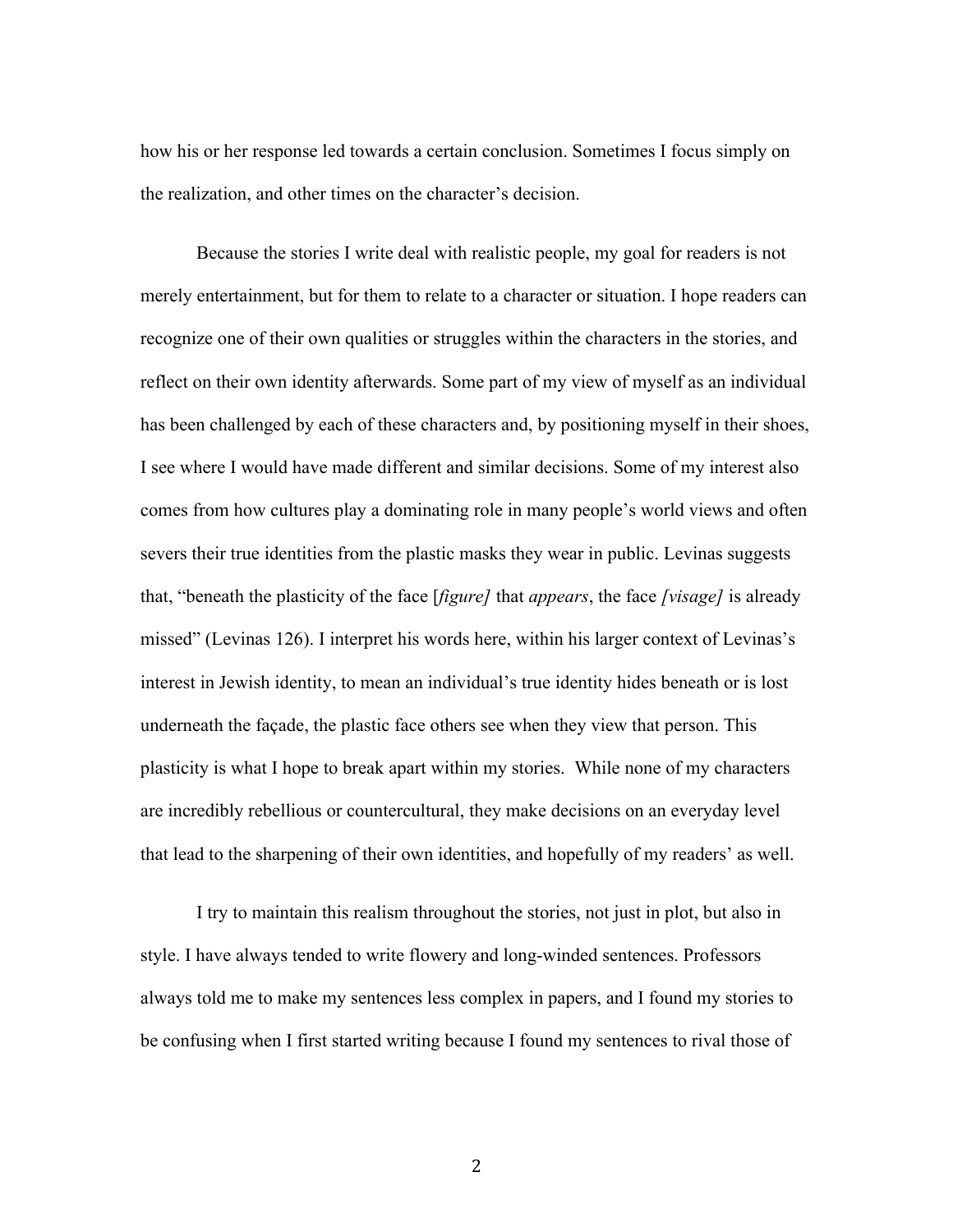how his or her response led towards a certain conclusion. Sometimes I focus simply on the realization, and other times on the character's decision.

Because the stories I write deal with realistic people, my goal for readers is not merely entertainment, but for them to relate to a character or situation. I hope readers can recognize one of their own qualities or struggles within the characters in the stories, and reflect on their own identity afterwards. Some part of my view of myself as an individual has been challenged by each of these characters and, by positioning myself in their shoes, I see where I would have made different and similar decisions. Some of my interest also comes from how cultures play a dominating role in many people's world views and often severs their true identities from the plastic masks they wear in public. Levinas suggests that, "beneath the plasticity of the face [*figure]* that *appears*, the face *[visage]* is already missed" (Levinas 126). I interpret his words here, within his larger context of Levinas's interest in Jewish identity, to mean an individual's true identity hides beneath or is lost underneath the façade, the plastic face others see when they view that person. This plasticity is what I hope to break apart within my stories. While none of my characters are incredibly rebellious or countercultural, they make decisions on an everyday level that lead to the sharpening of their own identities, and hopefully of my readers' as well.

I try to maintain this realism throughout the stories, not just in plot, but also in style. I have always tended to write flowery and long-winded sentences. Professors always told me to make my sentences less complex in papers, and I found my stories to be confusing when I first started writing because I found my sentences to rival those of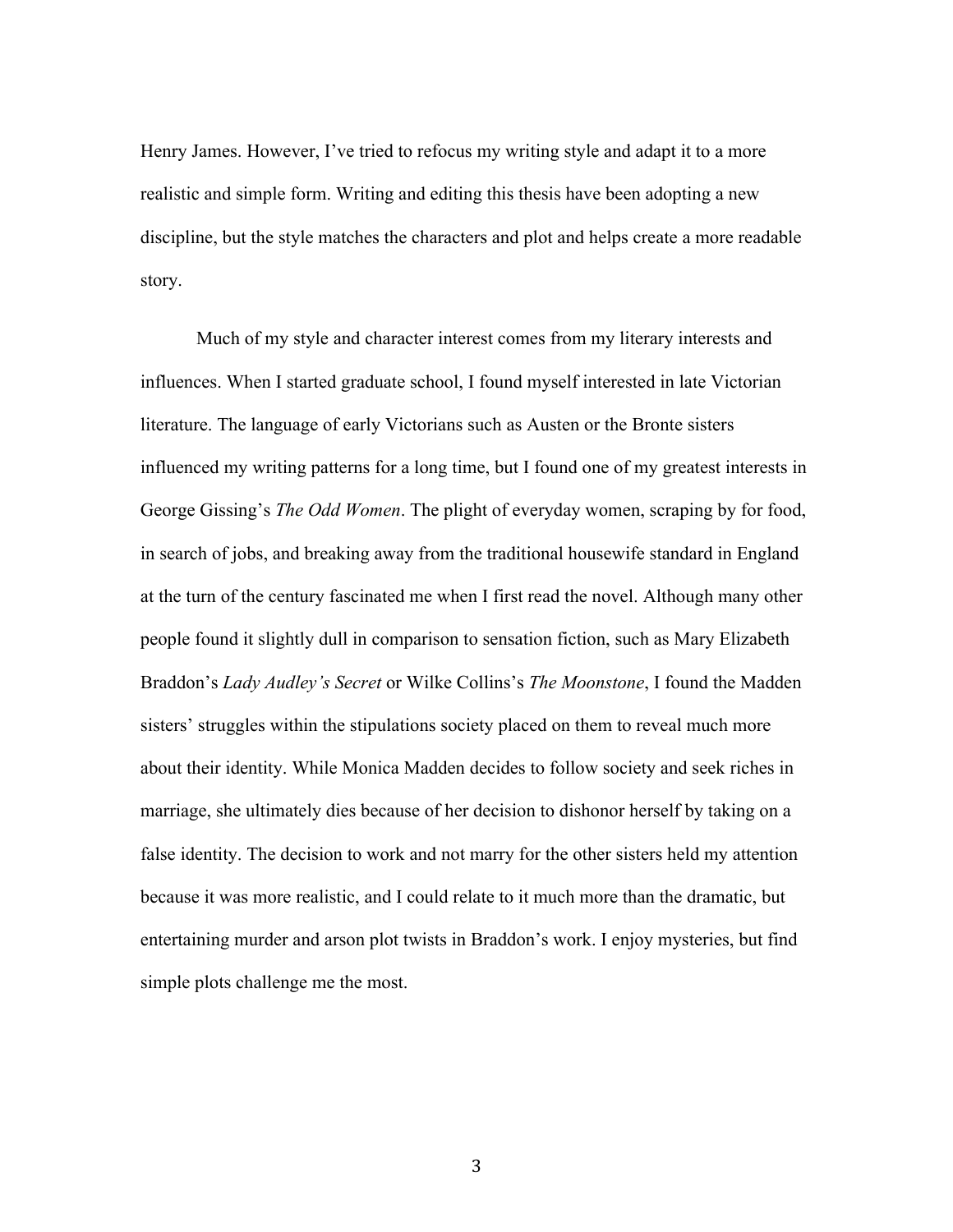Henry James. However, I've tried to refocus my writing style and adapt it to a more realistic and simple form. Writing and editing this thesis have been adopting a new discipline, but the style matches the characters and plot and helps create a more readable story.

Much of my style and character interest comes from my literary interests and influences. When I started graduate school, I found myself interested in late Victorian literature. The language of early Victorians such as Austen or the Bronte sisters influenced my writing patterns for a long time, but I found one of my greatest interests in George Gissing's *The Odd Women*. The plight of everyday women, scraping by for food, in search of jobs, and breaking away from the traditional housewife standard in England at the turn of the century fascinated me when I first read the novel. Although many other people found it slightly dull in comparison to sensation fiction, such as Mary Elizabeth Braddon's *Lady Audley's Secret* or Wilke Collins's *The Moonstone*, I found the Madden sisters' struggles within the stipulations society placed on them to reveal much more about their identity. While Monica Madden decides to follow society and seek riches in marriage, she ultimately dies because of her decision to dishonor herself by taking on a false identity. The decision to work and not marry for the other sisters held my attention because it was more realistic, and I could relate to it much more than the dramatic, but entertaining murder and arson plot twists in Braddon's work. I enjoy mysteries, but find simple plots challenge me the most.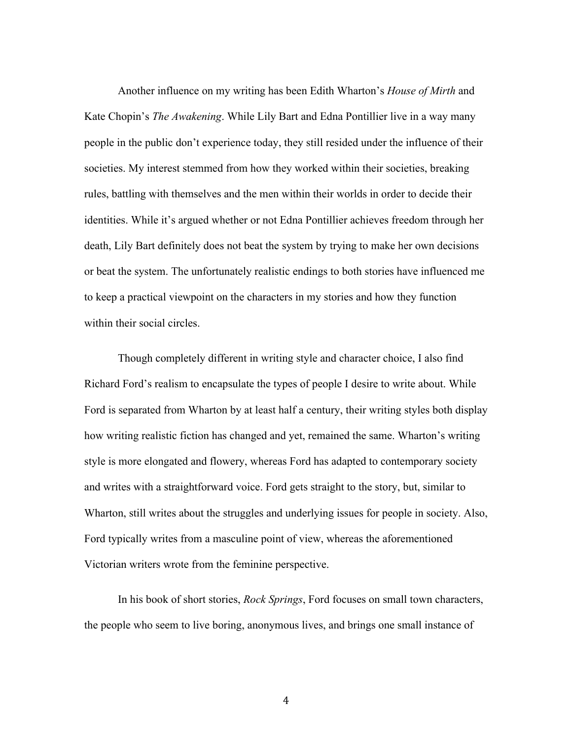Another influence on my writing has been Edith Wharton's *House of Mirth* and Kate Chopin's *The Awakening*. While Lily Bart and Edna Pontillier live in a way many people in the public don't experience today, they still resided under the influence of their societies. My interest stemmed from how they worked within their societies, breaking rules, battling with themselves and the men within their worlds in order to decide their identities. While it's argued whether or not Edna Pontillier achieves freedom through her death, Lily Bart definitely does not beat the system by trying to make her own decisions or beat the system. The unfortunately realistic endings to both stories have influenced me to keep a practical viewpoint on the characters in my stories and how they function within their social circles.

Though completely different in writing style and character choice, I also find Richard Ford's realism to encapsulate the types of people I desire to write about. While Ford is separated from Wharton by at least half a century, their writing styles both display how writing realistic fiction has changed and yet, remained the same. Wharton's writing style is more elongated and flowery, whereas Ford has adapted to contemporary society and writes with a straightforward voice. Ford gets straight to the story, but, similar to Wharton, still writes about the struggles and underlying issues for people in society. Also, Ford typically writes from a masculine point of view, whereas the aforementioned Victorian writers wrote from the feminine perspective.

In his book of short stories, *Rock Springs*, Ford focuses on small town characters, the people who seem to live boring, anonymous lives, and brings one small instance of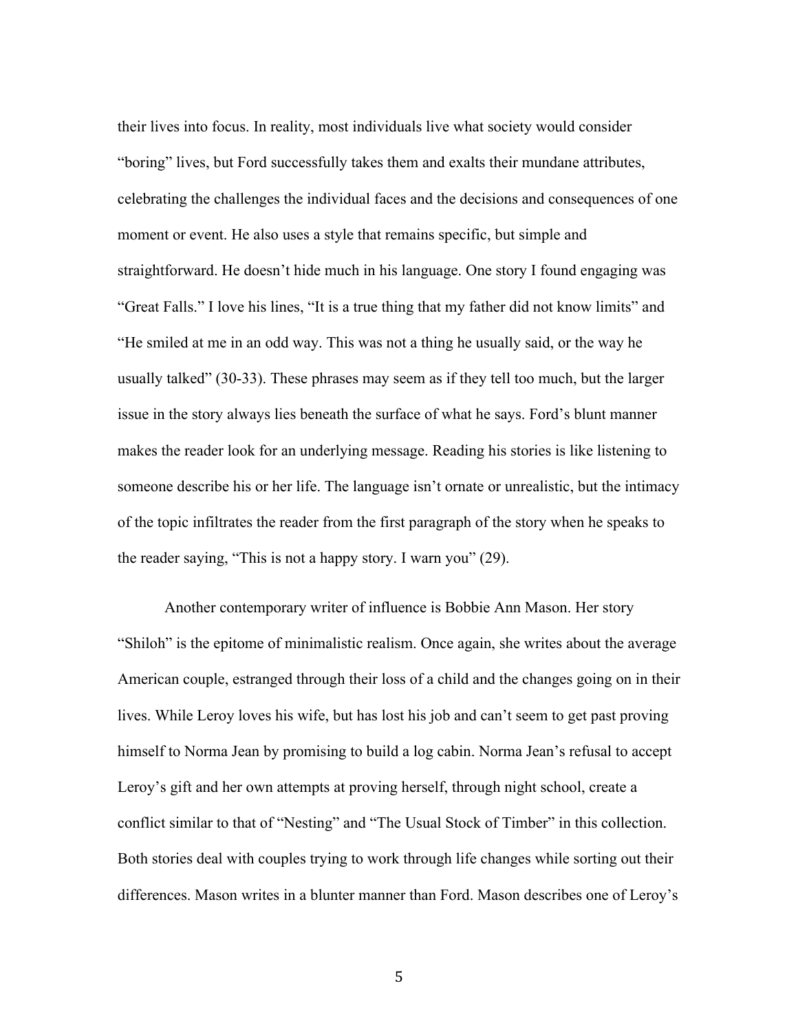their lives into focus. In reality, most individuals live what society would consider "boring" lives, but Ford successfully takes them and exalts their mundane attributes, celebrating the challenges the individual faces and the decisions and consequences of one moment or event. He also uses a style that remains specific, but simple and straightforward. He doesn't hide much in his language. One story I found engaging was "Great Falls." I love his lines, "It is a true thing that my father did not know limits" and "He smiled at me in an odd way. This was not a thing he usually said, or the way he usually talked" (30-33). These phrases may seem as if they tell too much, but the larger issue in the story always lies beneath the surface of what he says. Ford's blunt manner makes the reader look for an underlying message. Reading his stories is like listening to someone describe his or her life. The language isn't ornate or unrealistic, but the intimacy of the topic infiltrates the reader from the first paragraph of the story when he speaks to the reader saying, "This is not a happy story. I warn you" (29).

Another contemporary writer of influence is Bobbie Ann Mason. Her story "Shiloh" is the epitome of minimalistic realism. Once again, she writes about the average American couple, estranged through their loss of a child and the changes going on in their lives. While Leroy loves his wife, but has lost his job and can't seem to get past proving himself to Norma Jean by promising to build a log cabin. Norma Jean's refusal to accept Leroy's gift and her own attempts at proving herself, through night school, create a conflict similar to that of "Nesting" and "The Usual Stock of Timber" in this collection. Both stories deal with couples trying to work through life changes while sorting out their differences. Mason writes in a blunter manner than Ford. Mason describes one of Leroy's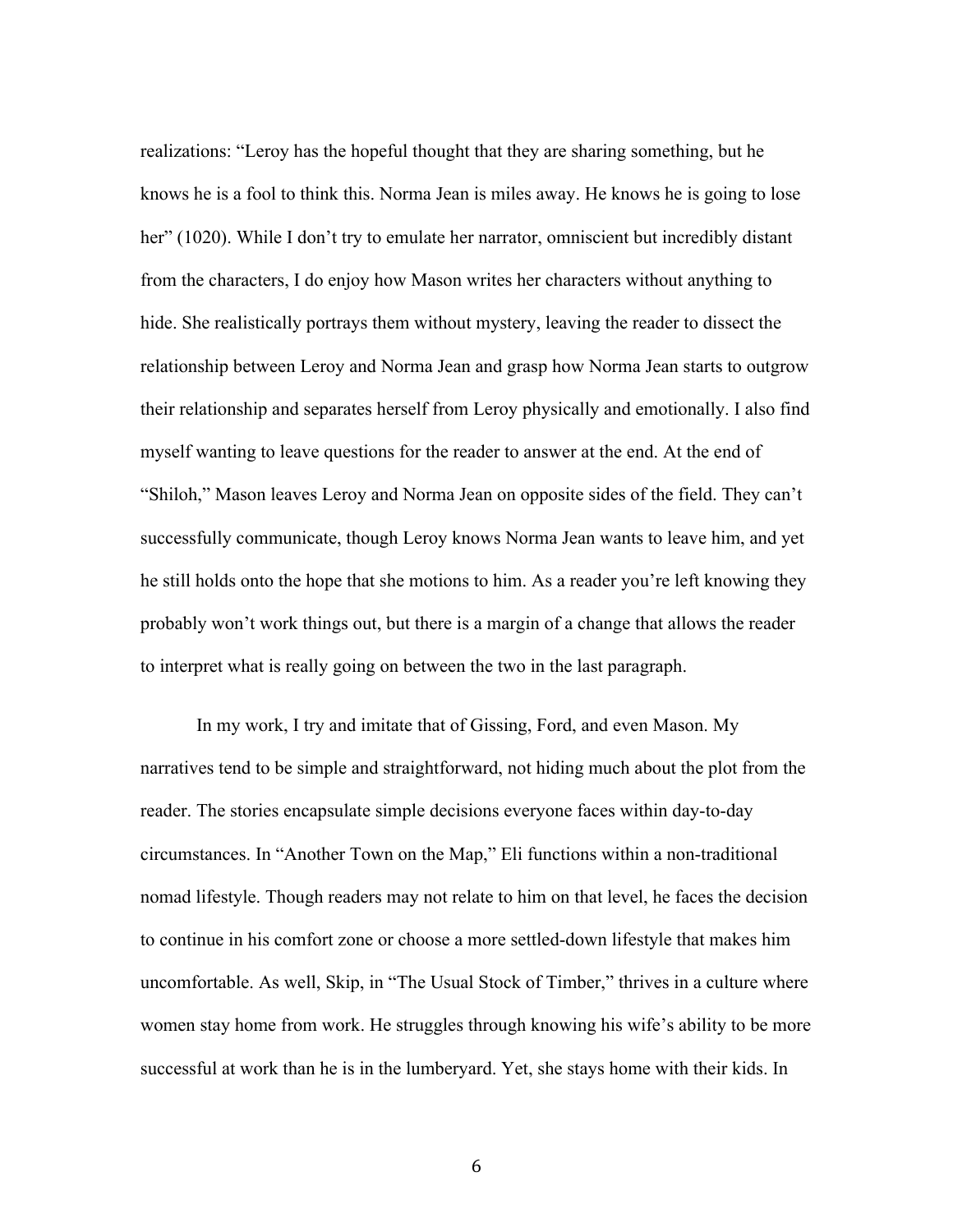realizations: “Leroy has the hopeful thought that they are sharing something, but he knows he is a fool to think this. Norma Jean is miles away. He knows he is going to lose her” (1020). While I don’t try to emulate her narrator, omniscient but incredibly distant from the characters, I do enjoy how Mason writes her characters without anything to hide. She realistically portrays them without mystery, leaving the reader to dissect the relationship between Leroy and Norma Jean and grasp how Norma Jean starts to outgrow their relationship and separates herself from Leroy physically and emotionally. I also find myself wanting to leave questions for the reader to answer at the end. At the end of “Shiloh,” Mason leaves Leroy and Norma Jean on opposite sides of the field. They can’t successfully communicate, though Leroy knows Norma Jean wants to leave him, and yet he still holds onto the hope that she motions to him. As a reader you’re left knowing they probably won’t work things out, but there is a margin of a change that allows the reader to interpret what is really going on between the two in the last paragraph.

In my work, I try and imitate that of Gissing, Ford, and even Mason. My narratives tend to be simple and straightforward, not hiding much about the plot from the reader. The stories encapsulate simple decisions everyone faces within day-to-day circumstances. In “Another Town on the Map,” Eli functions within a non-traditional nomad lifestyle. Though readers may not relate to him on that level, he faces the decision to continue in his comfort zone or choose a more settled-down lifestyle that makes him uncomfortable. As well, Skip, in “The Usual Stock of Timber,” thrives in a culture where women stay home from work. He struggles through knowing his wife’s ability to be more successful at work than he is in the lumberyard. Yet, she stays home with their kids. In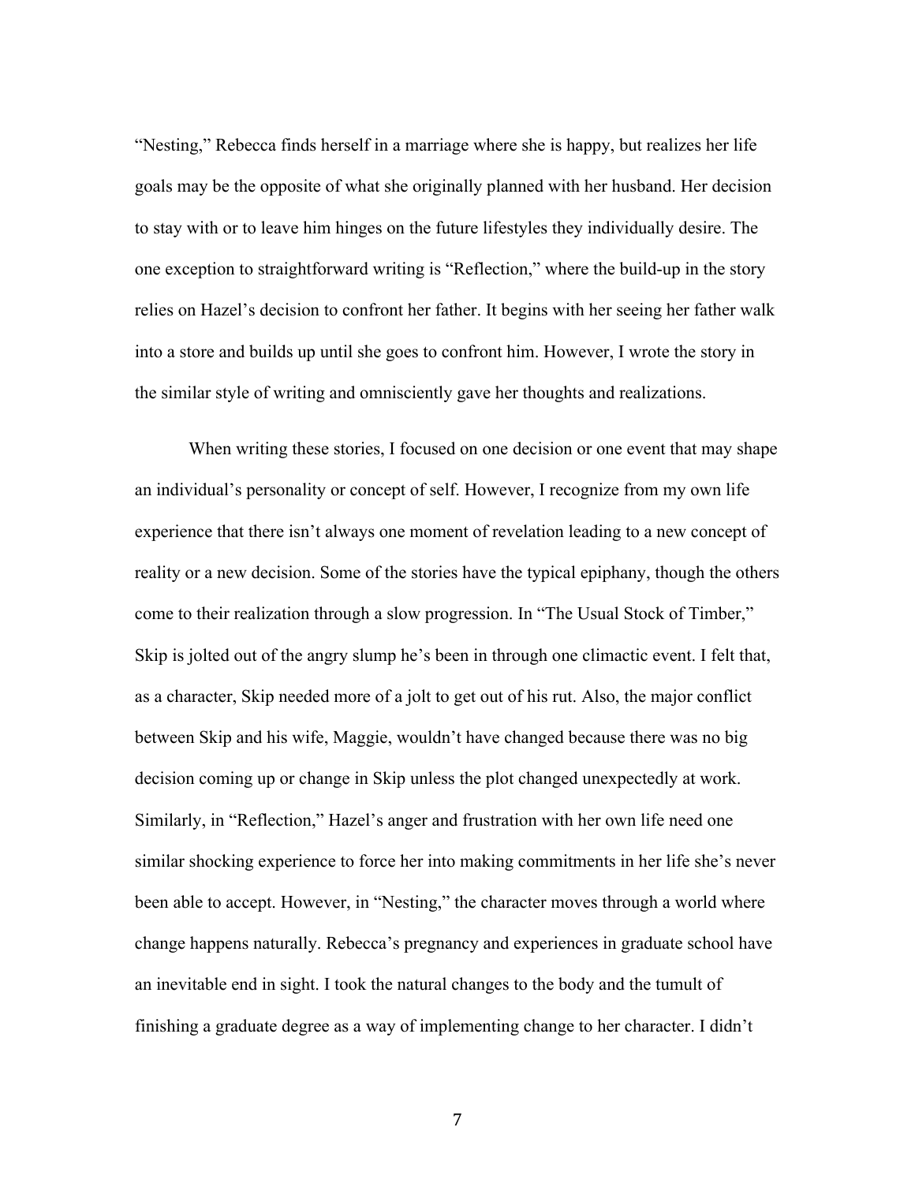"Nesting," Rebecca finds herself in a marriage where she is happy, but realizes her life goals may be the opposite of what she originally planned with her husband. Her decision to stay with or to leave him hinges on the future lifestyles they individually desire. The one exception to straightforward writing is "Reflection," where the build-up in the story relies on Hazel's decision to confront her father. It begins with her seeing her father walk into a store and builds up until she goes to confront him. However, I wrote the story in the similar style of writing and omnisciently gave her thoughts and realizations.

When writing these stories, I focused on one decision or one event that may shape an individual's personality or concept of self. However, I recognize from my own life experience that there isn't always one moment of revelation leading to a new concept of reality or a new decision. Some of the stories have the typical epiphany, though the others come to their realization through a slow progression. In "The Usual Stock of Timber," Skip is jolted out of the angry slump he's been in through one climactic event. I felt that, as a character, Skip needed more of a jolt to get out of his rut. Also, the major conflict between Skip and his wife, Maggie, wouldn't have changed because there was no big decision coming up or change in Skip unless the plot changed unexpectedly at work. Similarly, in "Reflection," Hazel's anger and frustration with her own life need one similar shocking experience to force her into making commitments in her life she's never been able to accept. However, in "Nesting," the character moves through a world where change happens naturally. Rebecca's pregnancy and experiences in graduate school have an inevitable end in sight. I took the natural changes to the body and the tumult of finishing a graduate degree as a way of implementing change to her character. I didn't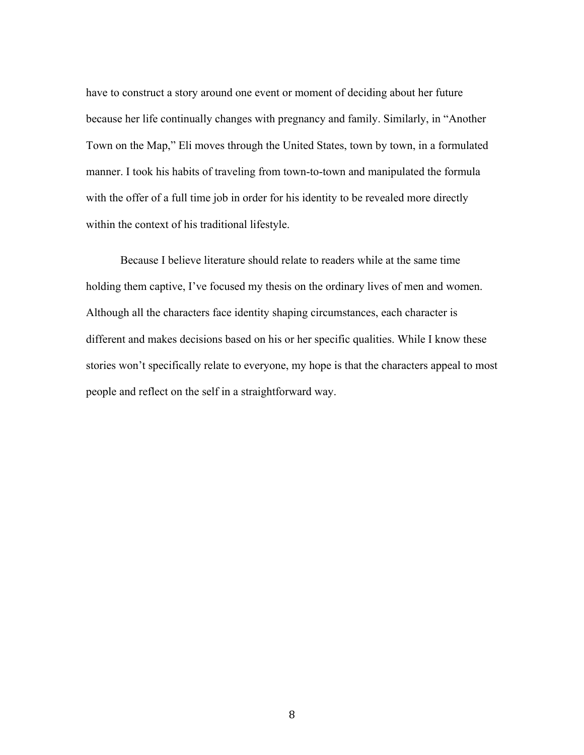have to construct a story around one event or moment of deciding about her future because her life continually changes with pregnancy and family. Similarly, in "Another Town on the Map," Eli moves through the United States, town by town, in a formulated manner. I took his habits of traveling from town-to-town and manipulated the formula with the offer of a full time job in order for his identity to be revealed more directly within the context of his traditional lifestyle.

Because I believe literature should relate to readers while at the same time holding them captive, I've focused my thesis on the ordinary lives of men and women. Although all the characters face identity shaping circumstances, each character is different and makes decisions based on his or her specific qualities. While I know these stories won't specifically relate to everyone, my hope is that the characters appeal to most people and reflect on the self in a straightforward way.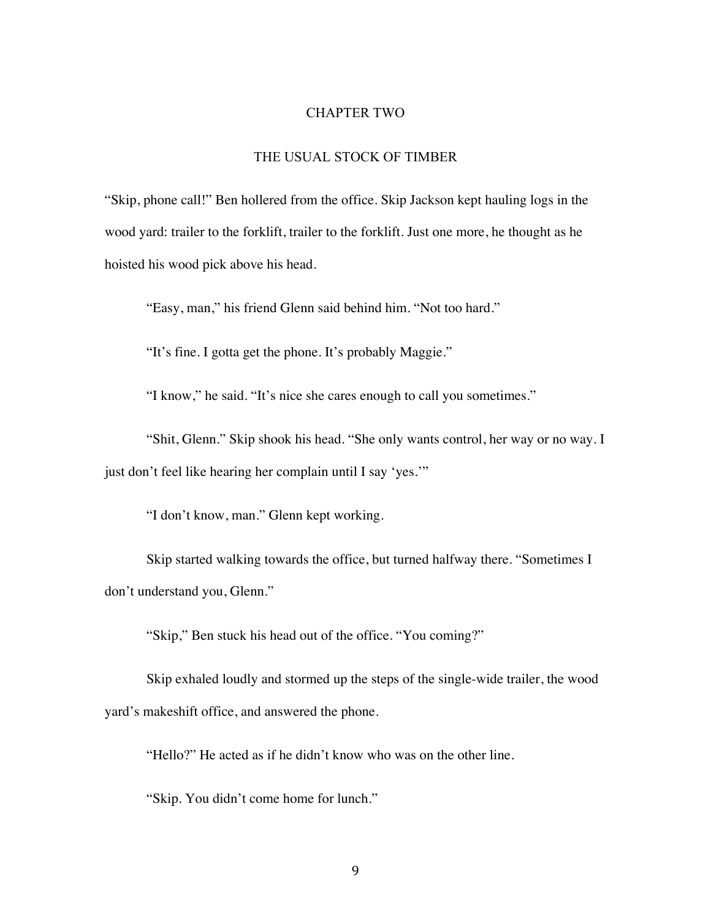# CHAPTER TWO

## THE USUAL STOCK OF TIMBER

"Skip, phone call!" Ben hollered from the office. Skip Jackson kept hauling logs in the wood yard: trailer to the forklift, trailer to the forklift. Just one more, he thought as he hoisted his wood pick above his head.

"Easy, man," his friend Glenn said behind him. "Not too hard."

"It's fine. I gotta get the phone. It's probably Maggie."

"I know," he said. "It's nice she cares enough to call you sometimes."

"Shit, Glenn." Skip shook his head. "She only wants control, her way or no way. I just don't feel like hearing her complain until I say 'yes.'"

"I don't know, man." Glenn kept working.

Skip started walking towards the office, but turned halfway there. "Sometimes I don't understand you, Glenn."

"Skip," Ben stuck his head out of the office. "You coming?"

Skip exhaled loudly and stormed up the steps of the single-wide trailer, the wood yard's makeshift office, and answered the phone.

"Hello?" He acted as if he didn't know who was on the other line.

"Skip. You didn't come home for lunch."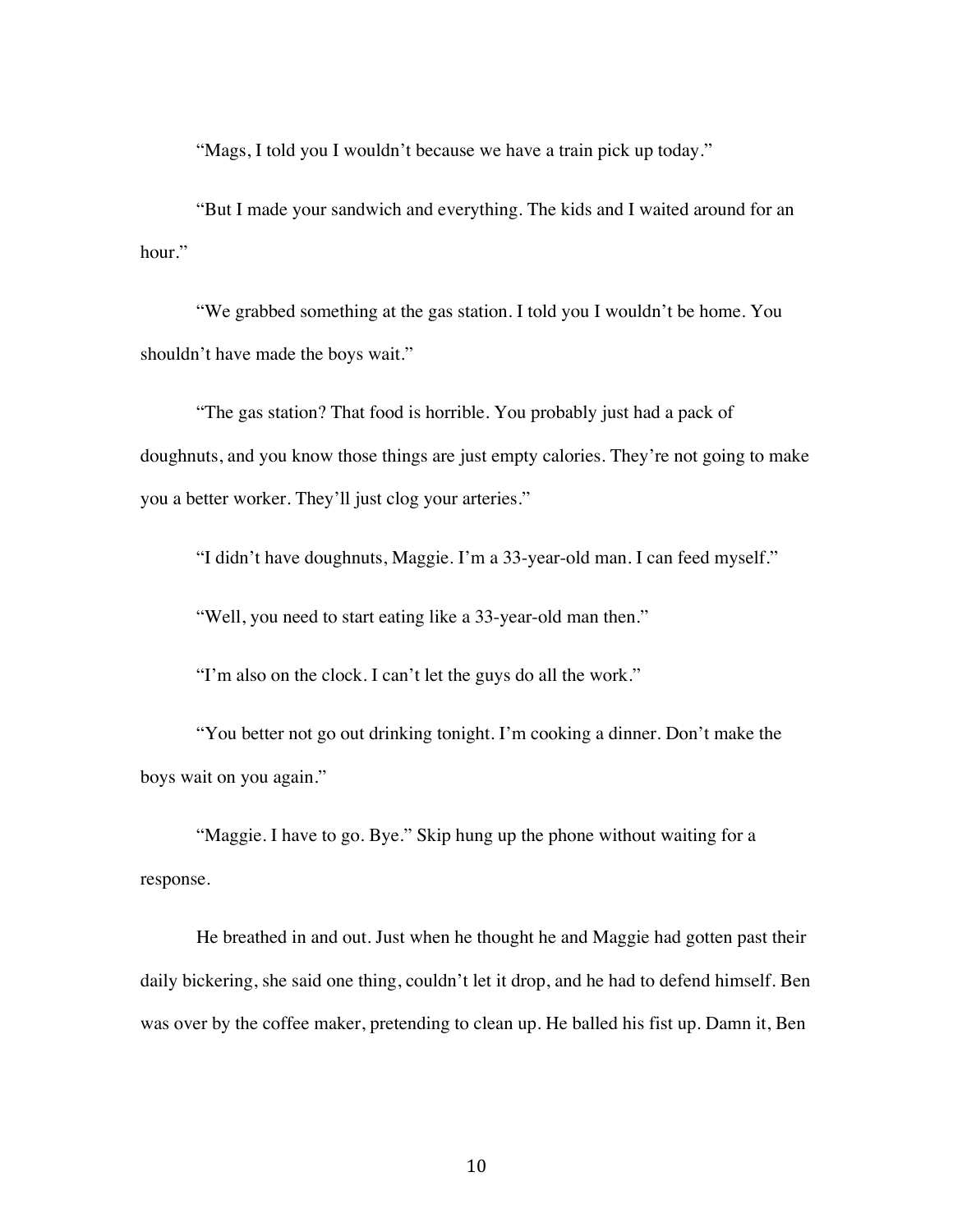"Mags, I told you I wouldn't because we have a train pick up today."

"But I made your sandwich and everything. The kids and I waited around for an hour."

"We grabbed something at the gas station. I told you I wouldn't be home. You shouldn't have made the boys wait."

"The gas station? That food is horrible. You probably just had a pack of doughnuts, and you know those things are just empty calories. They're not going to make you a better worker. They'll just clog your arteries."

"I didn't have doughnuts, Maggie. I'm a 33-year-old man. I can feed myself."

"Well, you need to start eating like a 33-year-old man then."

"I'm also on the clock. I can't let the guys do all the work."

"You better not go out drinking tonight. I'm cooking a dinner. Don't make the boys wait on you again."

"Maggie. I have to go. Bye." Skip hung up the phone without waiting for a response.

He breathed in and out. Just when he thought he and Maggie had gotten past their daily bickering, she said one thing, couldn't let it drop, and he had to defend himself. Ben was over by the coffee maker, pretending to clean up. He balled his fist up. Damn it, Ben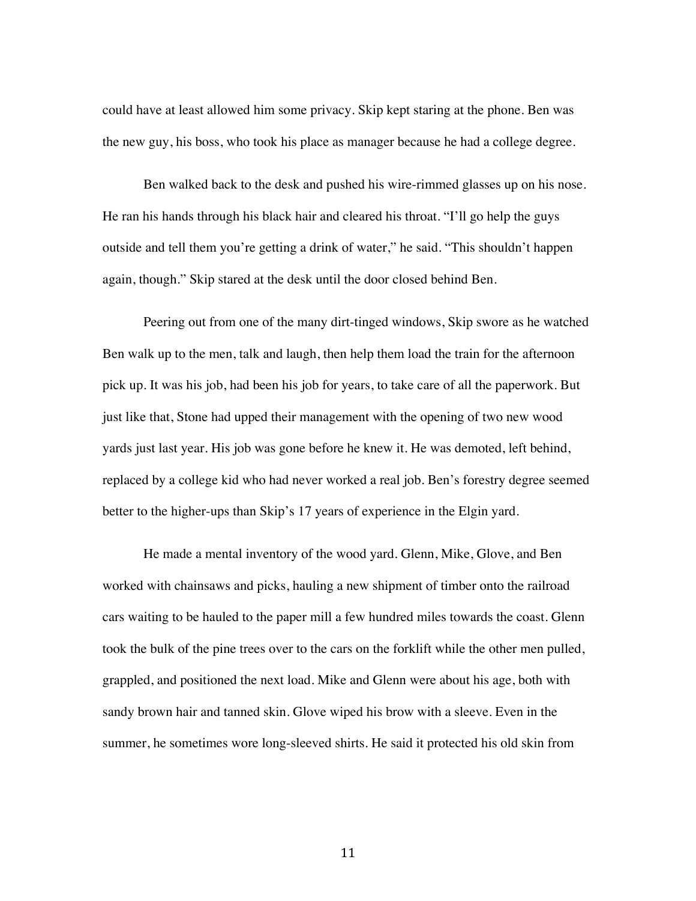could have at least allowed him some privacy. Skip kept staring at the phone. Ben was the new guy, his boss, who took his place as manager because he had a college degree.

Ben walked back to the desk and pushed his wire-rimmed glasses up on his nose. He ran his hands through his black hair and cleared his throat. "I'll go help the guys outside and tell them you're getting a drink of water," he said. "This shouldn't happen again, though." Skip stared at the desk until the door closed behind Ben.

Peering out from one of the many dirt-tinged windows, Skip swore as he watched Ben walk up to the men, talk and laugh, then help them load the train for the afternoon pick up. It was his job, had been his job for years, to take care of all the paperwork. But just like that, Stone had upped their management with the opening of two new wood yards just last year. His job was gone before he knew it. He was demoted, left behind, replaced by a college kid who had never worked a real job. Ben's forestry degree seemed better to the higher-ups than Skip's 17 years of experience in the Elgin yard.

He made a mental inventory of the wood yard. Glenn, Mike, Glove, and Ben worked with chainsaws and picks, hauling a new shipment of timber onto the railroad cars waiting to be hauled to the paper mill a few hundred miles towards the coast. Glenn took the bulk of the pine trees over to the cars on the forklift while the other men pulled, grappled, and positioned the next load. Mike and Glenn were about his age, both with sandy brown hair and tanned skin. Glove wiped his brow with a sleeve. Even in the summer, he sometimes wore long-sleeved shirts. He said it protected his old skin from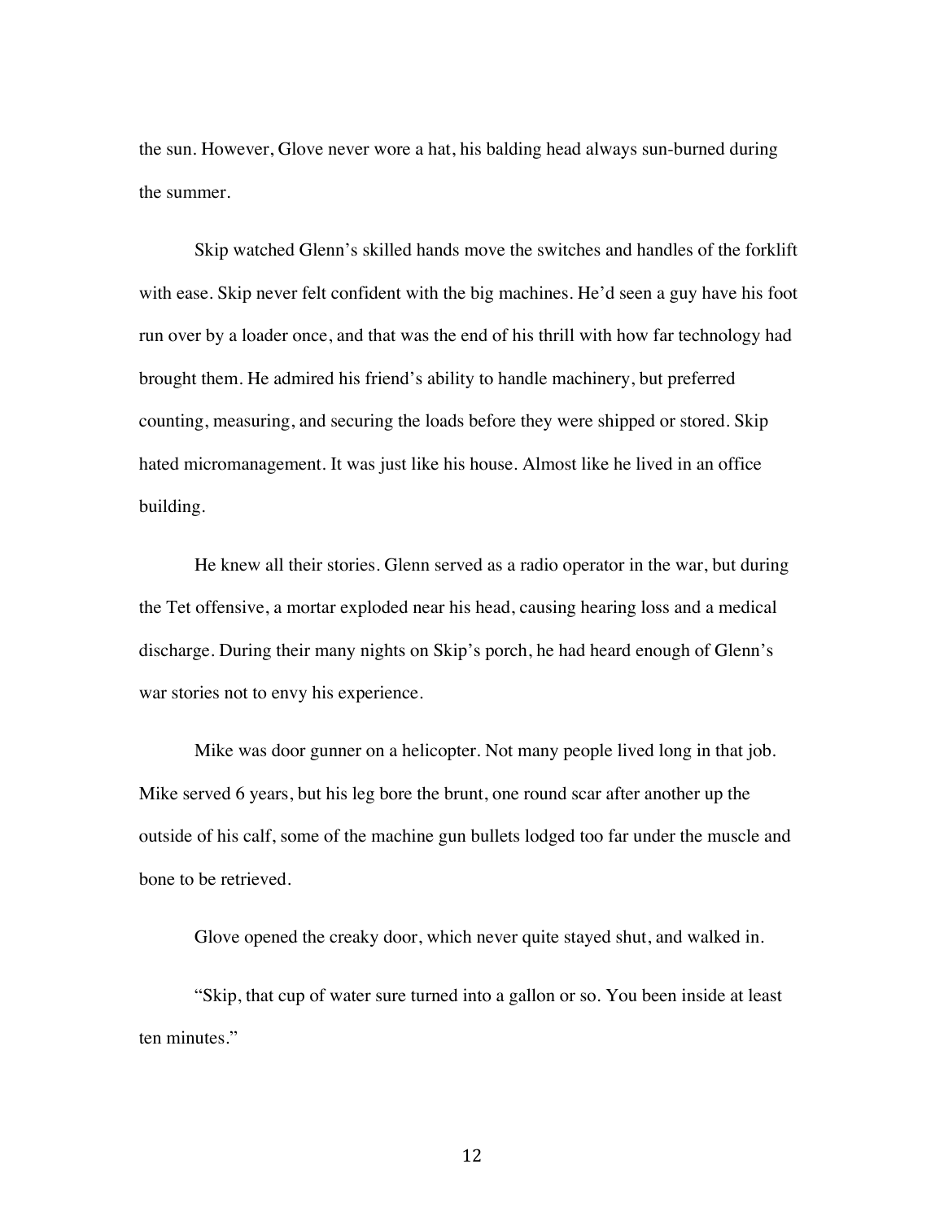the sun. However, Glove never wore a hat, his balding head always sun-burned during the summer.

Skip watched Glenn's skilled hands move the switches and handles of the forklift with ease. Skip never felt confident with the big machines. He'd seen a guy have his foot run over by a loader once, and that was the end of his thrill with how far technology had brought them. He admired his friend's ability to handle machinery, but preferred counting, measuring, and securing the loads before they were shipped or stored. Skip hated micromanagement. It was just like his house. Almost like he lived in an office building.

He knew all their stories. Glenn served as a radio operator in the war, but during the Tet offensive, a mortar exploded near his head, causing hearing loss and a medical discharge. During their many nights on Skip's porch, he had heard enough of Glenn's war stories not to envy his experience.

Mike was door gunner on a helicopter. Not many people lived long in that job. Mike served 6 years, but his leg bore the brunt, one round scar after another up the outside of his calf, some of the machine gun bullets lodged too far under the muscle and bone to be retrieved.

Glove opened the creaky door, which never quite stayed shut, and walked in.

"Skip, that cup of water sure turned into a gallon or so. You been inside at least ten minutes."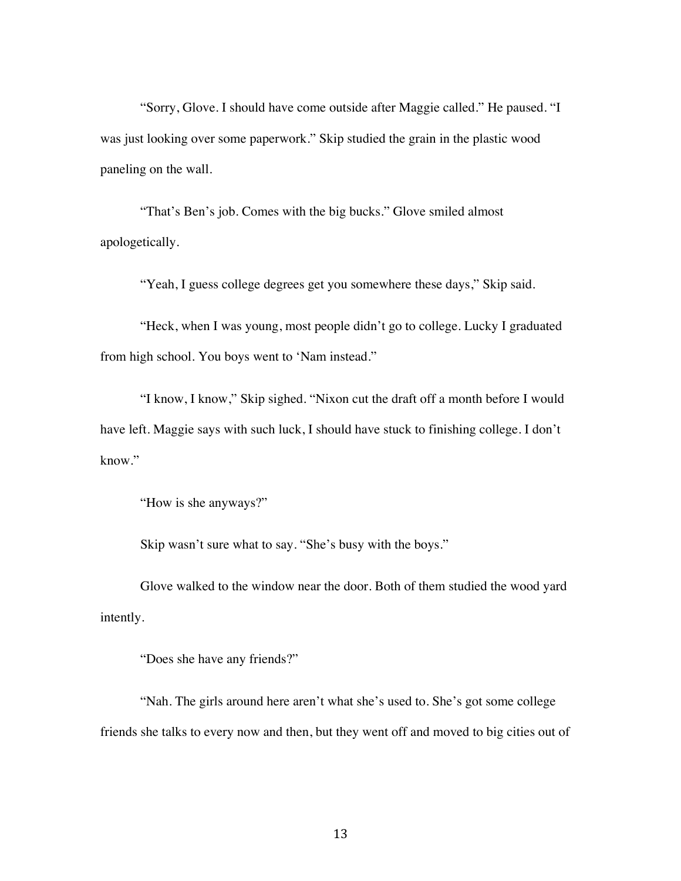"Sorry, Glove. I should have come outside after Maggie called." He paused. "I was just looking over some paperwork." Skip studied the grain in the plastic wood paneling on the wall.

"That's Ben's job. Comes with the big bucks." Glove smiled almost apologetically.

"Yeah, I guess college degrees get you somewhere these days," Skip said.

"Heck, when I was young, most people didn't go to college. Lucky I graduated from high school. You boys went to 'Nam instead."

"I know, I know," Skip sighed. "Nixon cut the draft off a month before I would have left. Maggie says with such luck, I should have stuck to finishing college. I don't know."

"How is she anyways?"

Skip wasn't sure what to say. "She's busy with the boys."

Glove walked to the window near the door. Both of them studied the wood yard intently.

"Does she have any friends?"

"Nah. The girls around here aren't what she's used to. She's got some college friends she talks to every now and then, but they went off and moved to big cities out of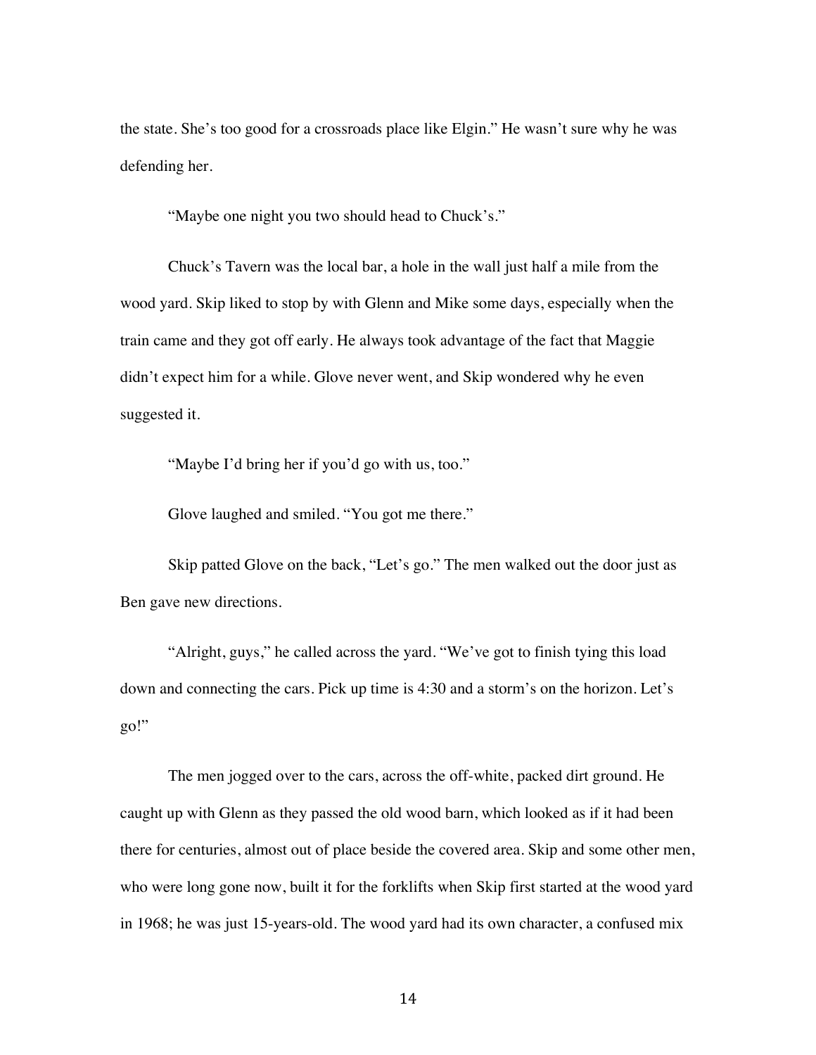the state. She's too good for a crossroads place like Elgin." He wasn't sure why he was defending her.

"Maybe one night you two should head to Chuck's."

Chuck's Tavern was the local bar, a hole in the wall just half a mile from the wood yard. Skip liked to stop by with Glenn and Mike some days, especially when the train came and they got off early. He always took advantage of the fact that Maggie didn't expect him for a while. Glove never went, and Skip wondered why he even suggested it.

"Maybe I'd bring her if you'd go with us, too."

Glove laughed and smiled. "You got me there."

Skip patted Glove on the back, "Let's go." The men walked out the door just as Ben gave new directions.

"Alright, guys," he called across the yard. "We've got to finish tying this load down and connecting the cars. Pick up time is 4:30 and a storm's on the horizon. Let's go!"

The men jogged over to the cars, across the off-white, packed dirt ground. He caught up with Glenn as they passed the old wood barn, which looked as if it had been there for centuries, almost out of place beside the covered area. Skip and some other men, who were long gone now, built it for the forklifts when Skip first started at the wood yard in 1968; he was just 15-years-old. The wood yard had its own character, a confused mix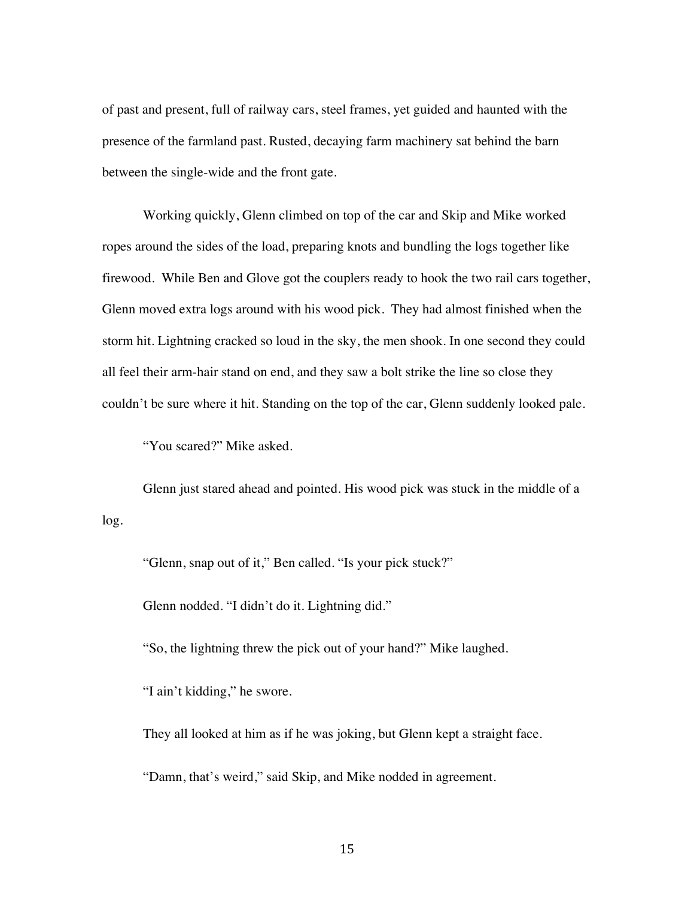of past and present, full of railway cars, steel frames, yet guided and haunted with the presence of the farmland past. Rusted, decaying farm machinery sat behind the barn between the single-wide and the front gate.

Working quickly, Glenn climbed on top of the car and Skip and Mike worked ropes around the sides of the load, preparing knots and bundling the logs together like firewood. While Ben and Glove got the couplers ready to hook the two rail cars together, Glenn moved extra logs around with his wood pick. They had almost finished when the storm hit. Lightning cracked so loud in the sky, the men shook. In one second they could all feel their arm-hair stand on end, and they saw a bolt strike the line so close they couldn't be sure where it hit. Standing on the top of the car, Glenn suddenly looked pale.

"You scared?" Mike asked.

Glenn just stared ahead and pointed. His wood pick was stuck in the middle of a log.

"Glenn, snap out of it," Ben called. "Is your pick stuck?"

Glenn nodded. "I didn't do it. Lightning did."

"So, the lightning threw the pick out of your hand?" Mike laughed.

"I ain't kidding," he swore.

They all looked at him as if he was joking, but Glenn kept a straight face.

"Damn, that's weird," said Skip, and Mike nodded in agreement.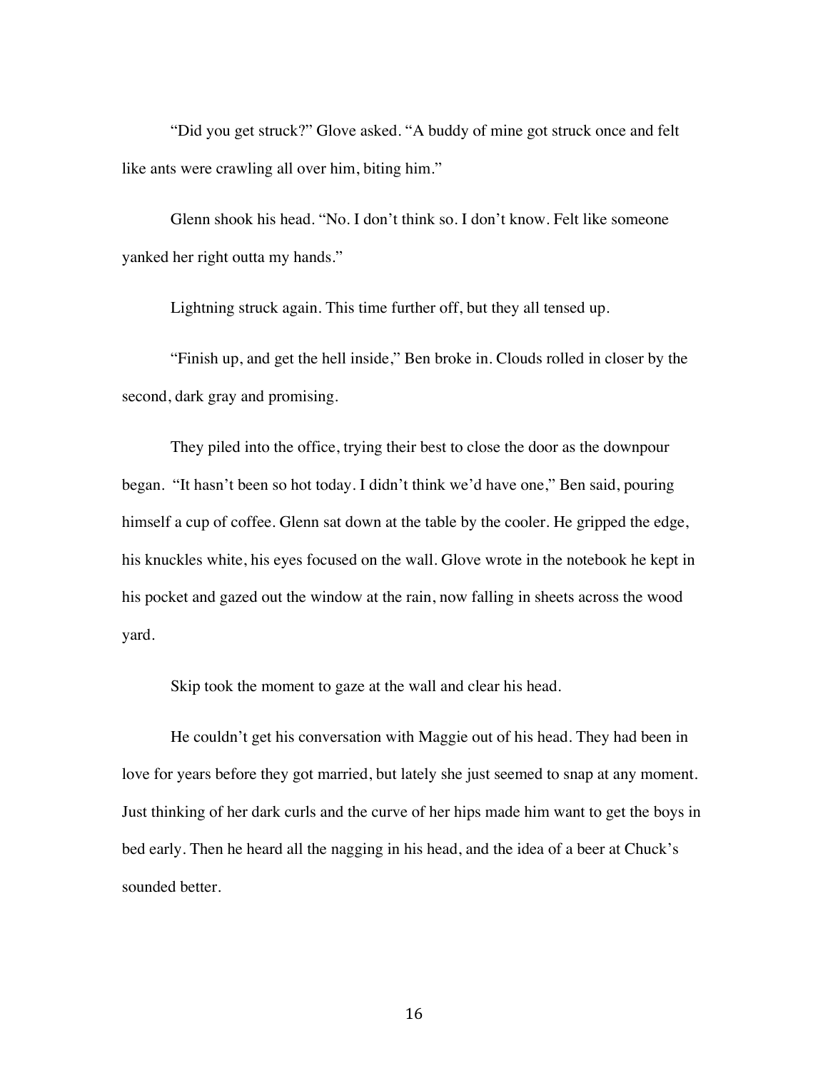"Did you get struck?" Glove asked. "A buddy of mine got struck once and felt like ants were crawling all over him, biting him."

Glenn shook his head. "No. I don't think so. I don't know. Felt like someone yanked her right outta my hands."

Lightning struck again. This time further off, but they all tensed up.

"Finish up, and get the hell inside," Ben broke in. Clouds rolled in closer by the second, dark gray and promising.

They piled into the office, trying their best to close the door as the downpour began. "It hasn't been so hot today. I didn't think we'd have one," Ben said, pouring himself a cup of coffee. Glenn sat down at the table by the cooler. He gripped the edge, his knuckles white, his eyes focused on the wall. Glove wrote in the notebook he kept in his pocket and gazed out the window at the rain, now falling in sheets across the wood yard.

Skip took the moment to gaze at the wall and clear his head.

He couldn't get his conversation with Maggie out of his head. They had been in love for years before they got married, but lately she just seemed to snap at any moment. Just thinking of her dark curls and the curve of her hips made him want to get the boys in bed early. Then he heard all the nagging in his head, and the idea of a beer at Chuck's sounded better.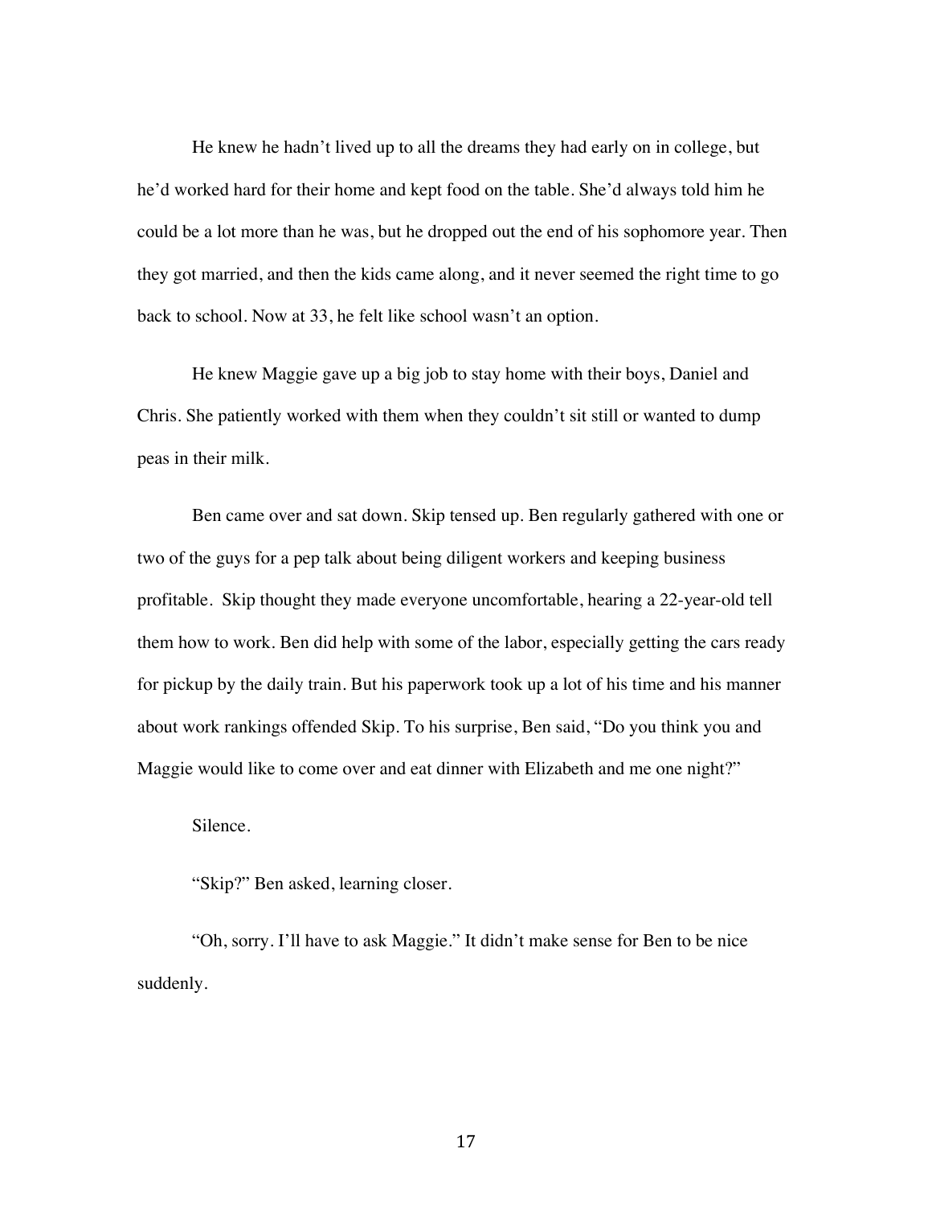He knew he hadn't lived up to all the dreams they had early on in college, but he'd worked hard for their home and kept food on the table. She'd always told him he could be a lot more than he was, but he dropped out the end of his sophomore year. Then they got married, and then the kids came along, and it never seemed the right time to go back to school. Now at 33, he felt like school wasn't an option.

He knew Maggie gave up a big job to stay home with their boys, Daniel and Chris. She patiently worked with them when they couldn't sit still or wanted to dump peas in their milk.

Ben came over and sat down. Skip tensed up. Ben regularly gathered with one or two of the guys for a pep talk about being diligent workers and keeping business profitable.  Skip thought they made everyone uncomfortable, hearing a 22-year-old tell them how to work. Ben did help with some of the labor, especially getting the cars ready for pickup by the daily train. But his paperwork took up a lot of his time and his manner about work rankings offended Skip. To his surprise, Ben said, "Do you think you and Maggie would like to come over and eat dinner with Elizabeth and me one night?"

Silence.

"Skip?" Ben asked, learning closer.

"Oh, sorry. I'll have to ask Maggie." It didn't make sense for Ben to be nice suddenly.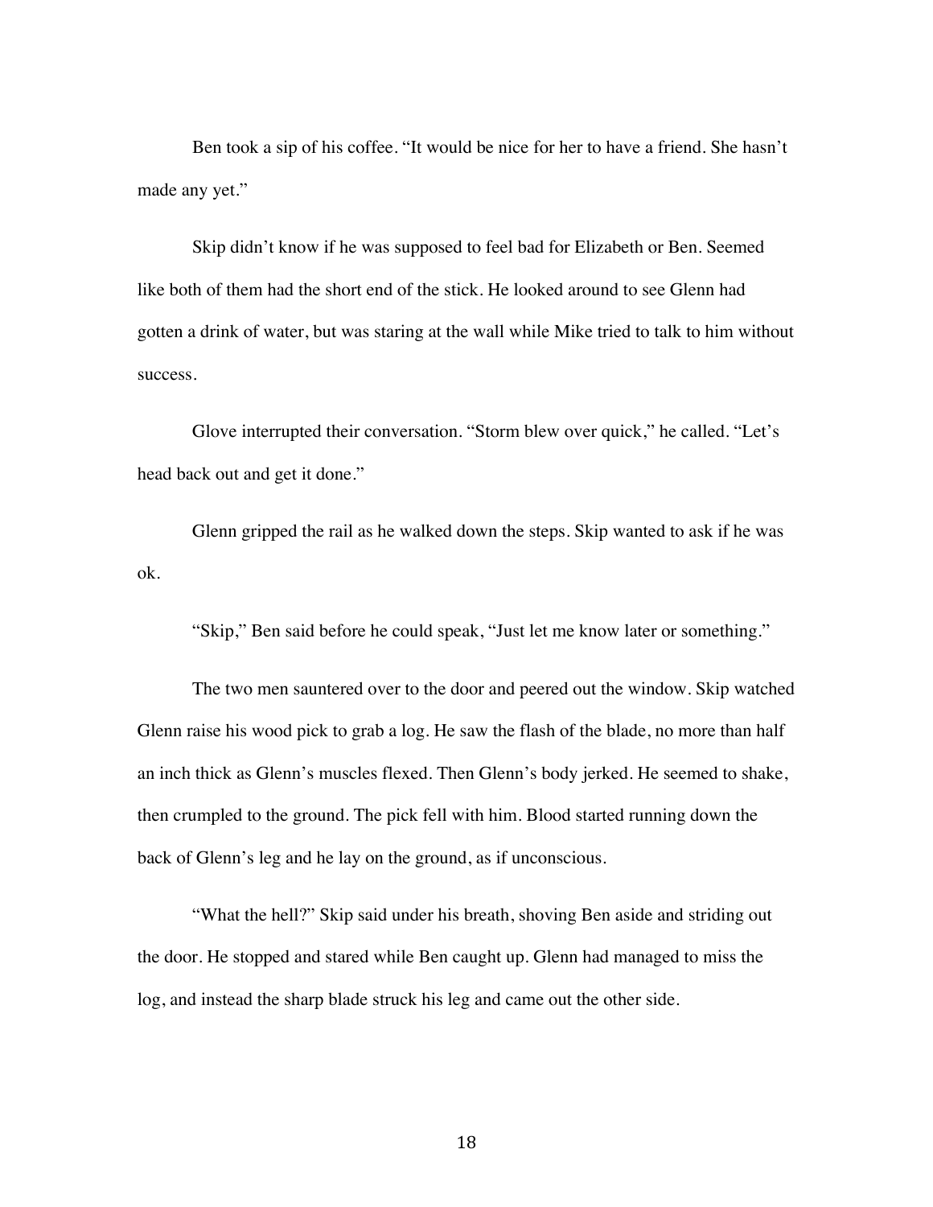Ben took a sip of his coffee. “It would be nice for her to have a friend. She hasn’t made any yet.”

Skip didn’t know if he was supposed to feel bad for Elizabeth or Ben. Seemed like both of them had the short end of the stick. He looked around to see Glenn had gotten a drink of water, but was staring at the wall while Mike tried to talk to him without success.

Glove interrupted their conversation. “Storm blew over quick,” he called. “Let’s head back out and get it done.”

Glenn gripped the rail as he walked down the steps. Skip wanted to ask if he was ok.

“Skip,” Ben said before he could speak, “Just let me know later or something.”

The two men sauntered over to the door and peered out the window. Skip watched Glenn raise his wood pick to grab a log. He saw the flash of the blade, no more than half an inch thick as Glenn’s muscles flexed. Then Glenn’s body jerked. He seemed to shake, then crumpled to the ground. The pick fell with him. Blood started running down the back of Glenn’s leg and he lay on the ground, as if unconscious.

“What the hell?” Skip said under his breath, shoving Ben aside and striding out the door. He stopped and stared while Ben caught up. Glenn had managed to miss the log, and instead the sharp blade struck his leg and came out the other side.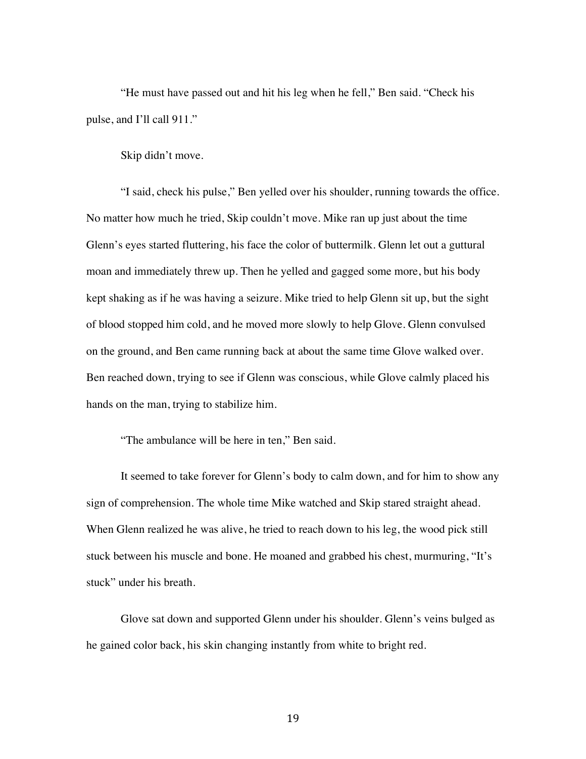"He must have passed out and hit his leg when he fell," Ben said. "Check his pulse, and I'll call 911."

Skip didn't move.

"I said, check his pulse," Ben yelled over his shoulder, running towards the office. No matter how much he tried, Skip couldn't move. Mike ran up just about the time Glenn's eyes started fluttering, his face the color of buttermilk. Glenn let out a guttural moan and immediately threw up. Then he yelled and gagged some more, but his body kept shaking as if he was having a seizure. Mike tried to help Glenn sit up, but the sight of blood stopped him cold, and he moved more slowly to help Glove. Glenn convulsed on the ground, and Ben came running back at about the same time Glove walked over. Ben reached down, trying to see if Glenn was conscious, while Glove calmly placed his hands on the man, trying to stabilize him.

"The ambulance will be here in ten," Ben said.

It seemed to take forever for Glenn's body to calm down, and for him to show any sign of comprehension. The whole time Mike watched and Skip stared straight ahead. When Glenn realized he was alive, he tried to reach down to his leg, the wood pick still stuck between his muscle and bone. He moaned and grabbed his chest, murmuring, "It's stuck" under his breath.

Glove sat down and supported Glenn under his shoulder. Glenn's veins bulged as he gained color back, his skin changing instantly from white to bright red.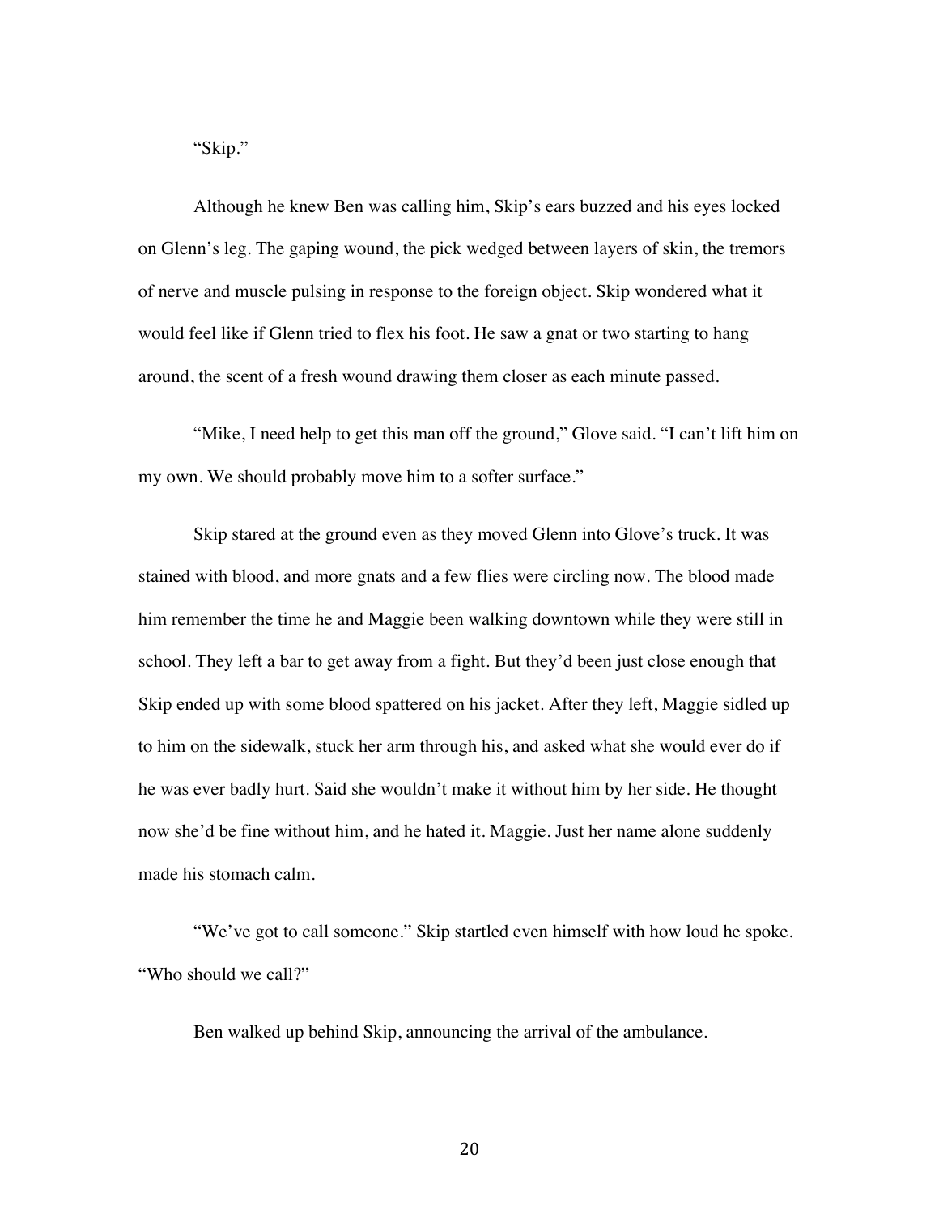"Skip."

Although he knew Ben was calling him, Skip's ears buzzed and his eyes locked on Glenn's leg. The gaping wound, the pick wedged between layers of skin, the tremors of nerve and muscle pulsing in response to the foreign object. Skip wondered what it would feel like if Glenn tried to flex his foot. He saw a gnat or two starting to hang around, the scent of a fresh wound drawing them closer as each minute passed.

"Mike, I need help to get this man off the ground," Glove said. "I can't lift him on my own. We should probably move him to a softer surface."

Skip stared at the ground even as they moved Glenn into Glove's truck. It was stained with blood, and more gnats and a few flies were circling now. The blood made him remember the time he and Maggie been walking downtown while they were still in school. They left a bar to get away from a fight. But they'd been just close enough that Skip ended up with some blood spattered on his jacket. After they left, Maggie sidled up to him on the sidewalk, stuck her arm through his, and asked what she would ever do if he was ever badly hurt. Said she wouldn't make it without him by her side. He thought now she'd be fine without him, and he hated it. Maggie. Just her name alone suddenly made his stomach calm.

"We've got to call someone." Skip startled even himself with how loud he spoke. "Who should we call?"

Ben walked up behind Skip, announcing the arrival of the ambulance.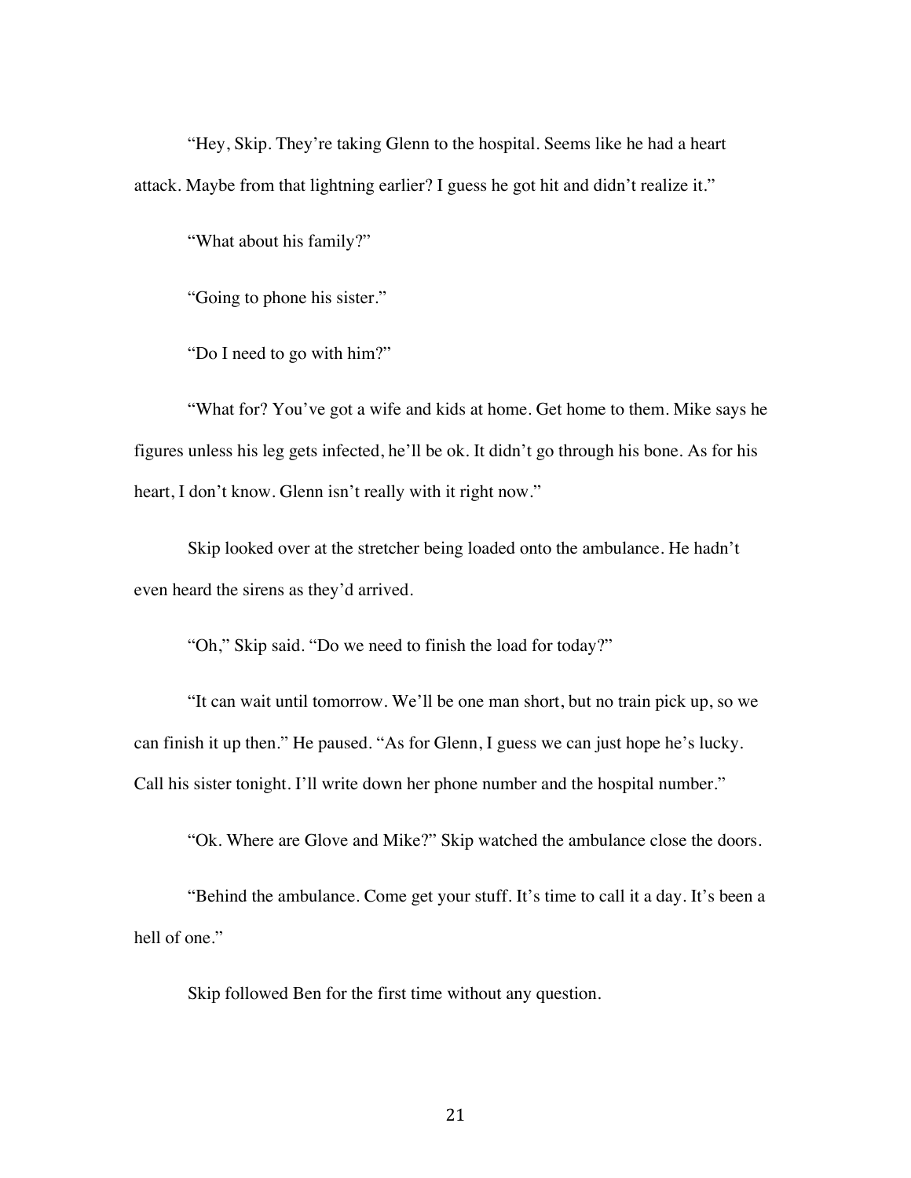"Hey, Skip. They're taking Glenn to the hospital. Seems like he had a heart attack. Maybe from that lightning earlier? I guess he got hit and didn't realize it."

"What about his family?"

"Going to phone his sister."

"Do I need to go with him?"

"What for? You've got a wife and kids at home. Get home to them. Mike says he figures unless his leg gets infected, he'll be ok. It didn't go through his bone. As for his heart, I don't know. Glenn isn't really with it right now."

Skip looked over at the stretcher being loaded onto the ambulance. He hadn't even heard the sirens as they'd arrived.

"Oh," Skip said. "Do we need to finish the load for today?"

"It can wait until tomorrow. We'll be one man short, but no train pick up, so we can finish it up then." He paused. "As for Glenn, I guess we can just hope he's lucky. Call his sister tonight. I'll write down her phone number and the hospital number."

"Ok. Where are Glove and Mike?" Skip watched the ambulance close the doors.

"Behind the ambulance. Come get your stuff. It's time to call it a day. It's been a hell of one."

Skip followed Ben for the first time without any question.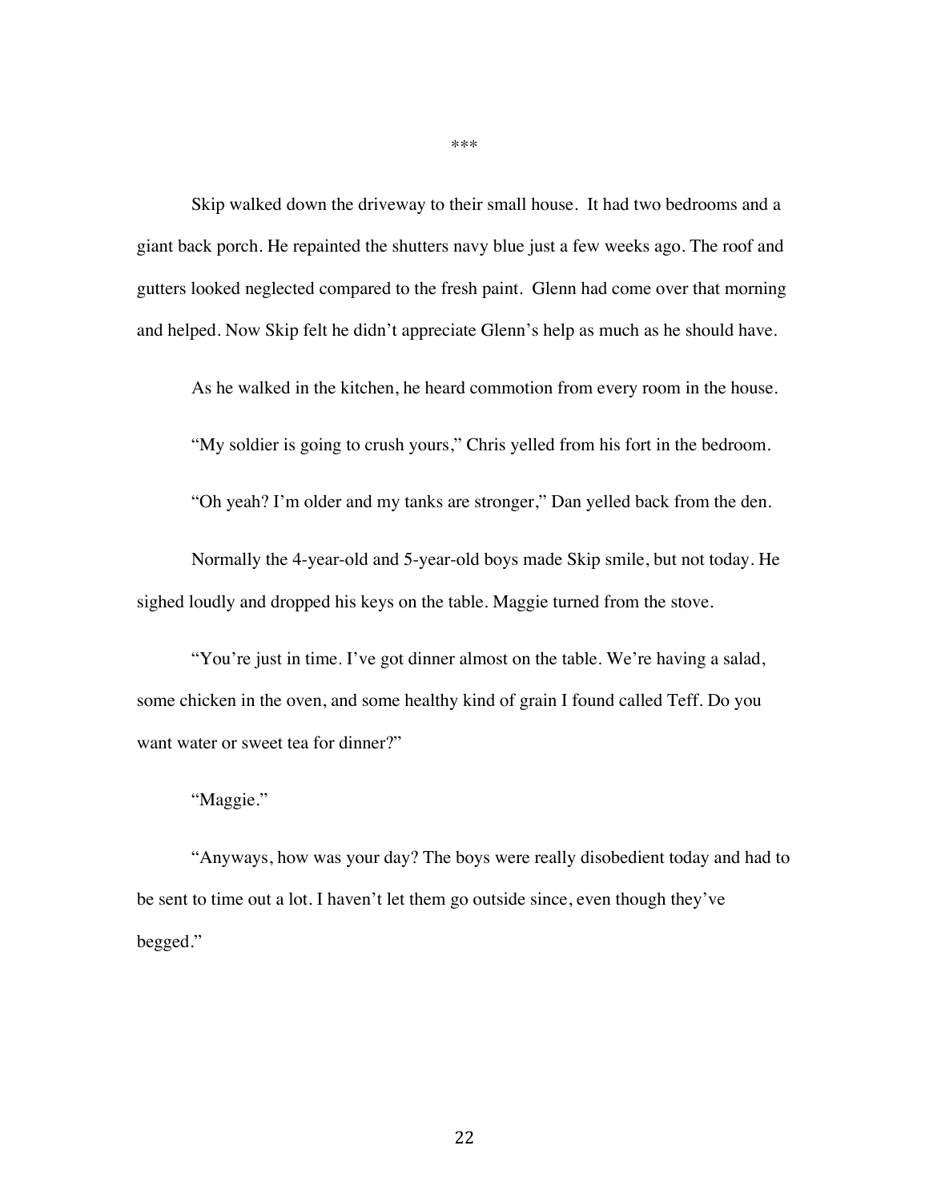\*\*\*

Skip walked down the driveway to their small house. It had two bedrooms and a giant back porch. He repainted the shutters navy blue just a few weeks ago. The roof and gutters looked neglected compared to the fresh paint. Glenn had come over that morning and helped. Now Skip felt he didn't appreciate Glenn's help as much as he should have.

As he walked in the kitchen, he heard commotion from every room in the house.

"My soldier is going to crush yours," Chris yelled from his fort in the bedroom.

"Oh yeah? I'm older and my tanks are stronger," Dan yelled back from the den.

Normally the 4-year-old and 5-year-old boys made Skip smile, but not today. He sighed loudly and dropped his keys on the table. Maggie turned from the stove.

"You're just in time. I've got dinner almost on the table. We're having a salad, some chicken in the oven, and some healthy kind of grain I found called Teff. Do you want water or sweet tea for dinner?"

"Maggie."

"Anyways, how was your day? The boys were really disobedient today and had to be sent to time out a lot. I haven't let them go outside since, even though they've begged."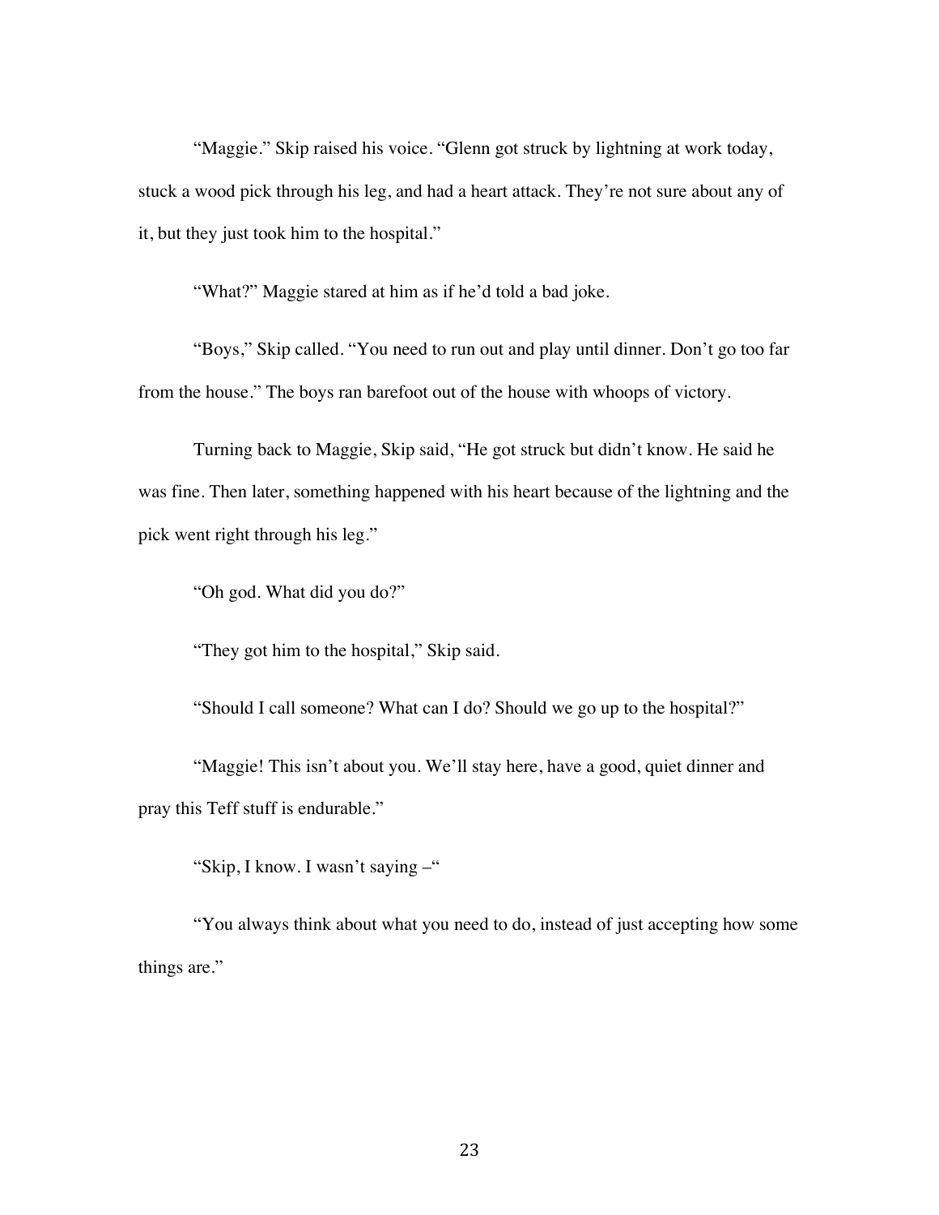"Maggie." Skip raised his voice. "Glenn got struck by lightning at work today, stuck a wood pick through his leg, and had a heart attack. They're not sure about any of it, but they just took him to the hospital."

"What?" Maggie stared at him as if he'd told a bad joke.

"Boys," Skip called. "You need to run out and play until dinner. Don't go too far from the house." The boys ran barefoot out of the house with whoops of victory.

Turning back to Maggie, Skip said, "He got struck but didn't know. He said he was fine. Then later, something happened with his heart because of the lightning and the pick went right through his leg."

"Oh god. What did you do?"

"They got him to the hospital," Skip said.

"Should I call someone? What can I do? Should we go up to the hospital?"

"Maggie! This isn't about you. We'll stay here, have a good, quiet dinner and pray this Teff stuff is endurable."

"Skip, I know. I wasn't saying –"

"You always think about what you need to do, instead of just accepting how some things are."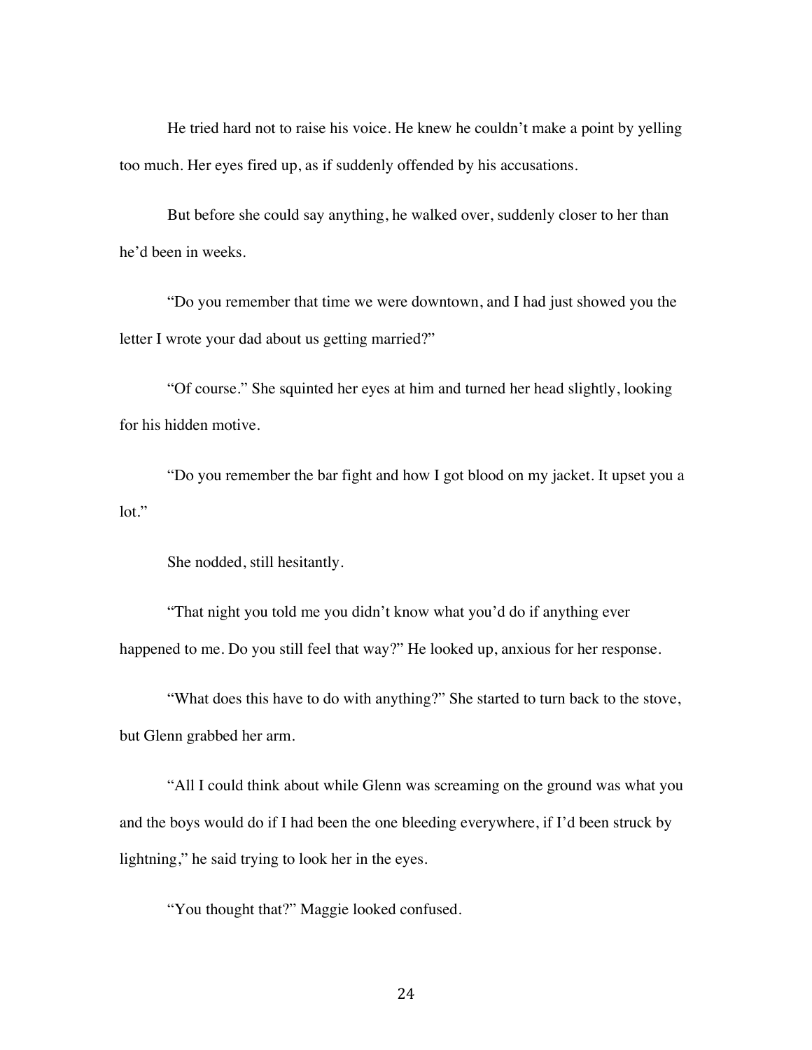He tried hard not to raise his voice. He knew he couldn't make a point by yelling too much. Her eyes fired up, as if suddenly offended by his accusations.

But before she could say anything, he walked over, suddenly closer to her than he'd been in weeks.

"Do you remember that time we were downtown, and I had just showed you the letter I wrote your dad about us getting married?"

"Of course." She squinted her eyes at him and turned her head slightly, looking for his hidden motive.

"Do you remember the bar fight and how I got blood on my jacket. It upset you a lot."

She nodded, still hesitantly.

"That night you told me you didn't know what you'd do if anything ever happened to me. Do you still feel that way?" He looked up, anxious for her response.

"What does this have to do with anything?" She started to turn back to the stove, but Glenn grabbed her arm.

"All I could think about while Glenn was screaming on the ground was what you and the boys would do if I had been the one bleeding everywhere, if I'd been struck by lightning," he said trying to look her in the eyes.

"You thought that?" Maggie looked confused.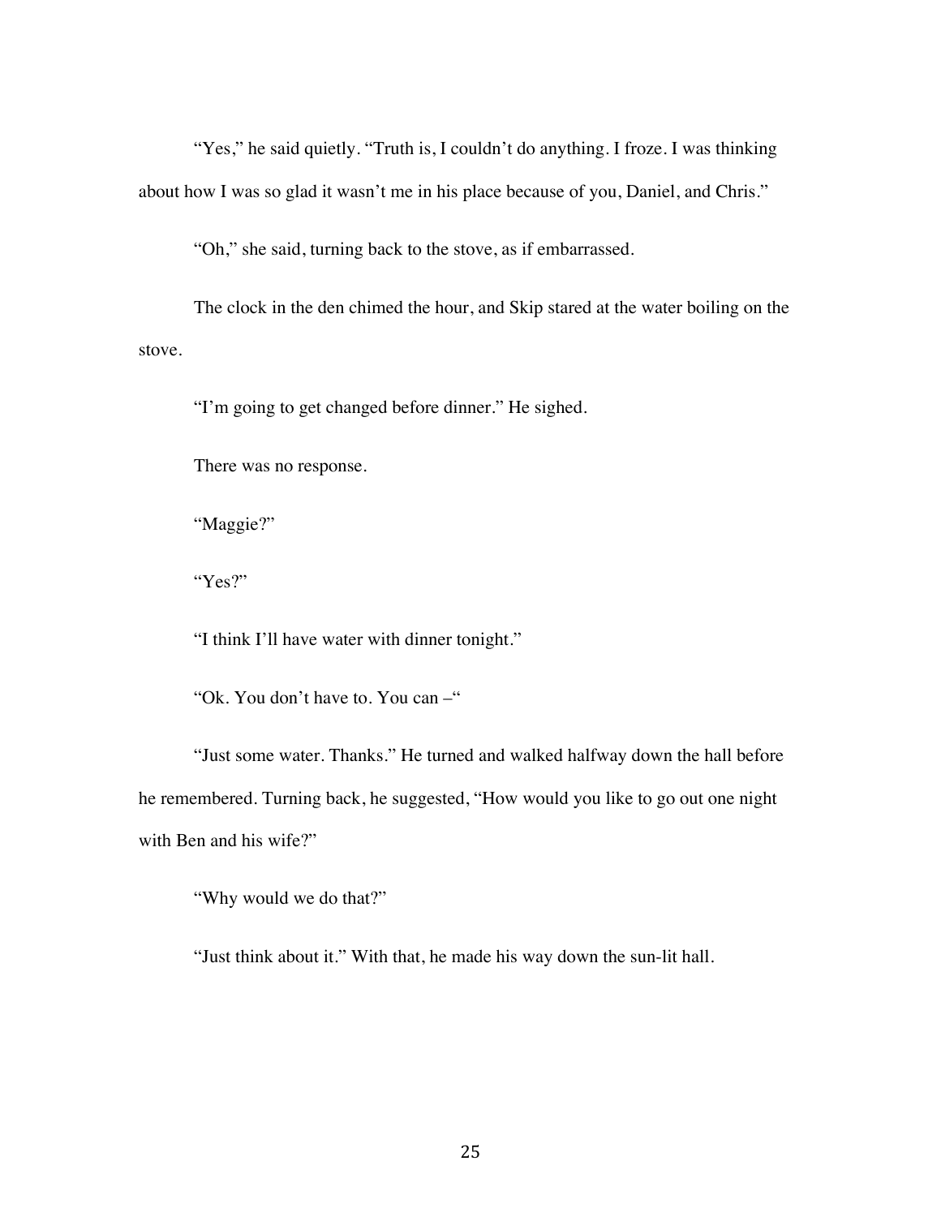"Yes," he said quietly. "Truth is, I couldn't do anything. I froze. I was thinking about how I was so glad it wasn't me in his place because of you, Daniel, and Chris."

"Oh," she said, turning back to the stove, as if embarrassed.

The clock in the den chimed the hour, and Skip stared at the water boiling on the stove.

"I'm going to get changed before dinner." He sighed.

There was no response.

"Maggie?"

"Yes?"

"I think I'll have water with dinner tonight."

"Ok. You don't have to. You can –"

"Just some water. Thanks." He turned and walked halfway down the hall before he remembered. Turning back, he suggested, "How would you like to go out one night with Ben and his wife?"

"Why would we do that?"

"Just think about it." With that, he made his way down the sun-lit hall.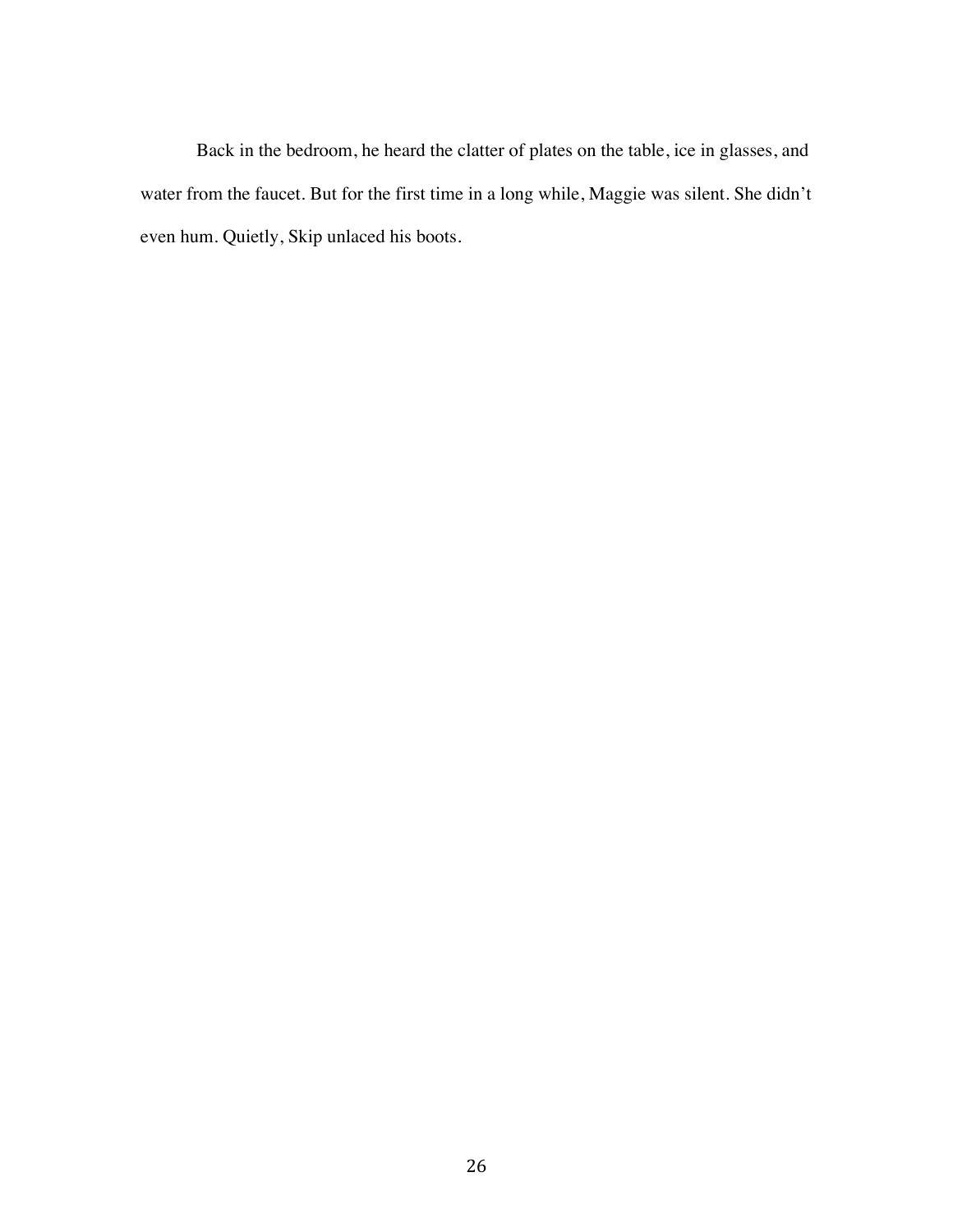Back in the bedroom, he heard the clatter of plates on the table, ice in glasses, and water from the faucet. But for the first time in a long while, Maggie was silent. She didn't even hum. Quietly, Skip unlaced his boots.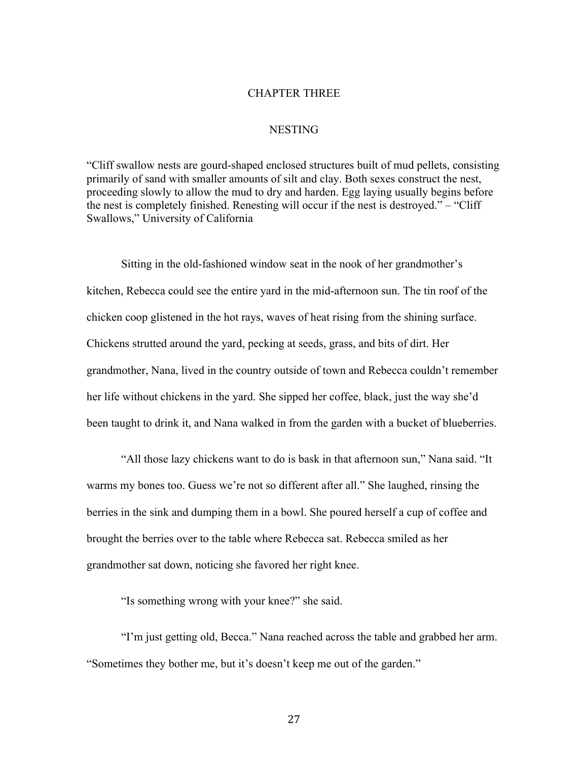# CHAPTER THREE

## NESTING

"Cliff swallow nests are gourd-shaped enclosed structures built of mud pellets, consisting primarily of sand with smaller amounts of silt and clay. Both sexes construct the nest, proceeding slowly to allow the mud to dry and harden. Egg laying usually begins before the nest is completely finished. Renesting will occur if the nest is destroyed." – "Cliff Swallows," University of California

Sitting in the old-fashioned window seat in the nook of her grandmother's kitchen, Rebecca could see the entire yard in the mid-afternoon sun. The tin roof of the chicken coop glistened in the hot rays, waves of heat rising from the shining surface. Chickens strutted around the yard, pecking at seeds, grass, and bits of dirt. Her grandmother, Nana, lived in the country outside of town and Rebecca couldn't remember her life without chickens in the yard. She sipped her coffee, black, just the way she'd been taught to drink it, and Nana walked in from the garden with a bucket of blueberries.

"All those lazy chickens want to do is bask in that afternoon sun," Nana said. "It warms my bones too. Guess we're not so different after all." She laughed, rinsing the berries in the sink and dumping them in a bowl. She poured herself a cup of coffee and brought the berries over to the table where Rebecca sat. Rebecca smiled as her grandmother sat down, noticing she favored her right knee.

"Is something wrong with your knee?" she said.

"I'm just getting old, Becca." Nana reached across the table and grabbed her arm. "Sometimes they bother me, but it's doesn't keep me out of the garden."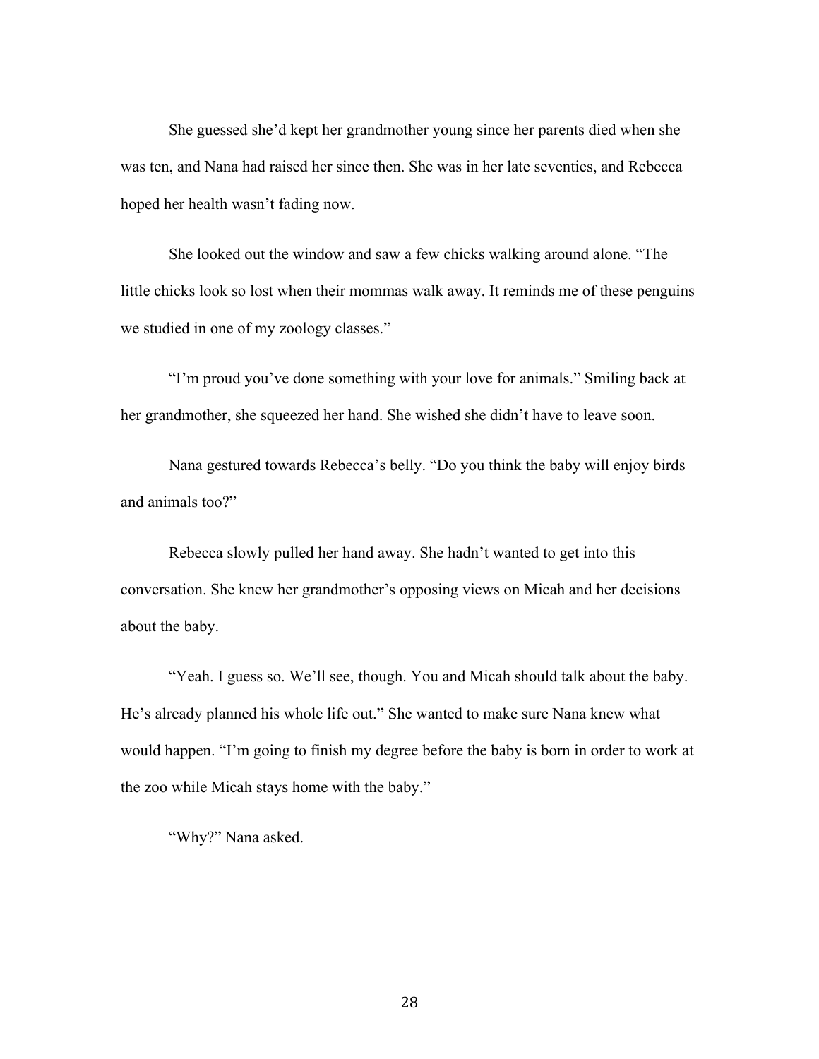She guessed she'd kept her grandmother young since her parents died when she was ten, and Nana had raised her since then. She was in her late seventies, and Rebecca hoped her health wasn't fading now.

She looked out the window and saw a few chicks walking around alone. "The little chicks look so lost when their mommas walk away. It reminds me of these penguins we studied in one of my zoology classes."

"I'm proud you've done something with your love for animals." Smiling back at her grandmother, she squeezed her hand. She wished she didn't have to leave soon.

Nana gestured towards Rebecca's belly. "Do you think the baby will enjoy birds and animals too?"

Rebecca slowly pulled her hand away. She hadn't wanted to get into this conversation. She knew her grandmother's opposing views on Micah and her decisions about the baby.

"Yeah. I guess so. We'll see, though. You and Micah should talk about the baby. He's already planned his whole life out." She wanted to make sure Nana knew what would happen. "I'm going to finish my degree before the baby is born in order to work at the zoo while Micah stays home with the baby."

"Why?" Nana asked.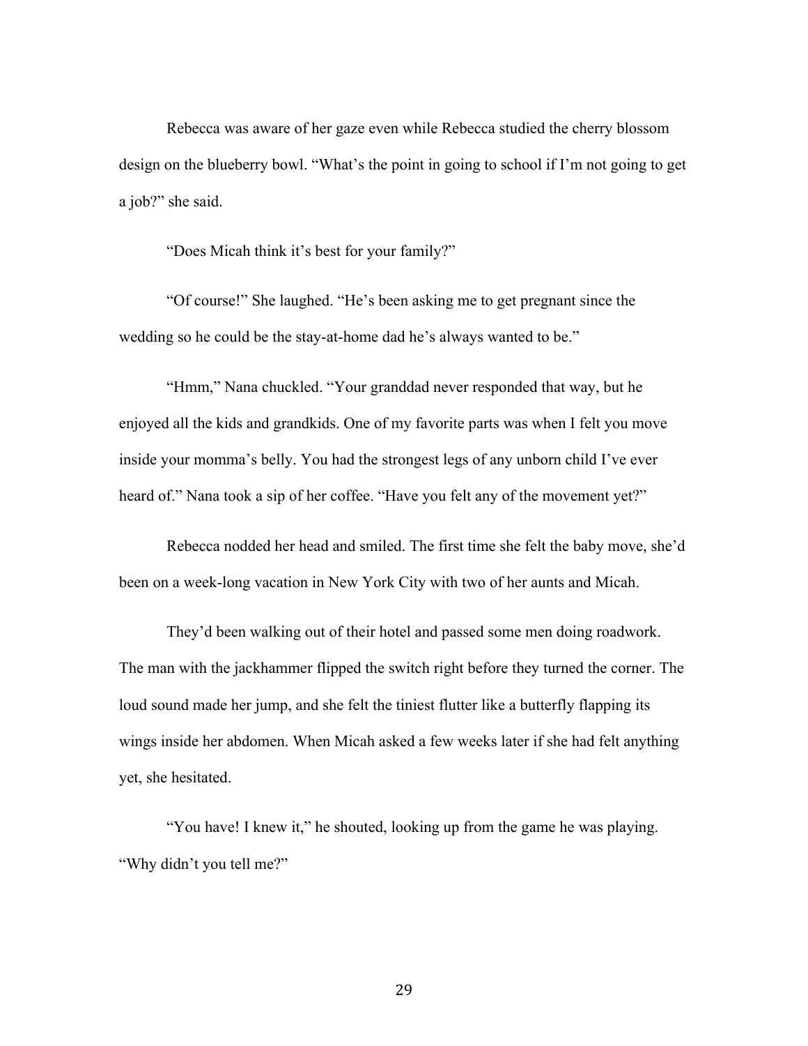Rebecca was aware of her gaze even while Rebecca studied the cherry blossom design on the blueberry bowl. "What's the point in going to school if I'm not going to get a job?" she said.

"Does Micah think it's best for your family?"

"Of course!" She laughed. "He's been asking me to get pregnant since the wedding so he could be the stay-at-home dad he's always wanted to be."

"Hmm," Nana chuckled. "Your granddad never responded that way, but he enjoyed all the kids and grandkids. One of my favorite parts was when I felt you move inside your momma's belly. You had the strongest legs of any unborn child I've ever heard of." Nana took a sip of her coffee. "Have you felt any of the movement yet?"

Rebecca nodded her head and smiled. The first time she felt the baby move, she'd been on a week-long vacation in New York City with two of her aunts and Micah.

They'd been walking out of their hotel and passed some men doing roadwork. The man with the jackhammer flipped the switch right before they turned the corner. The loud sound made her jump, and she felt the tiniest flutter like a butterfly flapping its wings inside her abdomen. When Micah asked a few weeks later if she had felt anything yet, she hesitated.

"You have! I knew it," he shouted, looking up from the game he was playing. "Why didn't you tell me?"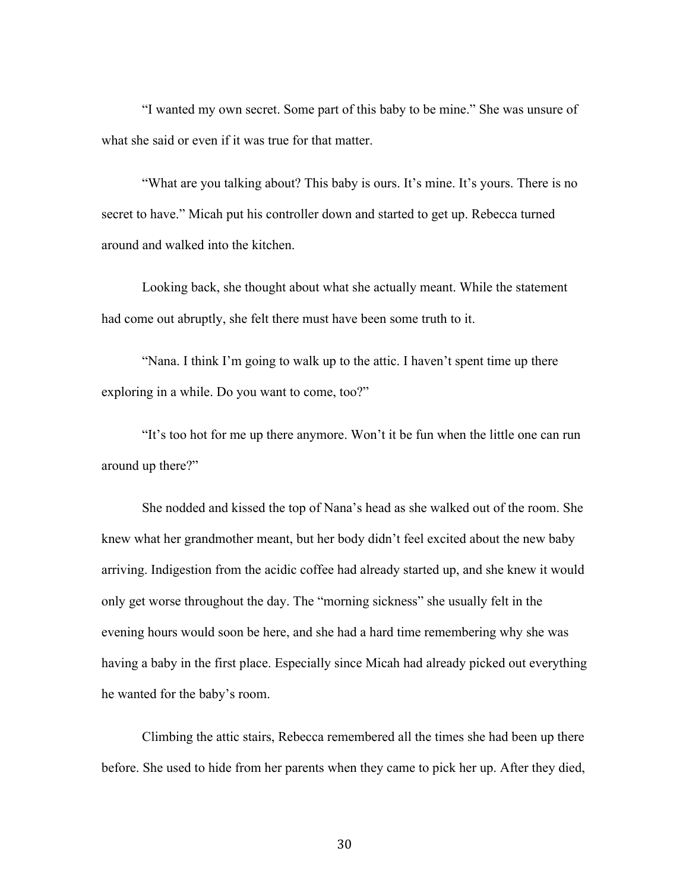"I wanted my own secret. Some part of this baby to be mine." She was unsure of what she said or even if it was true for that matter.

"What are you talking about? This baby is ours. It's mine. It's yours. There is no secret to have." Micah put his controller down and started to get up. Rebecca turned around and walked into the kitchen.

Looking back, she thought about what she actually meant. While the statement had come out abruptly, she felt there must have been some truth to it.

"Nana. I think I'm going to walk up to the attic. I haven't spent time up there exploring in a while. Do you want to come, too?"

"It's too hot for me up there anymore. Won't it be fun when the little one can run around up there?"

She nodded and kissed the top of Nana's head as she walked out of the room. She knew what her grandmother meant, but her body didn't feel excited about the new baby arriving. Indigestion from the acidic coffee had already started up, and she knew it would only get worse throughout the day. The "morning sickness" she usually felt in the evening hours would soon be here, and she had a hard time remembering why she was having a baby in the first place. Especially since Micah had already picked out everything he wanted for the baby's room.

Climbing the attic stairs, Rebecca remembered all the times she had been up there before. She used to hide from her parents when they came to pick her up. After they died,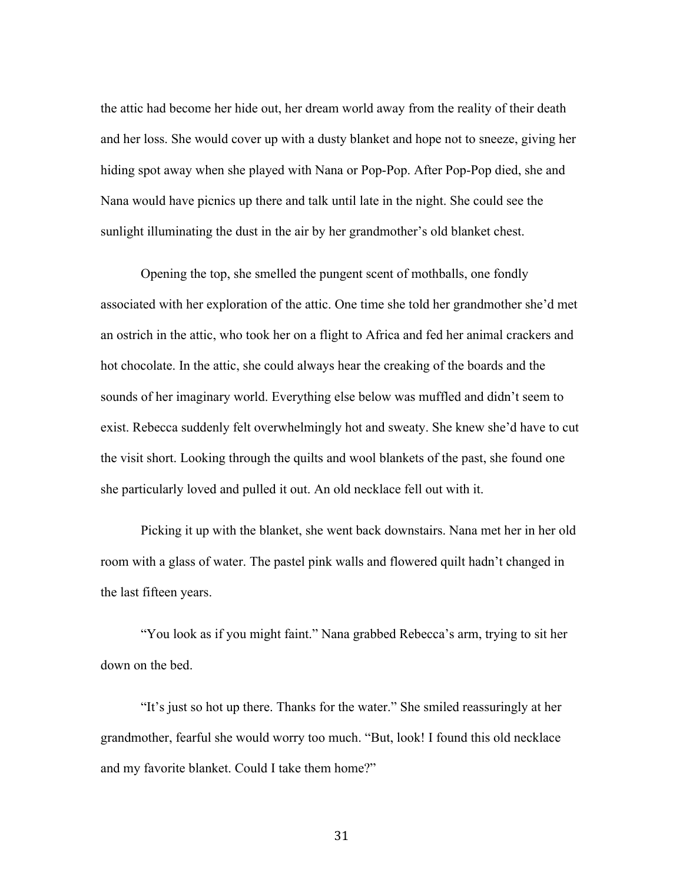the attic had become her hide out, her dream world away from the reality of their death and her loss. She would cover up with a dusty blanket and hope not to sneeze, giving her hiding spot away when she played with Nana or Pop-Pop. After Pop-Pop died, she and Nana would have picnics up there and talk until late in the night. She could see the sunlight illuminating the dust in the air by her grandmother's old blanket chest.

Opening the top, she smelled the pungent scent of mothballs, one fondly associated with her exploration of the attic. One time she told her grandmother she'd met an ostrich in the attic, who took her on a flight to Africa and fed her animal crackers and hot chocolate. In the attic, she could always hear the creaking of the boards and the sounds of her imaginary world. Everything else below was muffled and didn't seem to exist. Rebecca suddenly felt overwhelmingly hot and sweaty. She knew she'd have to cut the visit short. Looking through the quilts and wool blankets of the past, she found one she particularly loved and pulled it out. An old necklace fell out with it.

Picking it up with the blanket, she went back downstairs. Nana met her in her old room with a glass of water. The pastel pink walls and flowered quilt hadn't changed in the last fifteen years.

"You look as if you might faint." Nana grabbed Rebecca's arm, trying to sit her down on the bed.

"It's just so hot up there. Thanks for the water." She smiled reassuringly at her grandmother, fearful she would worry too much. "But, look! I found this old necklace and my favorite blanket. Could I take them home?"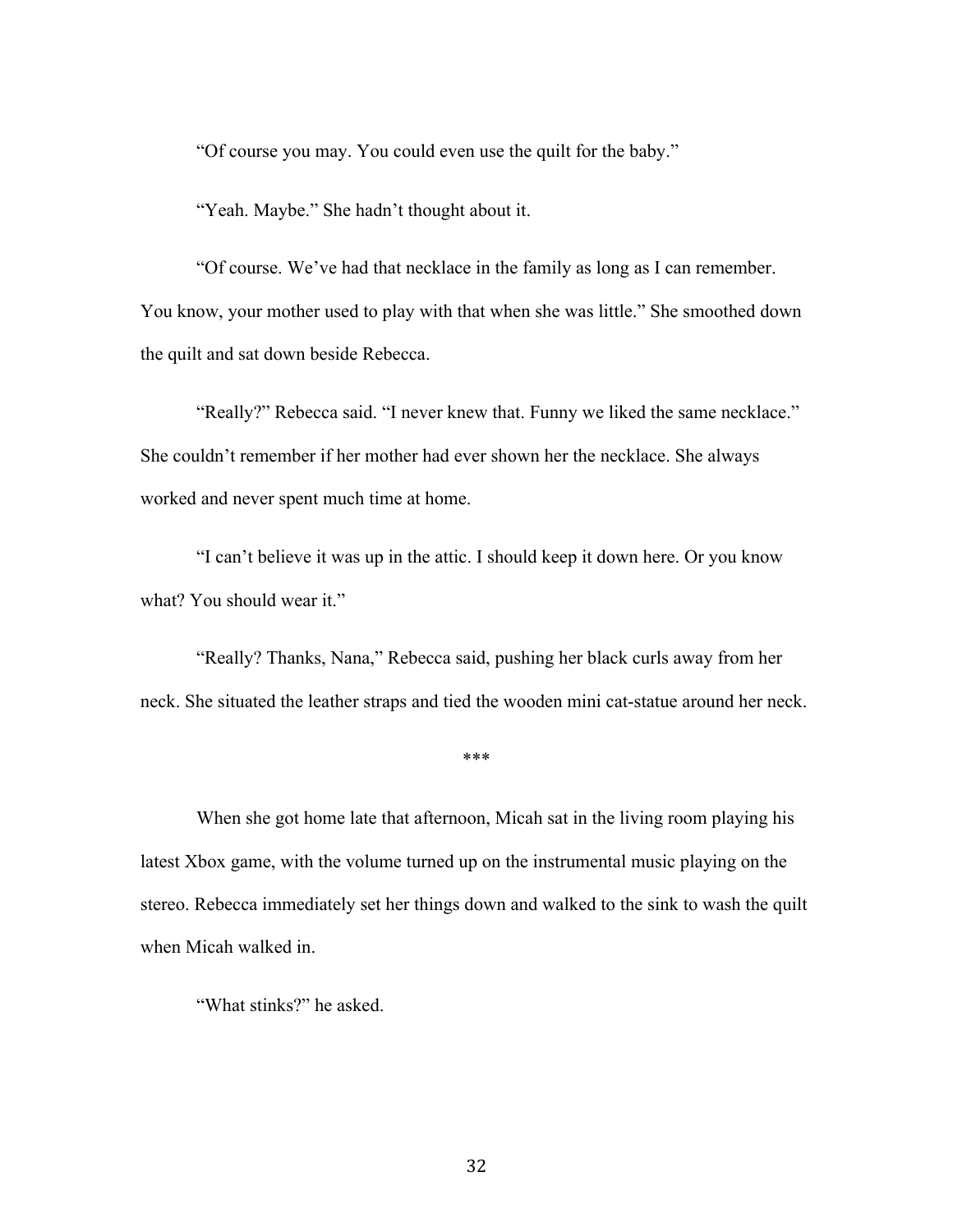"Of course you may. You could even use the quilt for the baby."

"Yeah. Maybe." She hadn't thought about it.

"Of course. We've had that necklace in the family as long as I can remember. You know, your mother used to play with that when she was little." She smoothed down the quilt and sat down beside Rebecca.

"Really?" Rebecca said. "I never knew that. Funny we liked the same necklace." She couldn't remember if her mother had ever shown her the necklace. She always worked and never spent much time at home.

"I can't believe it was up in the attic. I should keep it down here. Or you know what? You should wear it."

"Really? Thanks, Nana," Rebecca said, pushing her black curls away from her neck. She situated the leather straps and tied the wooden mini cat-statue around her neck.

***

When she got home late that afternoon, Micah sat in the living room playing his latest Xbox game, with the volume turned up on the instrumental music playing on the stereo. Rebecca immediately set her things down and walked to the sink to wash the quilt when Micah walked in.

"What stinks?" he asked.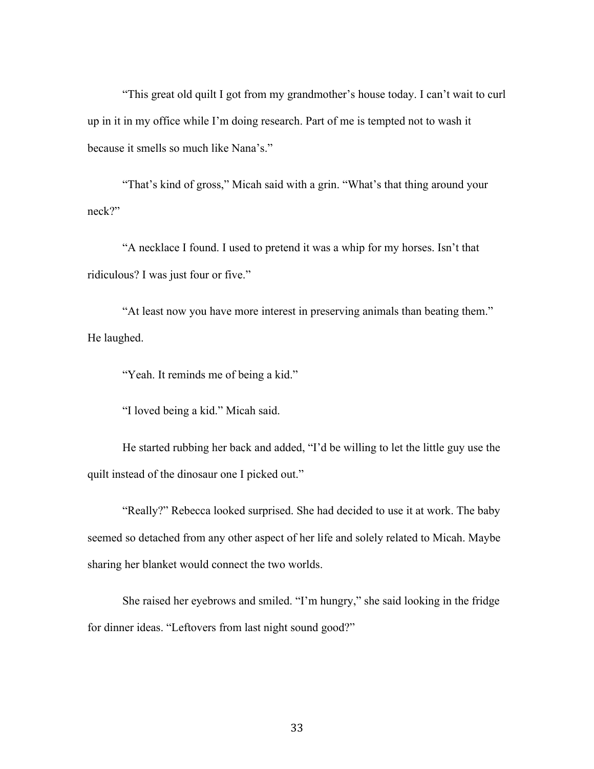"This great old quilt I got from my grandmother's house today. I can't wait to curl up in it in my office while I'm doing research. Part of me is tempted not to wash it because it smells so much like Nana's."

"That's kind of gross," Micah said with a grin. "What's that thing around your neck?"

"A necklace I found. I used to pretend it was a whip for my horses. Isn't that ridiculous? I was just four or five."

"At least now you have more interest in preserving animals than beating them." He laughed.

"Yeah. It reminds me of being a kid."

"I loved being a kid." Micah said.

He started rubbing her back and added, "I'd be willing to let the little guy use the quilt instead of the dinosaur one I picked out."

"Really?" Rebecca looked surprised. She had decided to use it at work. The baby seemed so detached from any other aspect of her life and solely related to Micah. Maybe sharing her blanket would connect the two worlds.

She raised her eyebrows and smiled. "I'm hungry," she said looking in the fridge for dinner ideas. "Leftovers from last night sound good?"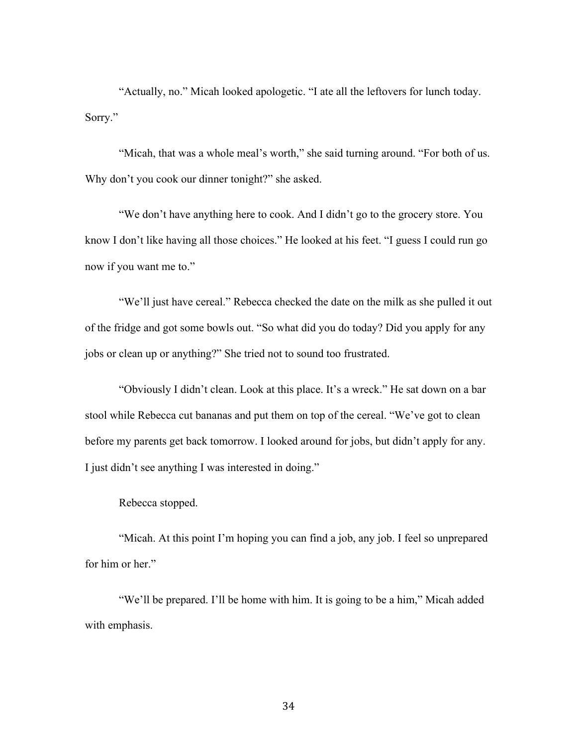"Actually, no." Micah looked apologetic. "I ate all the leftovers for lunch today. Sorry."

"Micah, that was a whole meal's worth," she said turning around. "For both of us. Why don't you cook our dinner tonight?" she asked.

"We don't have anything here to cook. And I didn't go to the grocery store. You know I don't like having all those choices." He looked at his feet. "I guess I could run go now if you want me to."

"We'll just have cereal." Rebecca checked the date on the milk as she pulled it out of the fridge and got some bowls out. "So what did you do today? Did you apply for any jobs or clean up or anything?" She tried not to sound too frustrated.

"Obviously I didn't clean. Look at this place. It's a wreck." He sat down on a bar stool while Rebecca cut bananas and put them on top of the cereal. "We've got to clean before my parents get back tomorrow. I looked around for jobs, but didn't apply for any. I just didn't see anything I was interested in doing."

Rebecca stopped.

"Micah. At this point I'm hoping you can find a job, any job. I feel so unprepared for him or her."

"We'll be prepared. I'll be home with him. It is going to be a him," Micah added with emphasis.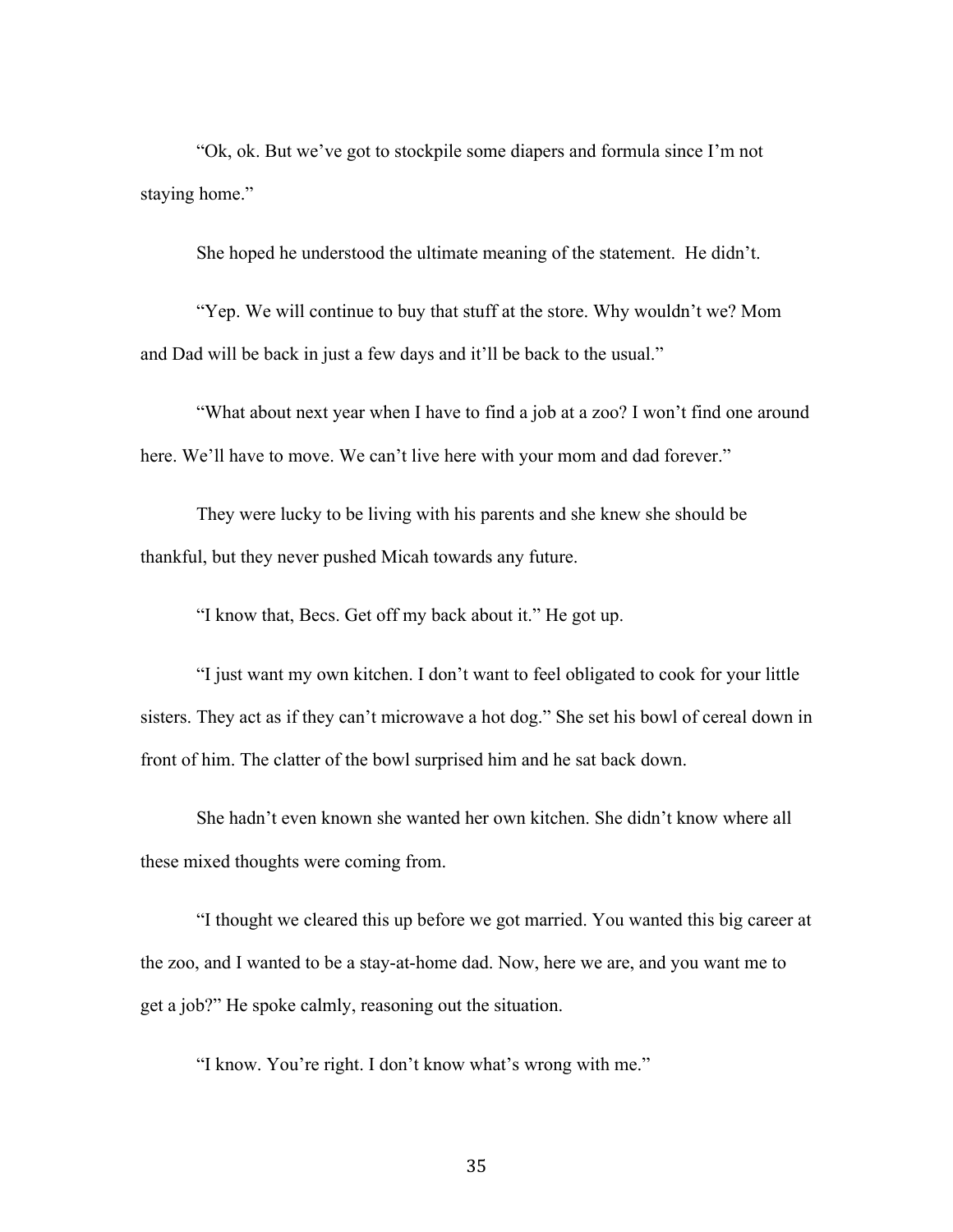"Ok, ok. But we've got to stockpile some diapers and formula since I'm not staying home."

She hoped he understood the ultimate meaning of the statement. He didn't.

"Yep. We will continue to buy that stuff at the store. Why wouldn't we? Mom and Dad will be back in just a few days and it'll be back to the usual."

"What about next year when I have to find a job at a zoo? I won't find one around here. We'll have to move. We can't live here with your mom and dad forever."

They were lucky to be living with his parents and she knew she should be thankful, but they never pushed Micah towards any future.

"I know that, Becs. Get off my back about it." He got up.

"I just want my own kitchen. I don't want to feel obligated to cook for your little sisters. They act as if they can't microwave a hot dog." She set his bowl of cereal down in front of him. The clatter of the bowl surprised him and he sat back down.

She hadn't even known she wanted her own kitchen. She didn't know where all these mixed thoughts were coming from.

"I thought we cleared this up before we got married. You wanted this big career at the zoo, and I wanted to be a stay-at-home dad. Now, here we are, and you want me to get a job?" He spoke calmly, reasoning out the situation.

"I know. You're right. I don't know what's wrong with me."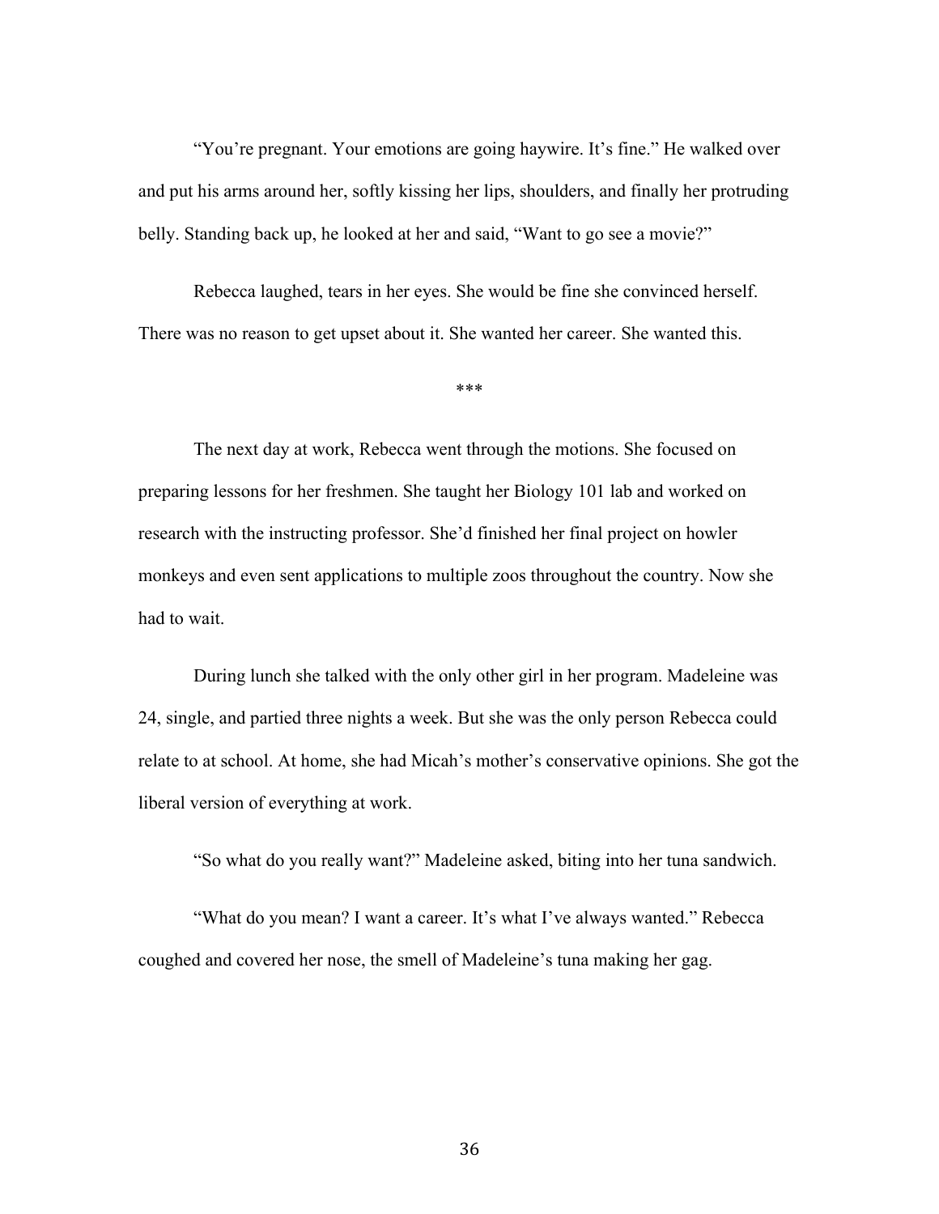"You're pregnant. Your emotions are going haywire. It's fine." He walked over and put his arms around her, softly kissing her lips, shoulders, and finally her protruding belly. Standing back up, he looked at her and said, "Want to go see a movie?"

Rebecca laughed, tears in her eyes. She would be fine she convinced herself. There was no reason to get upset about it. She wanted her career. She wanted this.

***

The next day at work, Rebecca went through the motions. She focused on preparing lessons for her freshmen. She taught her Biology 101 lab and worked on research with the instructing professor. She'd finished her final project on howler monkeys and even sent applications to multiple zoos throughout the country. Now she had to wait.

During lunch she talked with the only other girl in her program. Madeleine was 24, single, and partied three nights a week. But she was the only person Rebecca could relate to at school. At home, she had Micah's mother's conservative opinions. She got the liberal version of everything at work.

"So what do you really want?" Madeleine asked, biting into her tuna sandwich.

"What do you mean? I want a career. It's what I've always wanted." Rebecca coughed and covered her nose, the smell of Madeleine's tuna making her gag.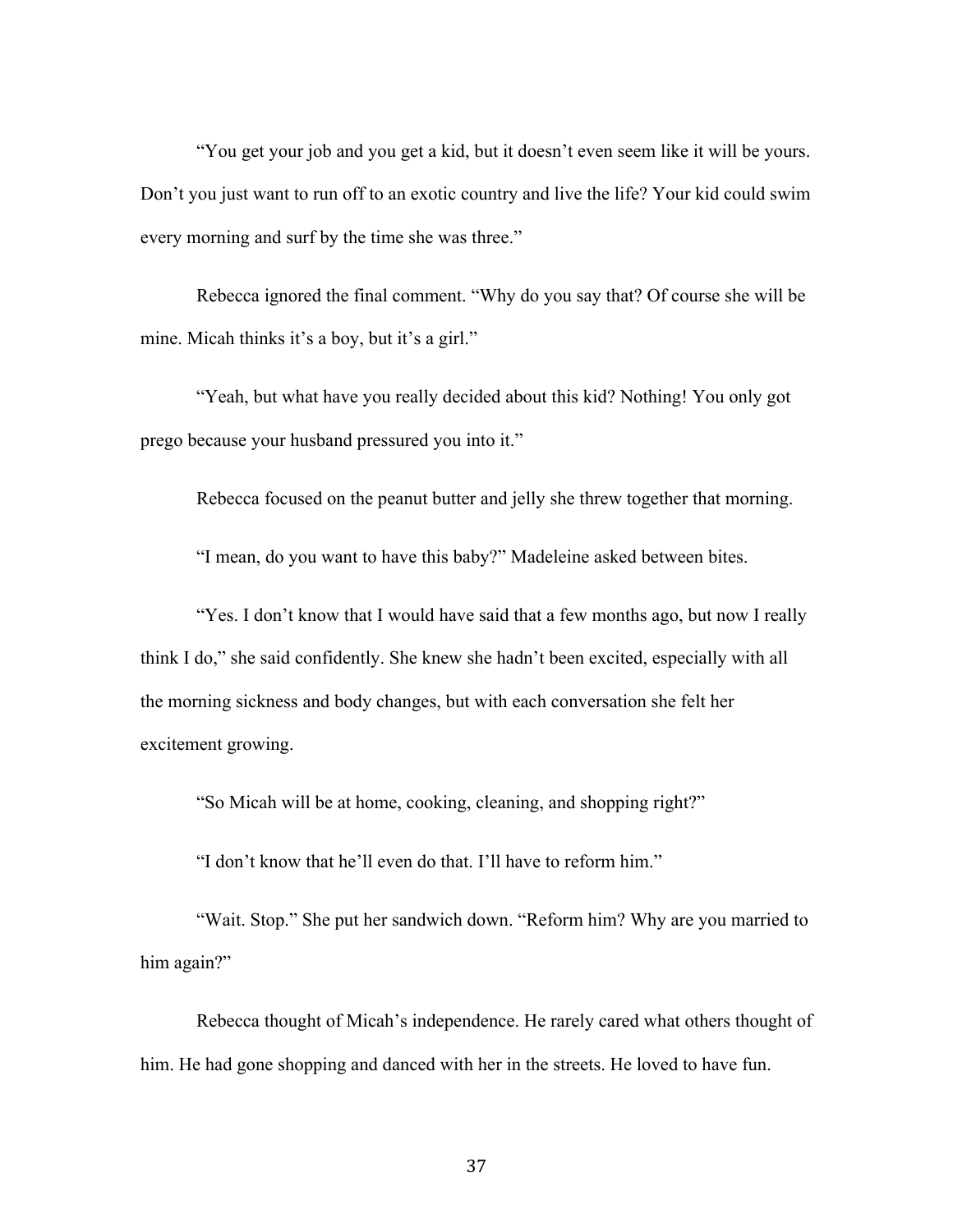"You get your job and you get a kid, but it doesn't even seem like it will be yours. Don't you just want to run off to an exotic country and live the life? Your kid could swim every morning and surf by the time she was three."

Rebecca ignored the final comment. "Why do you say that? Of course she will be mine. Micah thinks it's a boy, but it's a girl."

"Yeah, but what have you really decided about this kid? Nothing! You only got prego because your husband pressured you into it."

Rebecca focused on the peanut butter and jelly she threw together that morning.

"I mean, do you want to have this baby?" Madeleine asked between bites.

"Yes. I don't know that I would have said that a few months ago, but now I really think I do," she said confidently. She knew she hadn't been excited, especially with all the morning sickness and body changes, but with each conversation she felt her excitement growing.

"So Micah will be at home, cooking, cleaning, and shopping right?"

"I don't know that he'll even do that. I'll have to reform him."

"Wait. Stop." She put her sandwich down. "Reform him? Why are you married to him again?"

Rebecca thought of Micah's independence. He rarely cared what others thought of him. He had gone shopping and danced with her in the streets. He loved to have fun.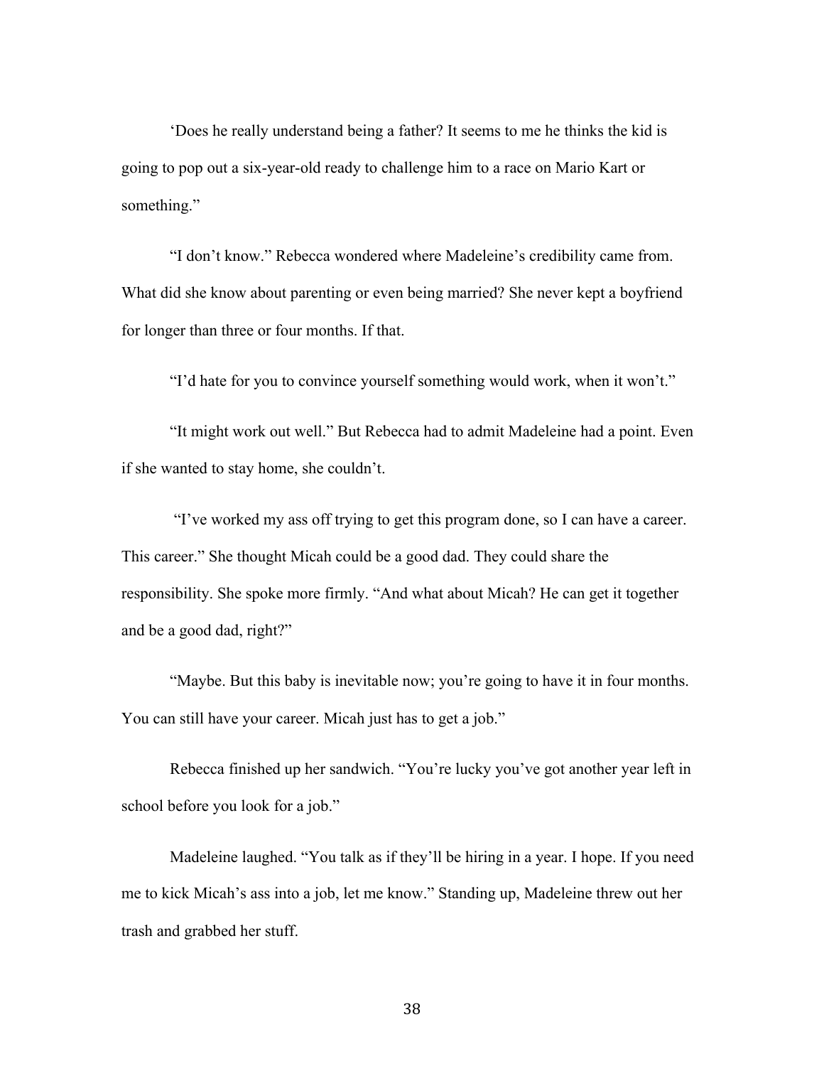‘Does he really understand being a father? It seems to me he thinks the kid is going to pop out a six-year-old ready to challenge him to a race on Mario Kart or something.”

“I don’t know.” Rebecca wondered where Madeleine’s credibility came from. What did she know about parenting or even being married? She never kept a boyfriend for longer than three or four months. If that.

“I’d hate for you to convince yourself something would work, when it won’t.”

“It might work out well.” But Rebecca had to admit Madeleine had a point. Even if she wanted to stay home, she couldn’t.

“I’ve worked my ass off trying to get this program done, so I can have a career. This career.” She thought Micah could be a good dad. They could share the responsibility. She spoke more firmly. “And what about Micah? He can get it together and be a good dad, right?”

“Maybe. But this baby is inevitable now; you’re going to have it in four months. You can still have your career. Micah just has to get a job.”

Rebecca finished up her sandwich. “You’re lucky you’ve got another year left in school before you look for a job.”

Madeleine laughed. “You talk as if they’ll be hiring in a year. I hope. If you need me to kick Micah’s ass into a job, let me know.” Standing up, Madeleine threw out her trash and grabbed her stuff.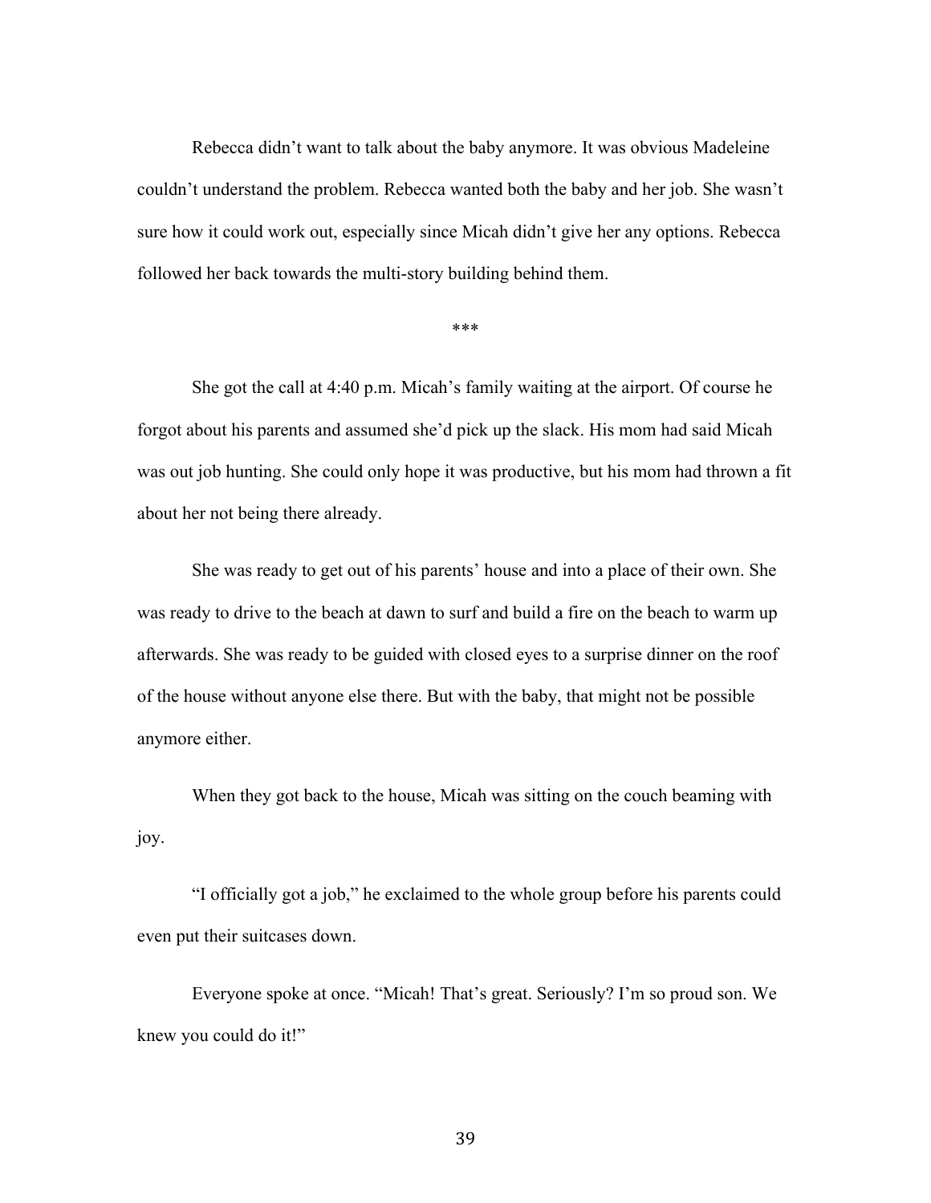Rebecca didn't want to talk about the baby anymore. It was obvious Madeleine couldn't understand the problem. Rebecca wanted both the baby and her job. She wasn't sure how it could work out, especially since Micah didn't give her any options. Rebecca followed her back towards the multi-story building behind them.

***

She got the call at 4:40 p.m. Micah's family waiting at the airport. Of course he forgot about his parents and assumed she'd pick up the slack. His mom had said Micah was out job hunting. She could only hope it was productive, but his mom had thrown a fit about her not being there already.

She was ready to get out of his parents' house and into a place of their own. She was ready to drive to the beach at dawn to surf and build a fire on the beach to warm up afterwards. She was ready to be guided with closed eyes to a surprise dinner on the roof of the house without anyone else there. But with the baby, that might not be possible anymore either.

When they got back to the house, Micah was sitting on the couch beaming with joy.

"I officially got a job," he exclaimed to the whole group before his parents could even put their suitcases down.

Everyone spoke at once. "Micah! That's great. Seriously? I'm so proud son. We knew you could do it!"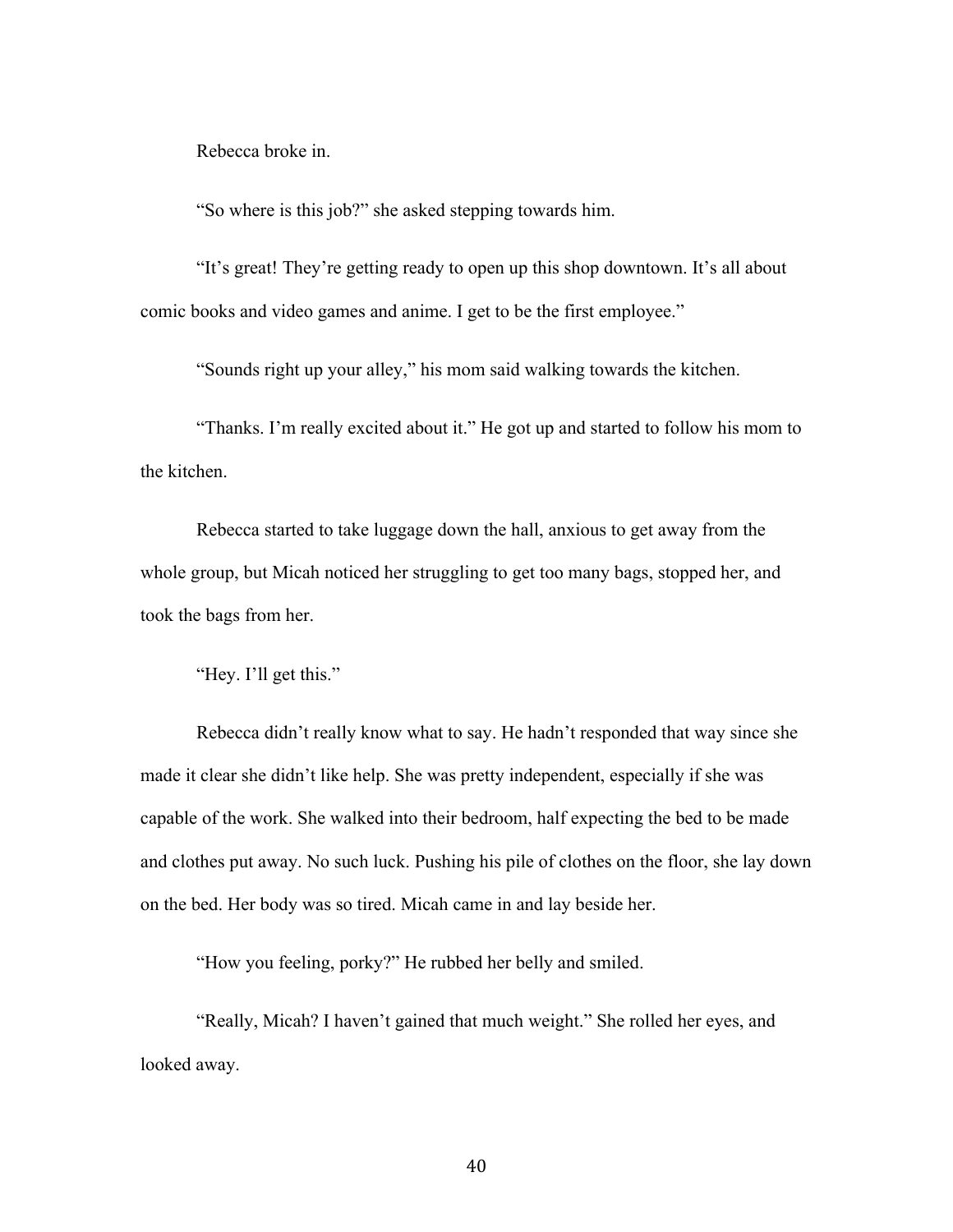Rebecca broke in.

"So where is this job?" she asked stepping towards him.

"It's great! They're getting ready to open up this shop downtown. It's all about comic books and video games and anime. I get to be the first employee."

"Sounds right up your alley," his mom said walking towards the kitchen.

"Thanks. I'm really excited about it." He got up and started to follow his mom to the kitchen.

Rebecca started to take luggage down the hall, anxious to get away from the whole group, but Micah noticed her struggling to get too many bags, stopped her, and took the bags from her.

"Hey. I'll get this."

Rebecca didn't really know what to say. He hadn't responded that way since she made it clear she didn't like help. She was pretty independent, especially if she was capable of the work. She walked into their bedroom, half expecting the bed to be made and clothes put away. No such luck. Pushing his pile of clothes on the floor, she lay down on the bed. Her body was so tired. Micah came in and lay beside her.

"How you feeling, porky?" He rubbed her belly and smiled.

"Really, Micah? I haven't gained that much weight." She rolled her eyes, and looked away.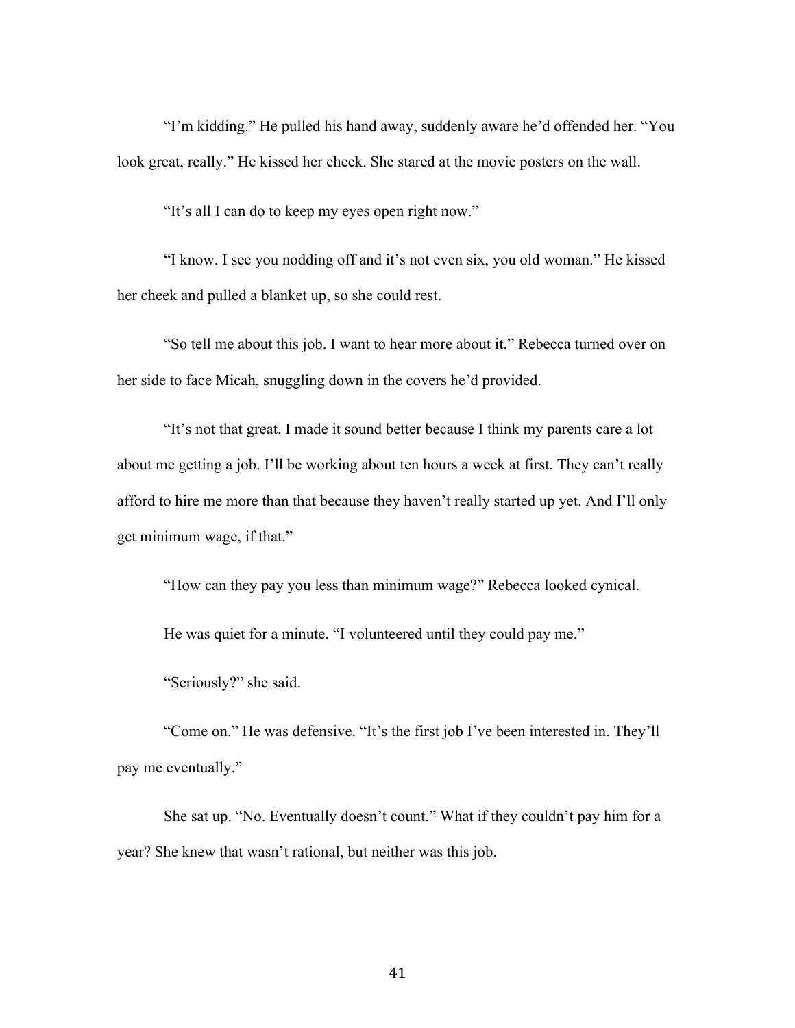"I'm kidding." He pulled his hand away, suddenly aware he'd offended her. "You look great, really." He kissed her cheek. She stared at the movie posters on the wall.

"It's all I can do to keep my eyes open right now."

"I know. I see you nodding off and it's not even six, you old woman." He kissed her cheek and pulled a blanket up, so she could rest.

"So tell me about this job. I want to hear more about it." Rebecca turned over on her side to face Micah, snuggling down in the covers he'd provided.

"It's not that great. I made it sound better because I think my parents care a lot about me getting a job. I'll be working about ten hours a week at first. They can't really afford to hire me more than that because they haven't really started up yet. And I'll only get minimum wage, if that."

"How can they pay you less than minimum wage?" Rebecca looked cynical.

He was quiet for a minute. "I volunteered until they could pay me."

"Seriously?" she said.

"Come on." He was defensive. "It's the first job I've been interested in. They'll pay me eventually."

She sat up. "No. Eventually doesn't count." What if they couldn't pay him for a year? She knew that wasn't rational, but neither was this job.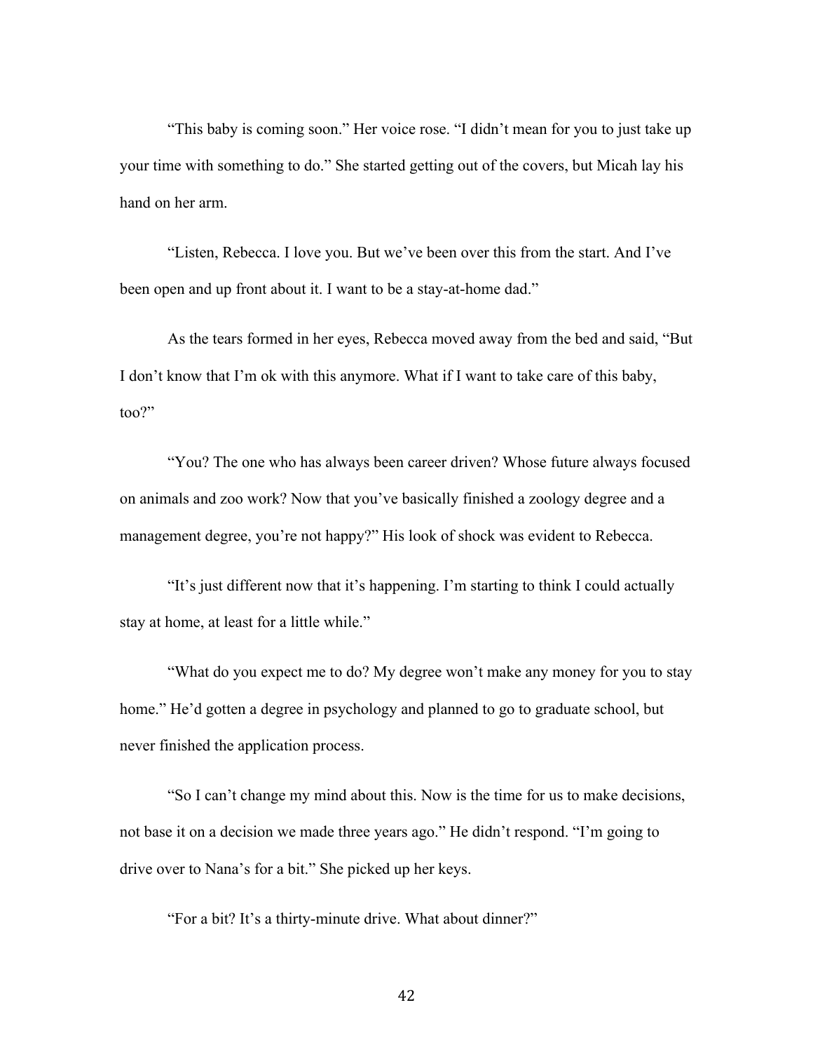"This baby is coming soon." Her voice rose. "I didn't mean for you to just take up your time with something to do." She started getting out of the covers, but Micah lay his hand on her arm.

"Listen, Rebecca. I love you. But we've been over this from the start. And I've been open and up front about it. I want to be a stay-at-home dad."

As the tears formed in her eyes, Rebecca moved away from the bed and said, "But I don't know that I'm ok with this anymore. What if I want to take care of this baby, too?"

"You? The one who has always been career driven? Whose future always focused on animals and zoo work? Now that you've basically finished a zoology degree and a management degree, you're not happy?" His look of shock was evident to Rebecca.

"It's just different now that it's happening. I'm starting to think I could actually stay at home, at least for a little while."

"What do you expect me to do? My degree won't make any money for you to stay home." He'd gotten a degree in psychology and planned to go to graduate school, but never finished the application process.

"So I can't change my mind about this. Now is the time for us to make decisions, not base it on a decision we made three years ago." He didn't respond. "I'm going to drive over to Nana's for a bit." She picked up her keys.

"For a bit? It's a thirty-minute drive. What about dinner?"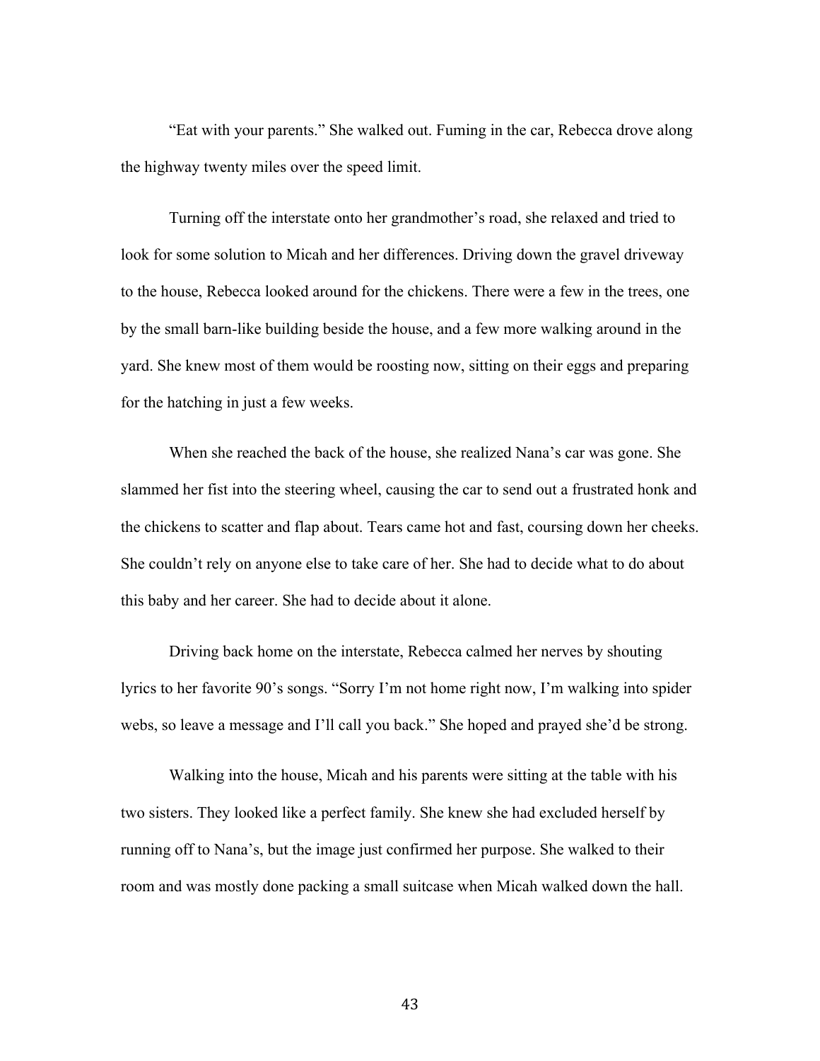"Eat with your parents." She walked out. Fuming in the car, Rebecca drove along the highway twenty miles over the speed limit.

Turning off the interstate onto her grandmother's road, she relaxed and tried to look for some solution to Micah and her differences. Driving down the gravel driveway to the house, Rebecca looked around for the chickens. There were a few in the trees, one by the small barn-like building beside the house, and a few more walking around in the yard. She knew most of them would be roosting now, sitting on their eggs and preparing for the hatching in just a few weeks.

When she reached the back of the house, she realized Nana's car was gone. She slammed her fist into the steering wheel, causing the car to send out a frustrated honk and the chickens to scatter and flap about. Tears came hot and fast, coursing down her cheeks. She couldn't rely on anyone else to take care of her. She had to decide what to do about this baby and her career. She had to decide about it alone.

Driving back home on the interstate, Rebecca calmed her nerves by shouting lyrics to her favorite 90's songs. "Sorry I'm not home right now, I'm walking into spider webs, so leave a message and I'll call you back." She hoped and prayed she'd be strong.

Walking into the house, Micah and his parents were sitting at the table with his two sisters. They looked like a perfect family. She knew she had excluded herself by running off to Nana's, but the image just confirmed her purpose. She walked to their room and was mostly done packing a small suitcase when Micah walked down the hall.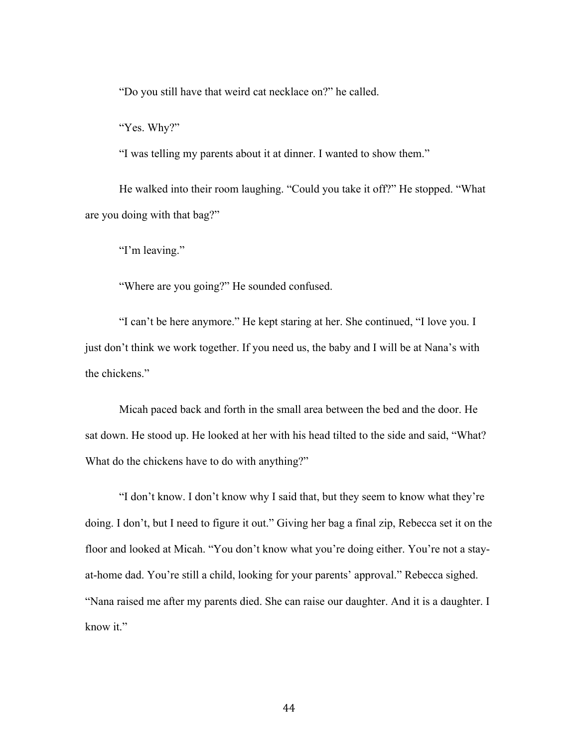"Do you still have that weird cat necklace on?" he called.

"Yes. Why?"

"I was telling my parents about it at dinner. I wanted to show them."

He walked into their room laughing. "Could you take it off?" He stopped. "What are you doing with that bag?"

"I'm leaving."

"Where are you going?" He sounded confused.

"I can't be here anymore." He kept staring at her. She continued, "I love you. I just don't think we work together. If you need us, the baby and I will be at Nana's with the chickens."

Micah paced back and forth in the small area between the bed and the door. He sat down. He stood up. He looked at her with his head tilted to the side and said, "What? What do the chickens have to do with anything?"

"I don't know. I don't know why I said that, but they seem to know what they're doing. I don't, but I need to figure it out." Giving her bag a final zip, Rebecca set it on the floor and looked at Micah. "You don't know what you're doing either. You're not a stay-at-home dad. You're still a child, looking for your parents' approval." Rebecca sighed. "Nana raised me after my parents died. She can raise our daughter. And it is a daughter. I know it."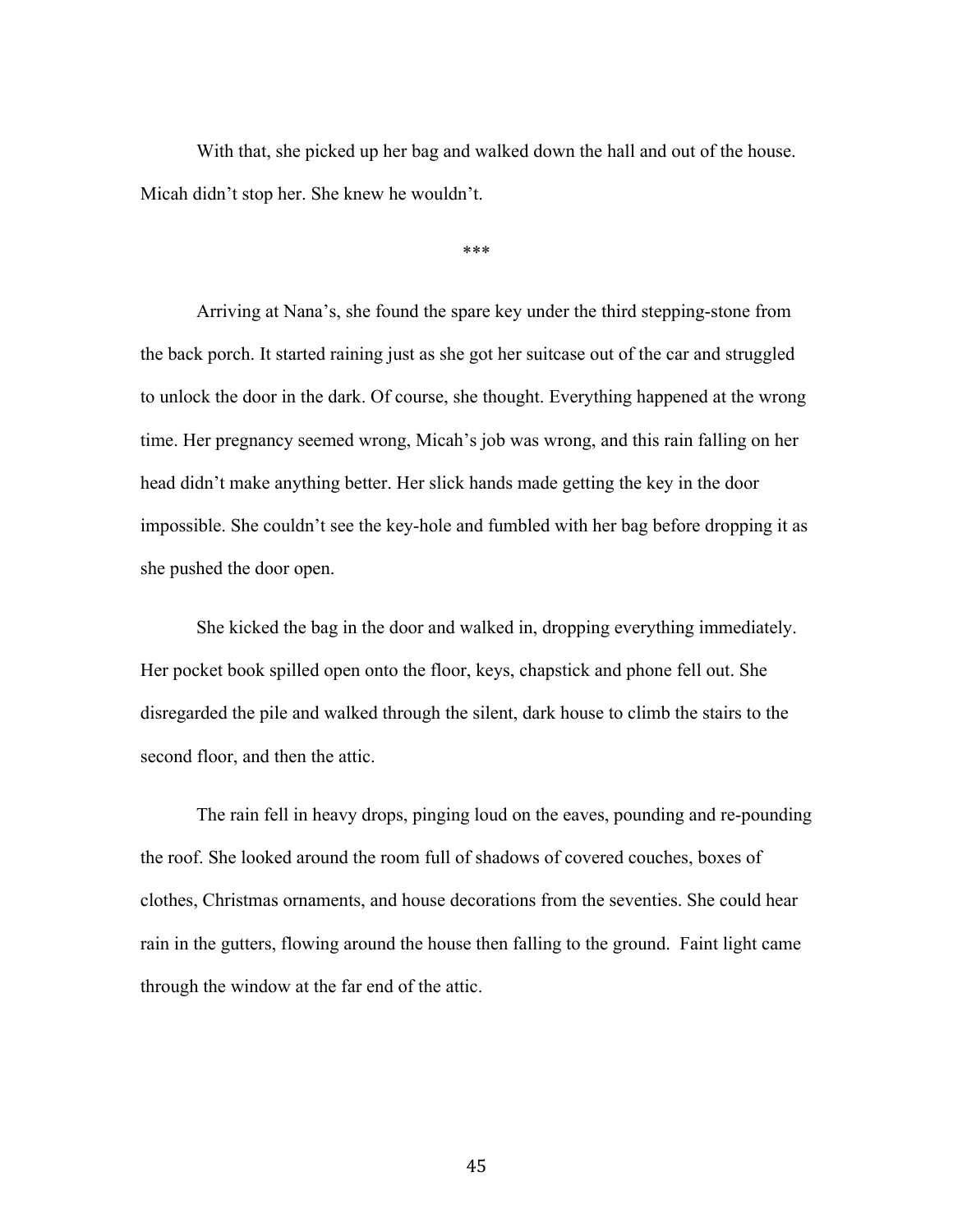With that, she picked up her bag and walked down the hall and out of the house. Micah didn't stop her. She knew he wouldn't.

***

Arriving at Nana's, she found the spare key under the third stepping-stone from the back porch. It started raining just as she got her suitcase out of the car and struggled to unlock the door in the dark. Of course, she thought. Everything happened at the wrong time. Her pregnancy seemed wrong, Micah's job was wrong, and this rain falling on her head didn't make anything better. Her slick hands made getting the key in the door impossible. She couldn't see the key-hole and fumbled with her bag before dropping it as she pushed the door open.

She kicked the bag in the door and walked in, dropping everything immediately. Her pocket book spilled open onto the floor, keys, chapstick and phone fell out. She disregarded the pile and walked through the silent, dark house to climb the stairs to the second floor, and then the attic.

The rain fell in heavy drops, pinging loud on the eaves, pounding and re-pounding the roof. She looked around the room full of shadows of covered couches, boxes of clothes, Christmas ornaments, and house decorations from the seventies. She could hear rain in the gutters, flowing around the house then falling to the ground. Faint light came through the window at the far end of the attic.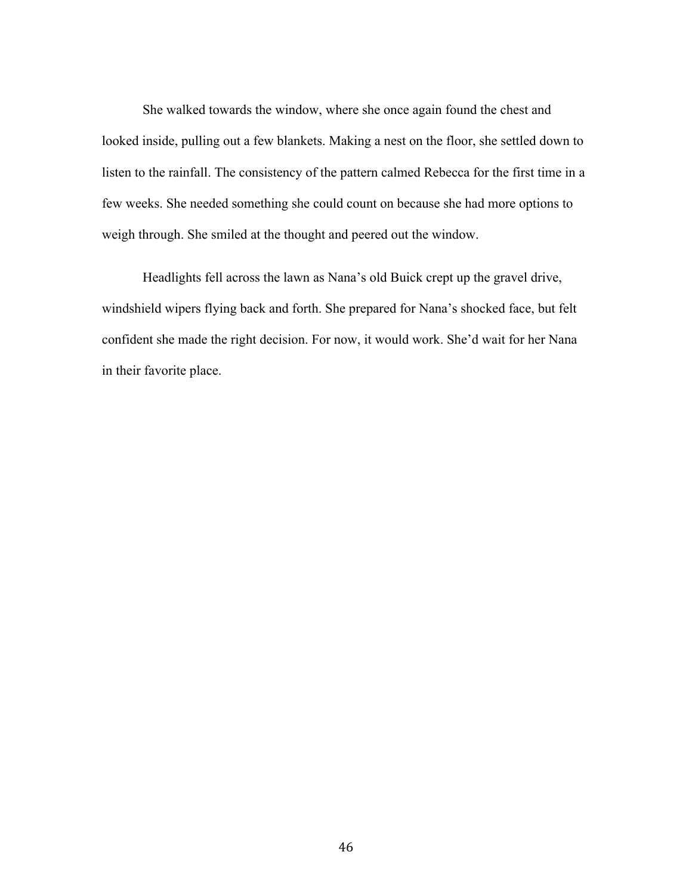She walked towards the window, where she once again found the chest and looked inside, pulling out a few blankets. Making a nest on the floor, she settled down to listen to the rainfall. The consistency of the pattern calmed Rebecca for the first time in a few weeks. She needed something she could count on because she had more options to weigh through. She smiled at the thought and peered out the window.

Headlights fell across the lawn as Nana's old Buick crept up the gravel drive, windshield wipers flying back and forth. She prepared for Nana's shocked face, but felt confident she made the right decision. For now, it would work. She'd wait for her Nana in their favorite place.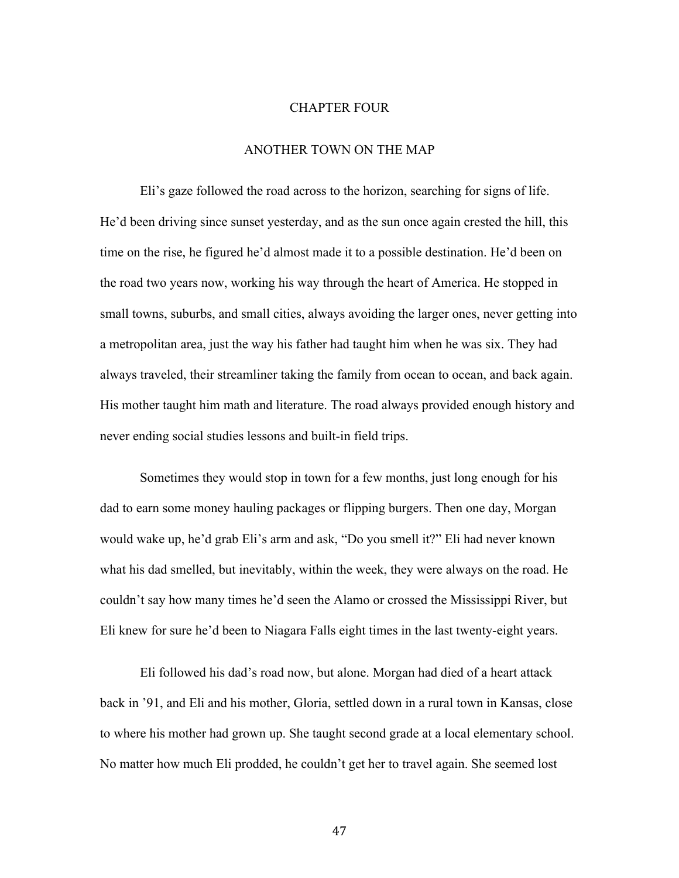# CHAPTER FOUR

## ANOTHER TOWN ON THE MAP

Eli's gaze followed the road across to the horizon, searching for signs of life. He'd been driving since sunset yesterday, and as the sun once again crested the hill, this time on the rise, he figured he'd almost made it to a possible destination. He'd been on the road two years now, working his way through the heart of America. He stopped in small towns, suburbs, and small cities, always avoiding the larger ones, never getting into a metropolitan area, just the way his father had taught him when he was six. They had always traveled, their streamliner taking the family from ocean to ocean, and back again. His mother taught him math and literature. The road always provided enough history and never ending social studies lessons and built-in field trips.

Sometimes they would stop in town for a few months, just long enough for his dad to earn some money hauling packages or flipping burgers. Then one day, Morgan would wake up, he'd grab Eli's arm and ask, "Do you smell it?" Eli had never known what his dad smelled, but inevitably, within the week, they were always on the road. He couldn't say how many times he'd seen the Alamo or crossed the Mississippi River, but Eli knew for sure he'd been to Niagara Falls eight times in the last twenty-eight years.

Eli followed his dad's road now, but alone. Morgan had died of a heart attack back in '91, and Eli and his mother, Gloria, settled down in a rural town in Kansas, close to where his mother had grown up. She taught second grade at a local elementary school. No matter how much Eli prodded, he couldn't get her to travel again. She seemed lost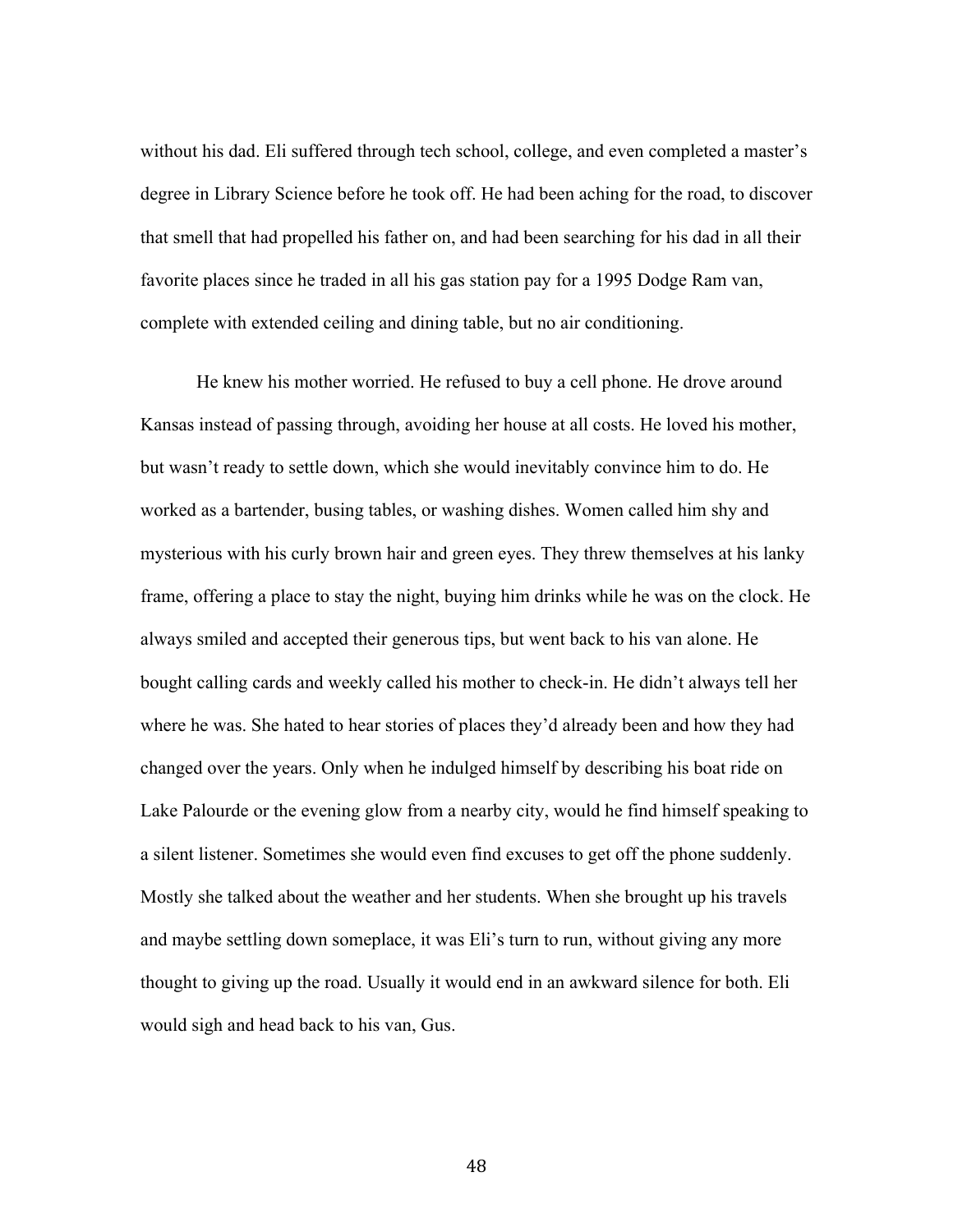without his dad. Eli suffered through tech school, college, and even completed a master's degree in Library Science before he took off. He had been aching for the road, to discover that smell that had propelled his father on, and had been searching for his dad in all their favorite places since he traded in all his gas station pay for a 1995 Dodge Ram van, complete with extended ceiling and dining table, but no air conditioning.

He knew his mother worried. He refused to buy a cell phone. He drove around Kansas instead of passing through, avoiding her house at all costs. He loved his mother, but wasn't ready to settle down, which she would inevitably convince him to do. He worked as a bartender, busing tables, or washing dishes. Women called him shy and mysterious with his curly brown hair and green eyes. They threw themselves at his lanky frame, offering a place to stay the night, buying him drinks while he was on the clock. He always smiled and accepted their generous tips, but went back to his van alone. He bought calling cards and weekly called his mother to check-in. He didn't always tell her where he was. She hated to hear stories of places they'd already been and how they had changed over the years. Only when he indulged himself by describing his boat ride on Lake Palourde or the evening glow from a nearby city, would he find himself speaking to a silent listener. Sometimes she would even find excuses to get off the phone suddenly. Mostly she talked about the weather and her students. When she brought up his travels and maybe settling down someplace, it was Eli's turn to run, without giving any more thought to giving up the road. Usually it would end in an awkward silence for both. Eli would sigh and head back to his van, Gus.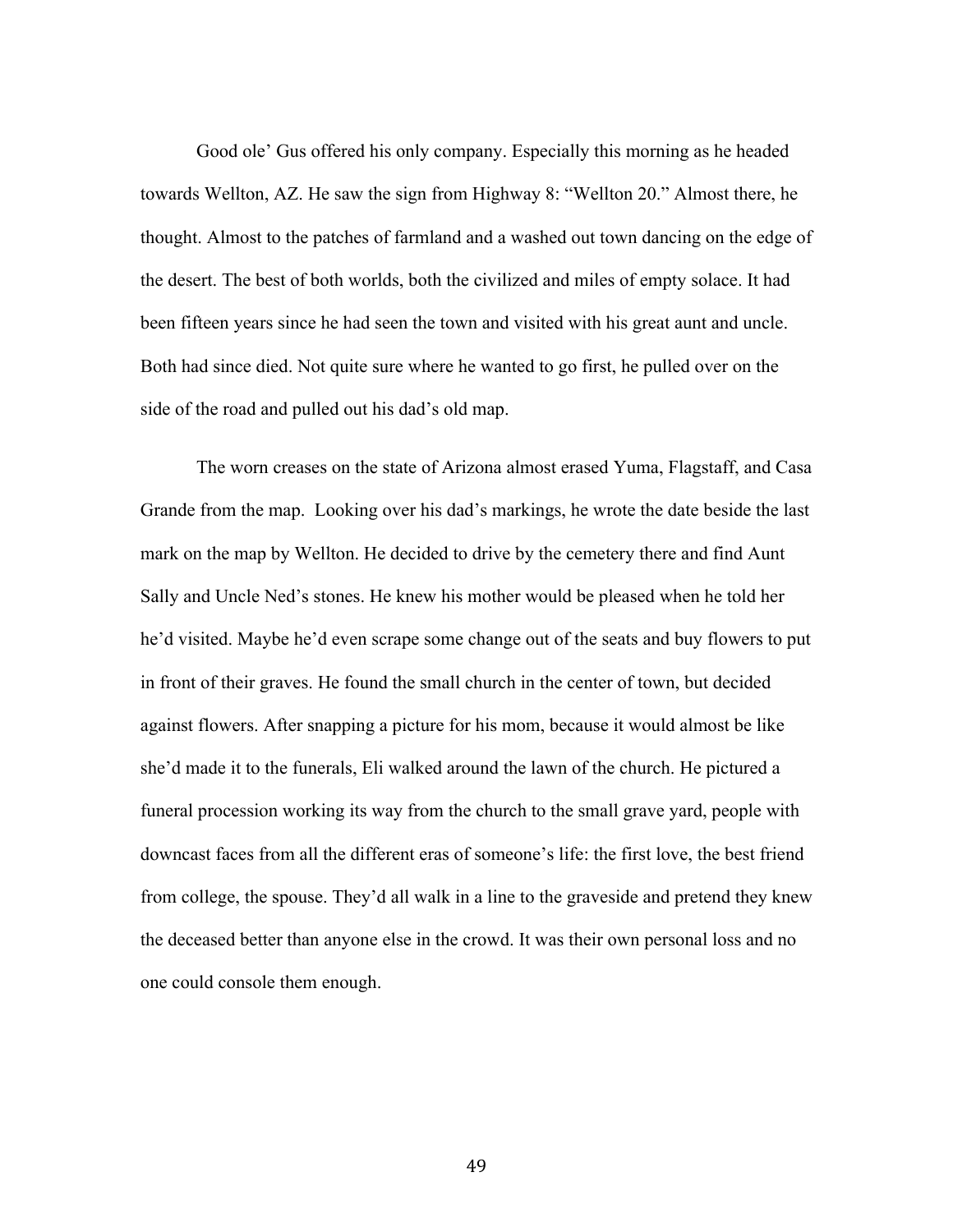Good ole' Gus offered his only company. Especially this morning as he headed towards Wellton, AZ. He saw the sign from Highway 8: "Wellton 20." Almost there, he thought. Almost to the patches of farmland and a washed out town dancing on the edge of the desert. The best of both worlds, both the civilized and miles of empty solace. It had been fifteen years since he had seen the town and visited with his great aunt and uncle. Both had since died. Not quite sure where he wanted to go first, he pulled over on the side of the road and pulled out his dad's old map.

The worn creases on the state of Arizona almost erased Yuma, Flagstaff, and Casa Grande from the map. Looking over his dad's markings, he wrote the date beside the last mark on the map by Wellton. He decided to drive by the cemetery there and find Aunt Sally and Uncle Ned's stones. He knew his mother would be pleased when he told her he'd visited. Maybe he'd even scrape some change out of the seats and buy flowers to put in front of their graves. He found the small church in the center of town, but decided against flowers. After snapping a picture for his mom, because it would almost be like she'd made it to the funerals, Eli walked around the lawn of the church. He pictured a funeral procession working its way from the church to the small grave yard, people with downcast faces from all the different eras of someone's life: the first love, the best friend from college, the spouse. They'd all walk in a line to the graveside and pretend they knew the deceased better than anyone else in the crowd. It was their own personal loss and no one could console them enough.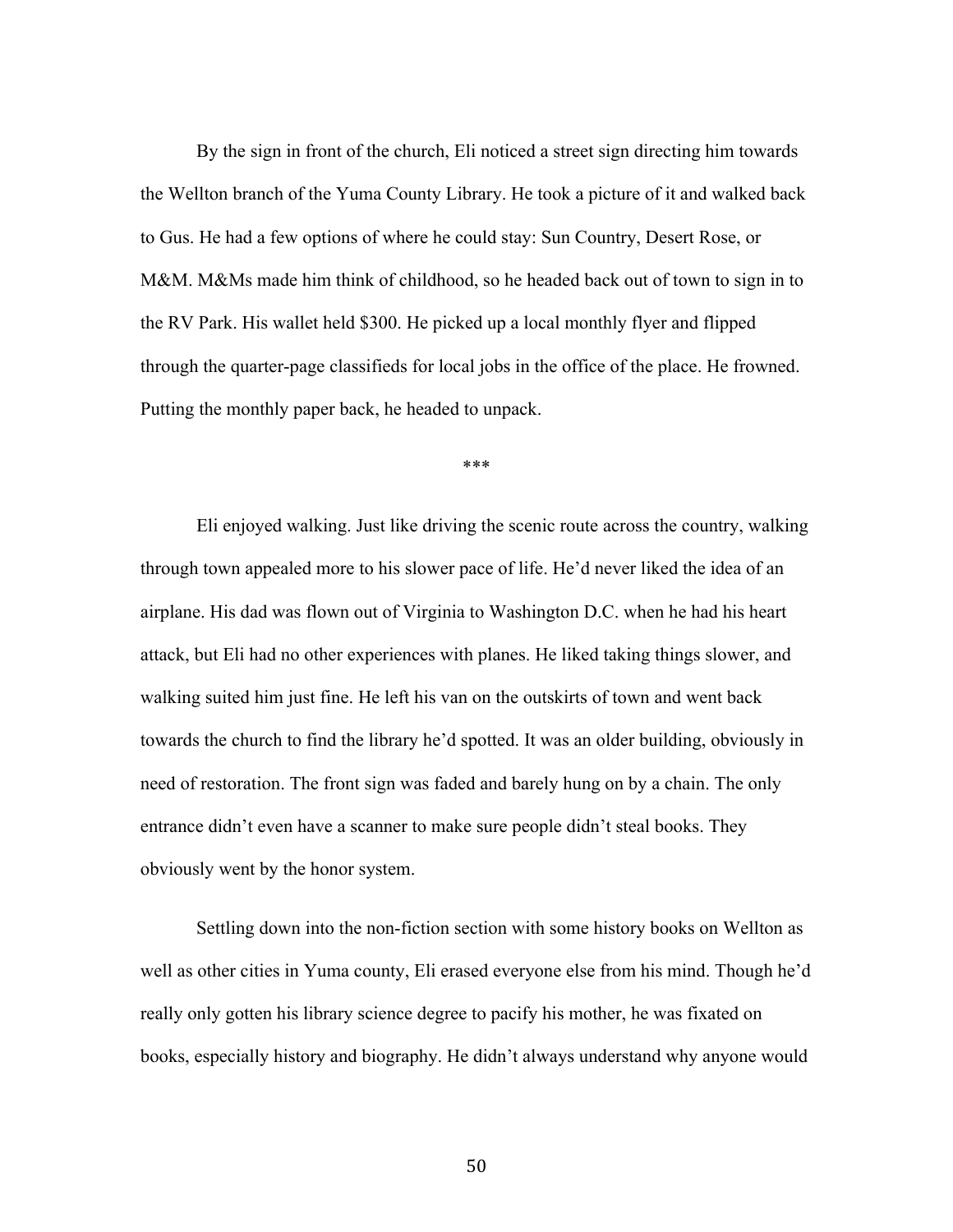By the sign in front of the church, Eli noticed a street sign directing him towards the Wellton branch of the Yuma County Library. He took a picture of it and walked back to Gus. He had a few options of where he could stay: Sun Country, Desert Rose, or M&M. M&Ms made him think of childhood, so he headed back out of town to sign in to the RV Park. His wallet held $300. He picked up a local monthly flyer and flipped through the quarter-page classifieds for local jobs in the office of the place. He frowned. Putting the monthly paper back, he headed to unpack.

***

Eli enjoyed walking. Just like driving the scenic route across the country, walking through town appealed more to his slower pace of life. He'd never liked the idea of an airplane. His dad was flown out of Virginia to Washington D.C. when he had his heart attack, but Eli had no other experiences with planes. He liked taking things slower, and walking suited him just fine. He left his van on the outskirts of town and went back towards the church to find the library he'd spotted. It was an older building, obviously in need of restoration. The front sign was faded and barely hung on by a chain. The only entrance didn't even have a scanner to make sure people didn't steal books. They obviously went by the honor system.

Settling down into the non-fiction section with some history books on Wellton as well as other cities in Yuma county, Eli erased everyone else from his mind. Though he'd really only gotten his library science degree to pacify his mother, he was fixated on books, especially history and biography. He didn't always understand why anyone would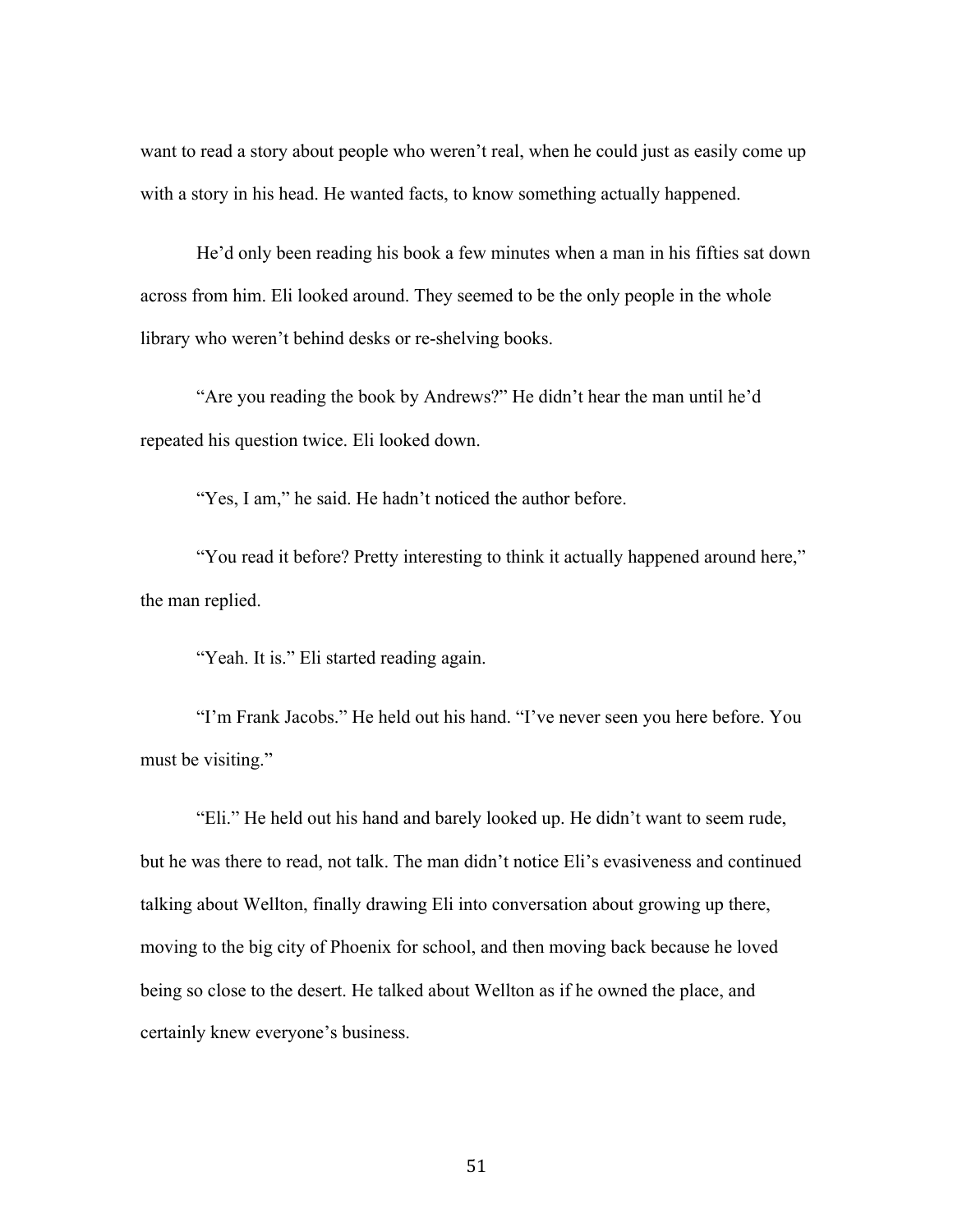want to read a story about people who weren't real, when he could just as easily come up with a story in his head. He wanted facts, to know something actually happened.

He'd only been reading his book a few minutes when a man in his fifties sat down across from him. Eli looked around. They seemed to be the only people in the whole library who weren't behind desks or re-shelving books.

"Are you reading the book by Andrews?" He didn't hear the man until he'd repeated his question twice. Eli looked down.

"Yes, I am," he said. He hadn't noticed the author before.

"You read it before? Pretty interesting to think it actually happened around here," the man replied.

"Yeah. It is." Eli started reading again.

"I'm Frank Jacobs." He held out his hand. "I've never seen you here before. You must be visiting."

"Eli." He held out his hand and barely looked up. He didn't want to seem rude, but he was there to read, not talk. The man didn't notice Eli's evasiveness and continued talking about Wellton, finally drawing Eli into conversation about growing up there, moving to the big city of Phoenix for school, and then moving back because he loved being so close to the desert. He talked about Wellton as if he owned the place, and certainly knew everyone's business.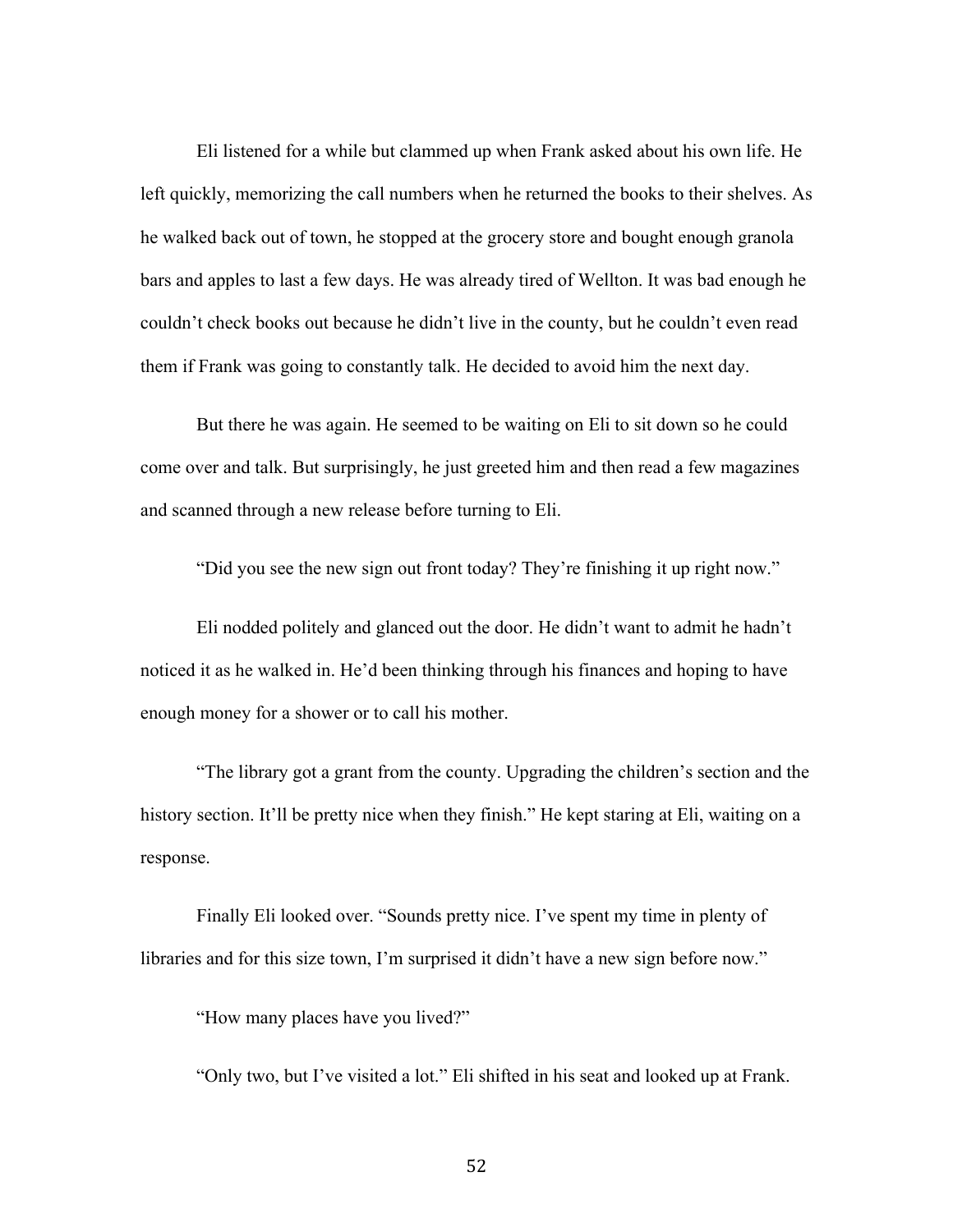Eli listened for a while but clammed up when Frank asked about his own life. He left quickly, memorizing the call numbers when he returned the books to their shelves. As he walked back out of town, he stopped at the grocery store and bought enough granola bars and apples to last a few days. He was already tired of Wellton. It was bad enough he couldn't check books out because he didn't live in the county, but he couldn't even read them if Frank was going to constantly talk. He decided to avoid him the next day.

But there he was again. He seemed to be waiting on Eli to sit down so he could come over and talk. But surprisingly, he just greeted him and then read a few magazines and scanned through a new release before turning to Eli.

"Did you see the new sign out front today? They're finishing it up right now."

Eli nodded politely and glanced out the door. He didn't want to admit he hadn't noticed it as he walked in. He'd been thinking through his finances and hoping to have enough money for a shower or to call his mother.

"The library got a grant from the county. Upgrading the children's section and the history section. It'll be pretty nice when they finish." He kept staring at Eli, waiting on a response.

Finally Eli looked over. "Sounds pretty nice. I've spent my time in plenty of libraries and for this size town, I'm surprised it didn't have a new sign before now."

"How many places have you lived?"

"Only two, but I've visited a lot." Eli shifted in his seat and looked up at Frank.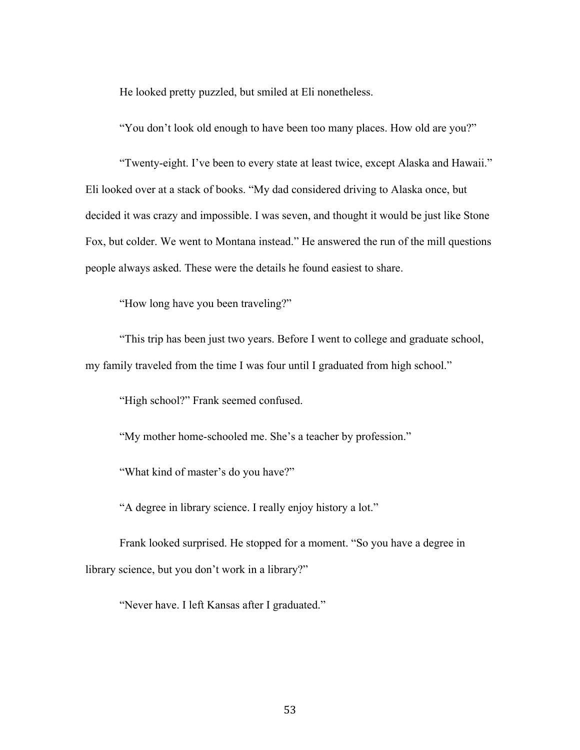He looked pretty puzzled, but smiled at Eli nonetheless.

"You don't look old enough to have been too many places. How old are you?"

"Twenty-eight. I've been to every state at least twice, except Alaska and Hawaii." Eli looked over at a stack of books. "My dad considered driving to Alaska once, but decided it was crazy and impossible. I was seven, and thought it would be just like Stone Fox, but colder. We went to Montana instead." He answered the run of the mill questions people always asked. These were the details he found easiest to share.

"How long have you been traveling?"

"This trip has been just two years. Before I went to college and graduate school, my family traveled from the time I was four until I graduated from high school."

"High school?" Frank seemed confused.

"My mother home-schooled me. She's a teacher by profession."

"What kind of master's do you have?"

"A degree in library science. I really enjoy history a lot."

Frank looked surprised. He stopped for a moment. "So you have a degree in library science, but you don't work in a library?"

"Never have. I left Kansas after I graduated."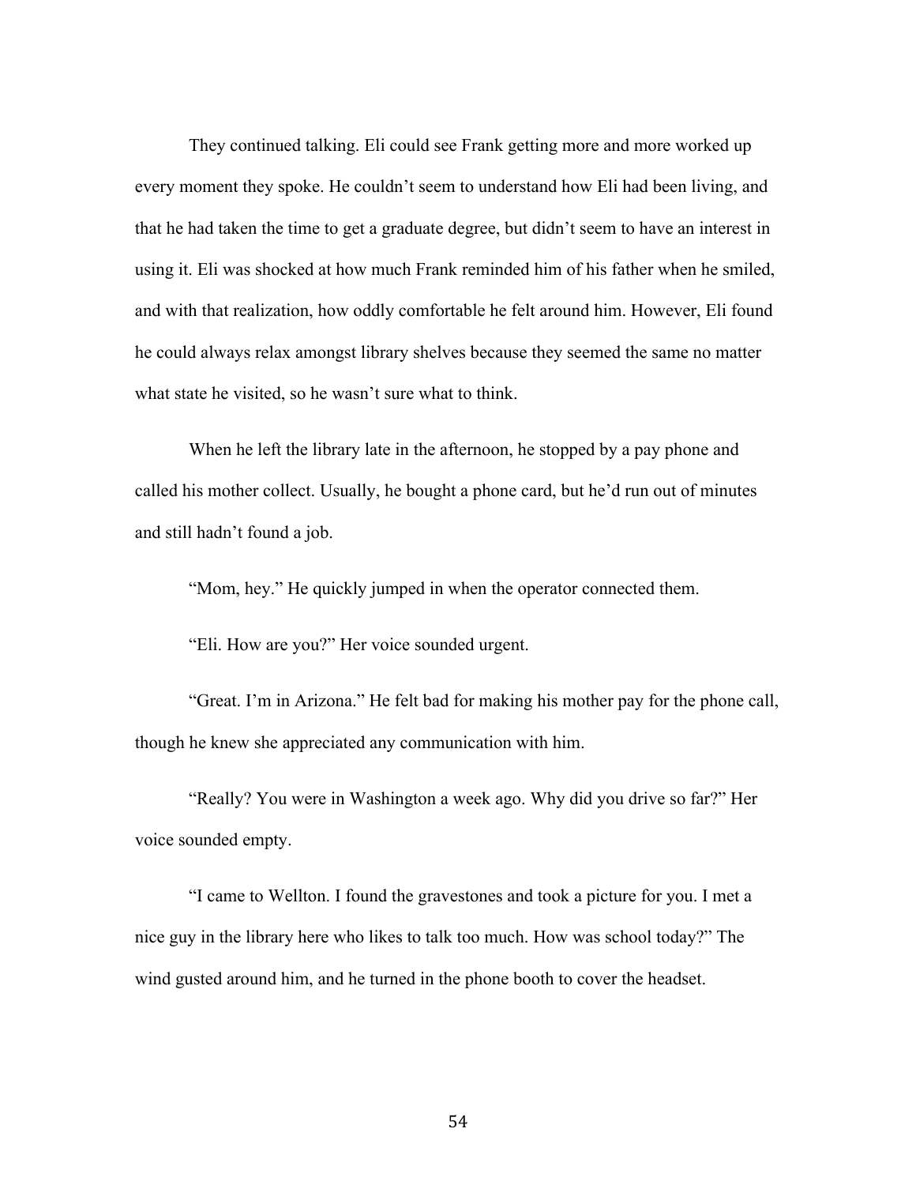They continued talking. Eli could see Frank getting more and more worked up every moment they spoke. He couldn't seem to understand how Eli had been living, and that he had taken the time to get a graduate degree, but didn't seem to have an interest in using it. Eli was shocked at how much Frank reminded him of his father when he smiled, and with that realization, how oddly comfortable he felt around him. However, Eli found he could always relax amongst library shelves because they seemed the same no matter what state he visited, so he wasn't sure what to think.

When he left the library late in the afternoon, he stopped by a pay phone and called his mother collect. Usually, he bought a phone card, but he'd run out of minutes and still hadn't found a job.

"Mom, hey." He quickly jumped in when the operator connected them.

"Eli. How are you?" Her voice sounded urgent.

"Great. I'm in Arizona." He felt bad for making his mother pay for the phone call, though he knew she appreciated any communication with him.

"Really? You were in Washington a week ago. Why did you drive so far?" Her voice sounded empty.

"I came to Wellton. I found the gravestones and took a picture for you. I met a nice guy in the library here who likes to talk too much. How was school today?" The wind gusted around him, and he turned in the phone booth to cover the headset.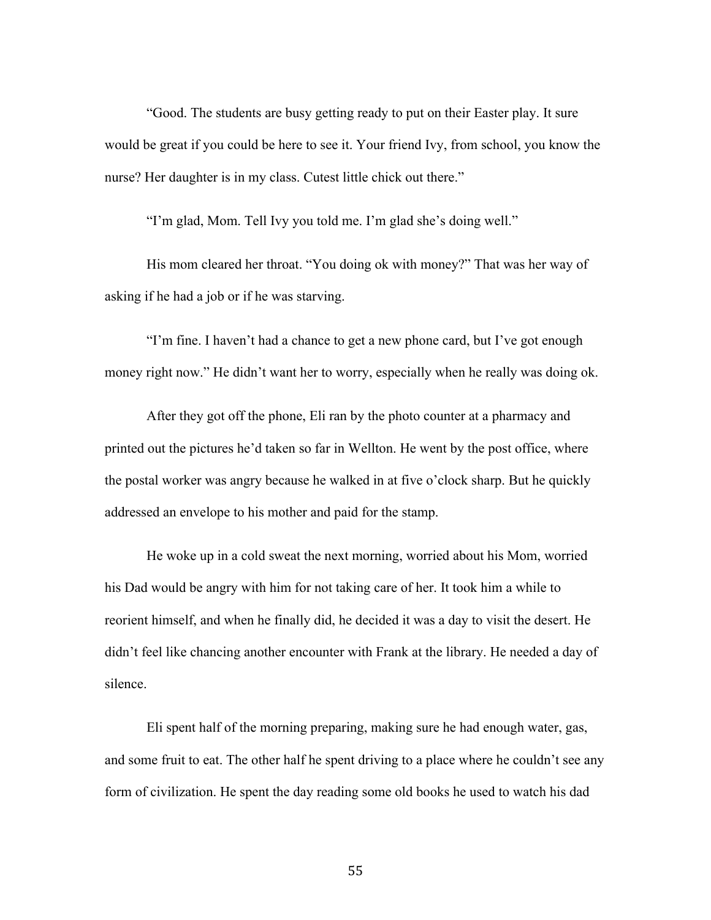"Good. The students are busy getting ready to put on their Easter play. It sure would be great if you could be here to see it. Your friend Ivy, from school, you know the nurse? Her daughter is in my class. Cutest little chick out there."

"I'm glad, Mom. Tell Ivy you told me. I'm glad she's doing well."

His mom cleared her throat. "You doing ok with money?" That was her way of asking if he had a job or if he was starving.

"I'm fine. I haven't had a chance to get a new phone card, but I've got enough money right now." He didn't want her to worry, especially when he really was doing ok.

After they got off the phone, Eli ran by the photo counter at a pharmacy and printed out the pictures he'd taken so far in Wellton. He went by the post office, where the postal worker was angry because he walked in at five o'clock sharp. But he quickly addressed an envelope to his mother and paid for the stamp.

He woke up in a cold sweat the next morning, worried about his Mom, worried his Dad would be angry with him for not taking care of her. It took him a while to reorient himself, and when he finally did, he decided it was a day to visit the desert. He didn't feel like chancing another encounter with Frank at the library. He needed a day of silence.

Eli spent half of the morning preparing, making sure he had enough water, gas, and some fruit to eat. The other half he spent driving to a place where he couldn't see any form of civilization. He spent the day reading some old books he used to watch his dad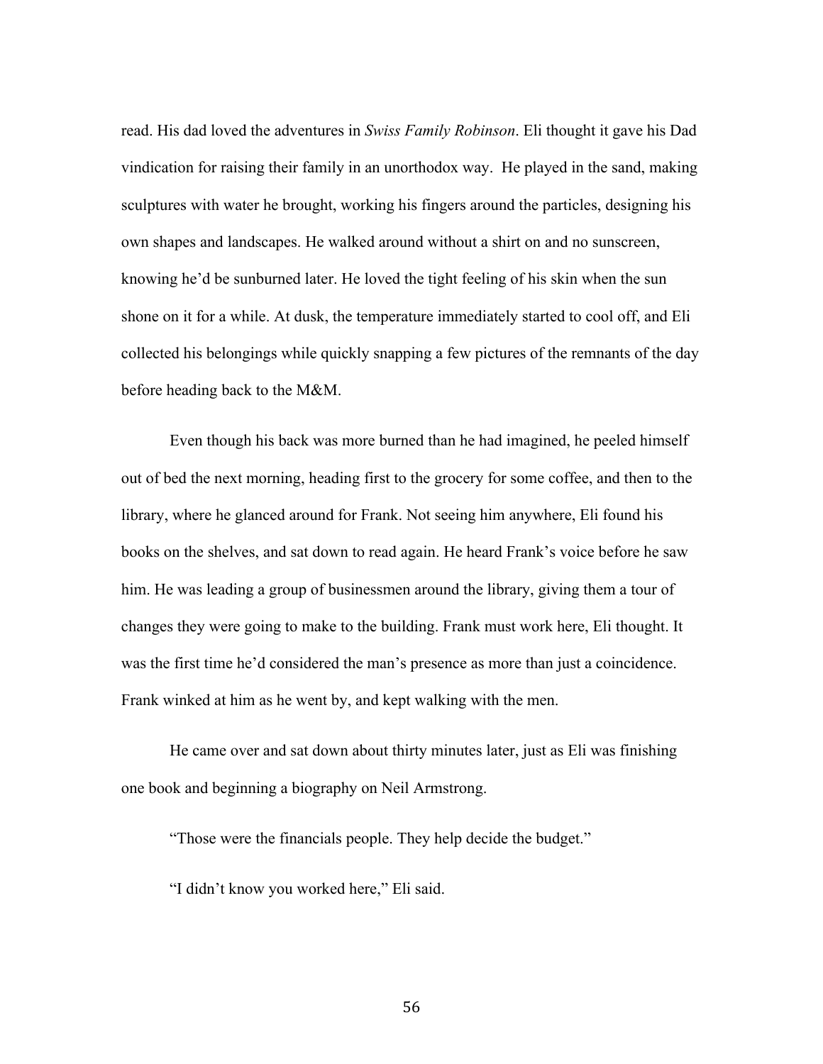read. His dad loved the adventures in *Swiss Family Robinson*. Eli thought it gave his Dad vindication for raising their family in an unorthodox way. He played in the sand, making sculptures with water he brought, working his fingers around the particles, designing his own shapes and landscapes. He walked around without a shirt on and no sunscreen, knowing he'd be sunburned later. He loved the tight feeling of his skin when the sun shone on it for a while. At dusk, the temperature immediately started to cool off, and Eli collected his belongings while quickly snapping a few pictures of the remnants of the day before heading back to the M&M.

Even though his back was more burned than he had imagined, he peeled himself out of bed the next morning, heading first to the grocery for some coffee, and then to the library, where he glanced around for Frank. Not seeing him anywhere, Eli found his books on the shelves, and sat down to read again. He heard Frank's voice before he saw him. He was leading a group of businessmen around the library, giving them a tour of changes they were going to make to the building. Frank must work here, Eli thought. It was the first time he'd considered the man's presence as more than just a coincidence. Frank winked at him as he went by, and kept walking with the men.

He came over and sat down about thirty minutes later, just as Eli was finishing one book and beginning a biography on Neil Armstrong.

"Those were the financials people. They help decide the budget."

"I didn't know you worked here," Eli said.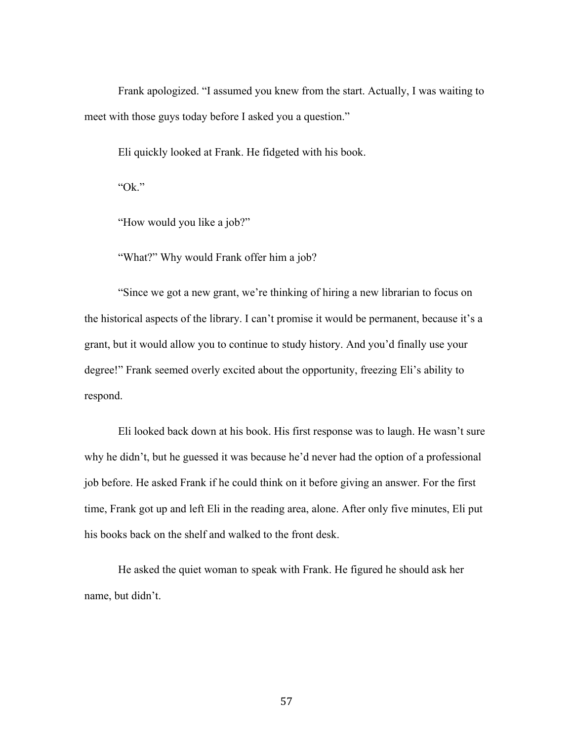Frank apologized. “I assumed you knew from the start. Actually, I was waiting to meet with those guys today before I asked you a question.”

Eli quickly looked at Frank. He fidgeted with his book.

“Ok.”

“How would you like a job?”

“What?” Why would Frank offer him a job?

“Since we got a new grant, we’re thinking of hiring a new librarian to focus on the historical aspects of the library. I can’t promise it would be permanent, because it’s a grant, but it would allow you to continue to study history. And you’d finally use your degree!” Frank seemed overly excited about the opportunity, freezing Eli’s ability to respond.

Eli looked back down at his book. His first response was to laugh. He wasn’t sure why he didn’t, but he guessed it was because he’d never had the option of a professional job before. He asked Frank if he could think on it before giving an answer. For the first time, Frank got up and left Eli in the reading area, alone. After only five minutes, Eli put his books back on the shelf and walked to the front desk.

He asked the quiet woman to speak with Frank. He figured he should ask her name, but didn’t.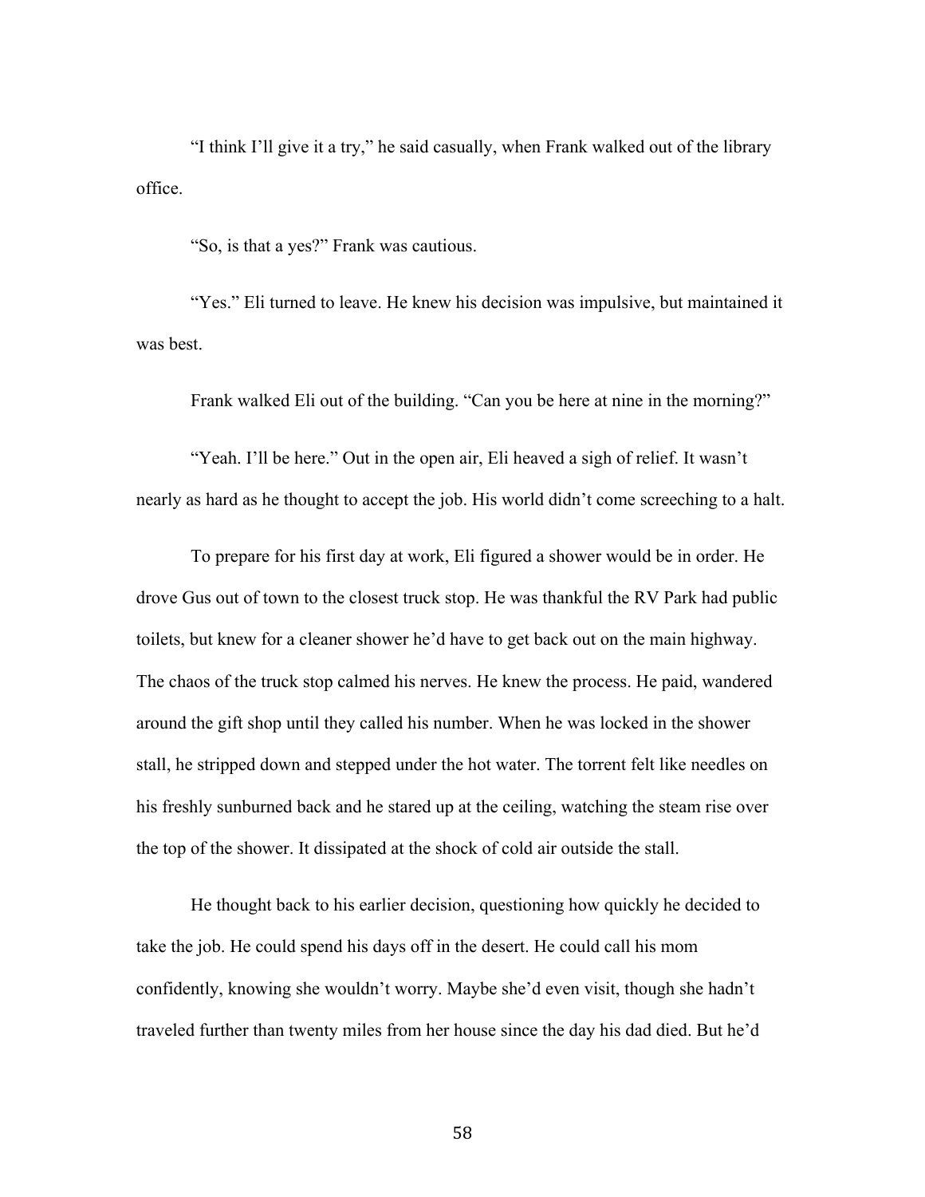"I think I'll give it a try," he said casually, when Frank walked out of the library office.

"So, is that a yes?" Frank was cautious.

"Yes." Eli turned to leave. He knew his decision was impulsive, but maintained it was best.

Frank walked Eli out of the building. "Can you be here at nine in the morning?"

"Yeah. I'll be here." Out in the open air, Eli heaved a sigh of relief. It wasn't nearly as hard as he thought to accept the job. His world didn't come screeching to a halt.

To prepare for his first day at work, Eli figured a shower would be in order. He drove Gus out of town to the closest truck stop. He was thankful the RV Park had public toilets, but knew for a cleaner shower he'd have to get back out on the main highway. The chaos of the truck stop calmed his nerves. He knew the process. He paid, wandered around the gift shop until they called his number. When he was locked in the shower stall, he stripped down and stepped under the hot water. The torrent felt like needles on his freshly sunburned back and he stared up at the ceiling, watching the steam rise over the top of the shower. It dissipated at the shock of cold air outside the stall.

He thought back to his earlier decision, questioning how quickly he decided to take the job. He could spend his days off in the desert. He could call his mom confidently, knowing she wouldn't worry. Maybe she'd even visit, though she hadn't traveled further than twenty miles from her house since the day his dad died. But he'd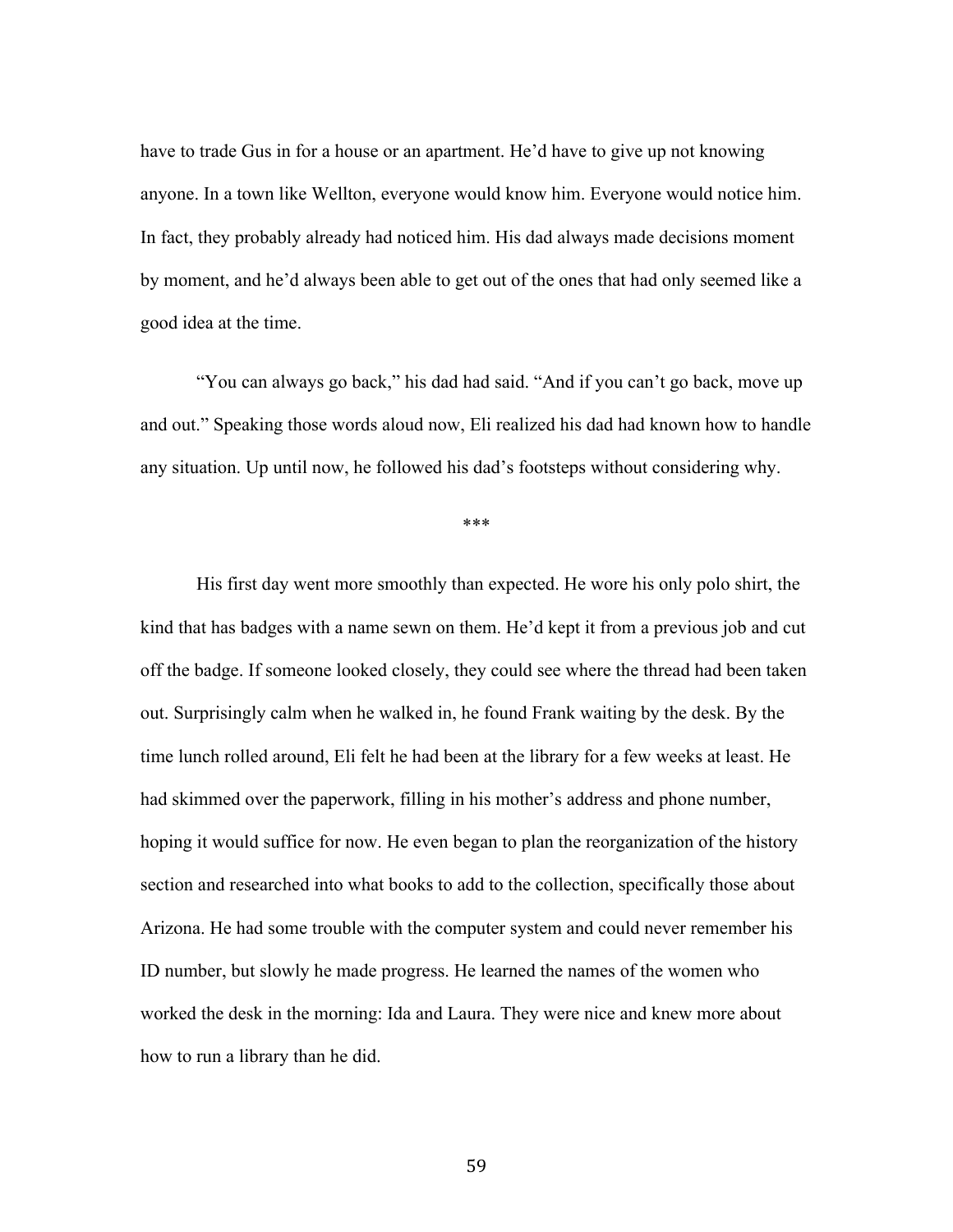have to trade Gus in for a house or an apartment. He'd have to give up not knowing anyone. In a town like Wellton, everyone would know him. Everyone would notice him. In fact, they probably already had noticed him. His dad always made decisions moment by moment, and he'd always been able to get out of the ones that had only seemed like a good idea at the time.

"You can always go back," his dad had said. "And if you can't go back, move up and out." Speaking those words aloud now, Eli realized his dad had known how to handle any situation. Up until now, he followed his dad's footsteps without considering why.

\*\*\*

His first day went more smoothly than expected. He wore his only polo shirt, the kind that has badges with a name sewn on them. He'd kept it from a previous job and cut off the badge. If someone looked closely, they could see where the thread had been taken out. Surprisingly calm when he walked in, he found Frank waiting by the desk. By the time lunch rolled around, Eli felt he had been at the library for a few weeks at least. He had skimmed over the paperwork, filling in his mother's address and phone number, hoping it would suffice for now. He even began to plan the reorganization of the history section and researched into what books to add to the collection, specifically those about Arizona. He had some trouble with the computer system and could never remember his ID number, but slowly he made progress. He learned the names of the women who worked the desk in the morning: Ida and Laura. They were nice and knew more about how to run a library than he did.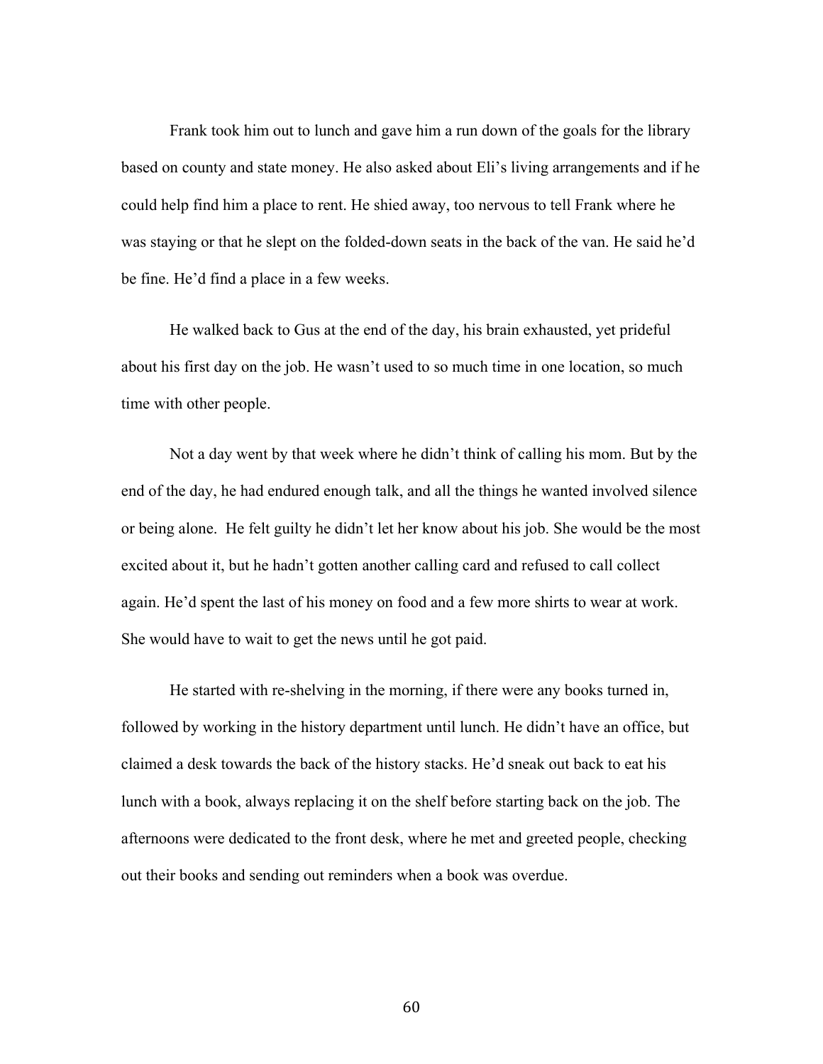Frank took him out to lunch and gave him a run down of the goals for the library based on county and state money. He also asked about Eli's living arrangements and if he could help find him a place to rent. He shied away, too nervous to tell Frank where he was staying or that he slept on the folded-down seats in the back of the van. He said he'd be fine. He'd find a place in a few weeks.

He walked back to Gus at the end of the day, his brain exhausted, yet prideful about his first day on the job. He wasn't used to so much time in one location, so much time with other people.

Not a day went by that week where he didn't think of calling his mom. But by the end of the day, he had endured enough talk, and all the things he wanted involved silence or being alone.  He felt guilty he didn't let her know about his job. She would be the most excited about it, but he hadn't gotten another calling card and refused to call collect again. He'd spent the last of his money on food and a few more shirts to wear at work. She would have to wait to get the news until he got paid.

He started with re-shelving in the morning, if there were any books turned in, followed by working in the history department until lunch. He didn't have an office, but claimed a desk towards the back of the history stacks. He'd sneak out back to eat his lunch with a book, always replacing it on the shelf before starting back on the job. The afternoons were dedicated to the front desk, where he met and greeted people, checking out their books and sending out reminders when a book was overdue.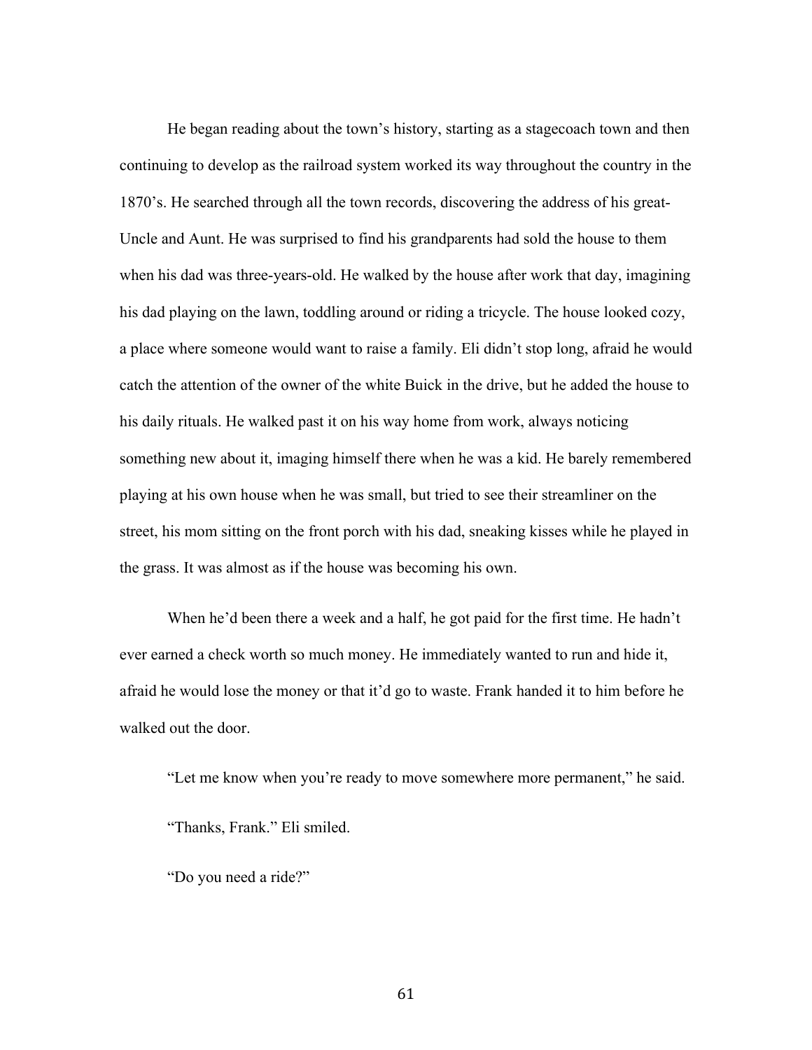He began reading about the town's history, starting as a stagecoach town and then continuing to develop as the railroad system worked its way throughout the country in the 1870's. He searched through all the town records, discovering the address of his great-Uncle and Aunt. He was surprised to find his grandparents had sold the house to them when his dad was three-years-old. He walked by the house after work that day, imagining his dad playing on the lawn, toddling around or riding a tricycle. The house looked cozy, a place where someone would want to raise a family. Eli didn't stop long, afraid he would catch the attention of the owner of the white Buick in the drive, but he added the house to his daily rituals. He walked past it on his way home from work, always noticing something new about it, imaging himself there when he was a kid. He barely remembered playing at his own house when he was small, but tried to see their streamliner on the street, his mom sitting on the front porch with his dad, sneaking kisses while he played in the grass. It was almost as if the house was becoming his own.

When he'd been there a week and a half, he got paid for the first time. He hadn't ever earned a check worth so much money. He immediately wanted to run and hide it, afraid he would lose the money or that it'd go to waste. Frank handed it to him before he walked out the door.

"Let me know when you're ready to move somewhere more permanent," he said.

"Thanks, Frank." Eli smiled.

"Do you need a ride?"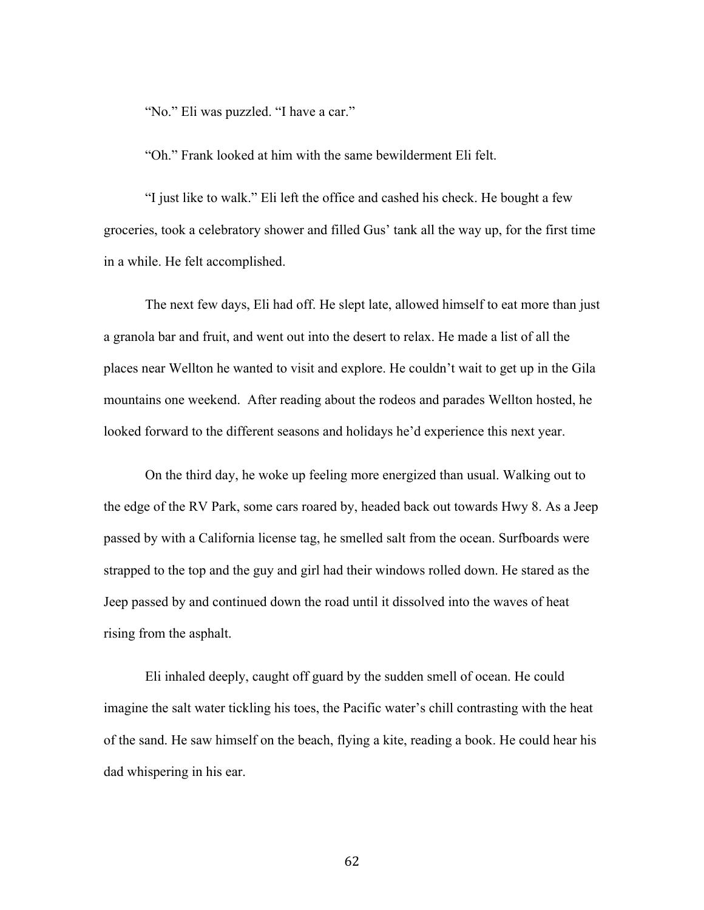“No.” Eli was puzzled. “I have a car.”

“Oh.” Frank looked at him with the same bewilderment Eli felt.

“I just like to walk.” Eli left the office and cashed his check. He bought a few groceries, took a celebratory shower and filled Gus’ tank all the way up, for the first time in a while. He felt accomplished.

The next few days, Eli had off. He slept late, allowed himself to eat more than just a granola bar and fruit, and went out into the desert to relax. He made a list of all the places near Wellton he wanted to visit and explore. He couldn’t wait to get up in the Gila mountains one weekend. After reading about the rodeos and parades Wellton hosted, he looked forward to the different seasons and holidays he’d experience this next year.

On the third day, he woke up feeling more energized than usual. Walking out to the edge of the RV Park, some cars roared by, headed back out towards Hwy 8. As a Jeep passed by with a California license tag, he smelled salt from the ocean. Surfboards were strapped to the top and the guy and girl had their windows rolled down. He stared as the Jeep passed by and continued down the road until it dissolved into the waves of heat rising from the asphalt.

Eli inhaled deeply, caught off guard by the sudden smell of ocean. He could imagine the salt water tickling his toes, the Pacific water’s chill contrasting with the heat of the sand. He saw himself on the beach, flying a kite, reading a book. He could hear his dad whispering in his ear.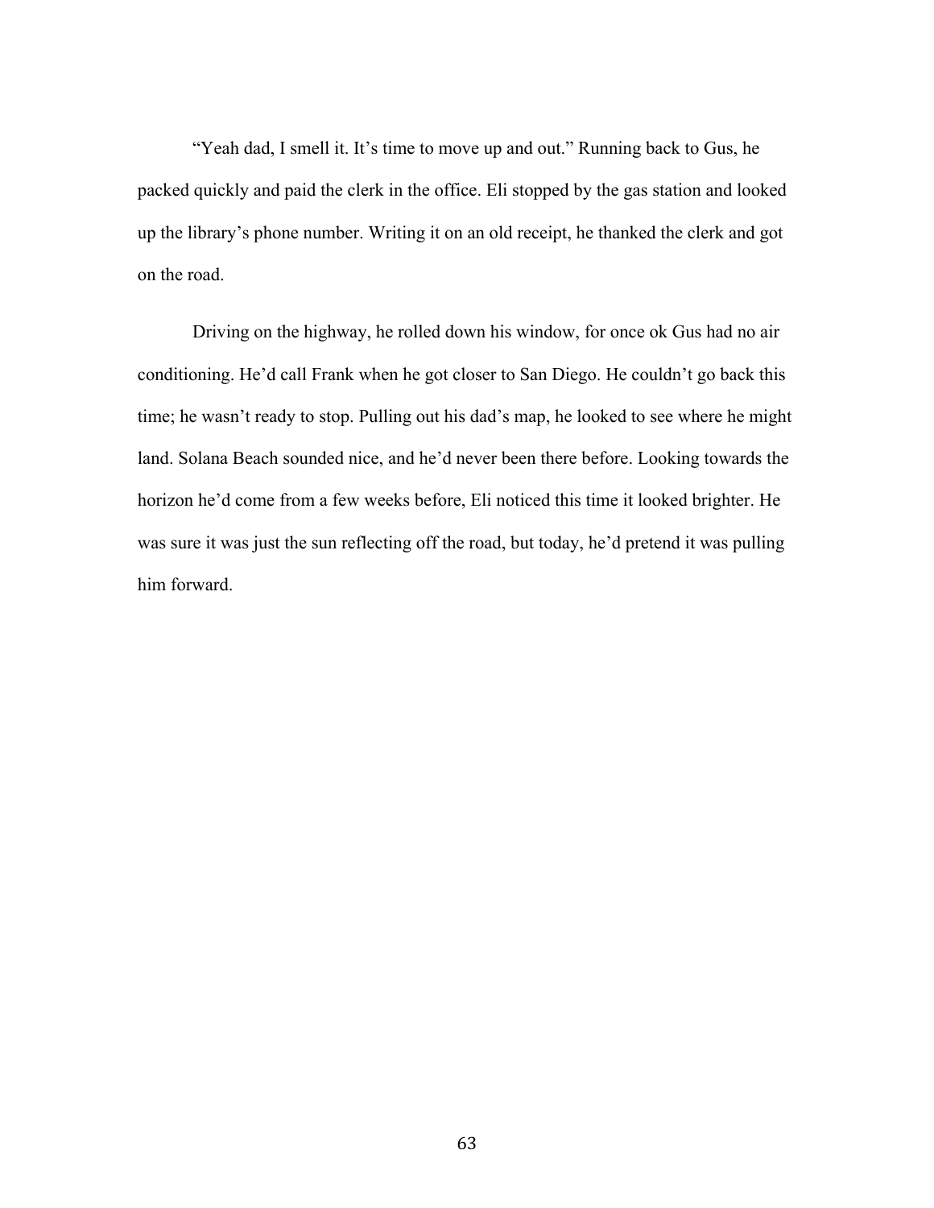“Yeah dad, I smell it. It’s time to move up and out.” Running back to Gus, he packed quickly and paid the clerk in the office. Eli stopped by the gas station and looked up the library’s phone number. Writing it on an old receipt, he thanked the clerk and got on the road.

Driving on the highway, he rolled down his window, for once ok Gus had no air conditioning. He’d call Frank when he got closer to San Diego. He couldn’t go back this time; he wasn’t ready to stop. Pulling out his dad’s map, he looked to see where he might land. Solana Beach sounded nice, and he’d never been there before. Looking towards the horizon he’d come from a few weeks before, Eli noticed this time it looked brighter. He was sure it was just the sun reflecting off the road, but today, he’d pretend it was pulling him forward.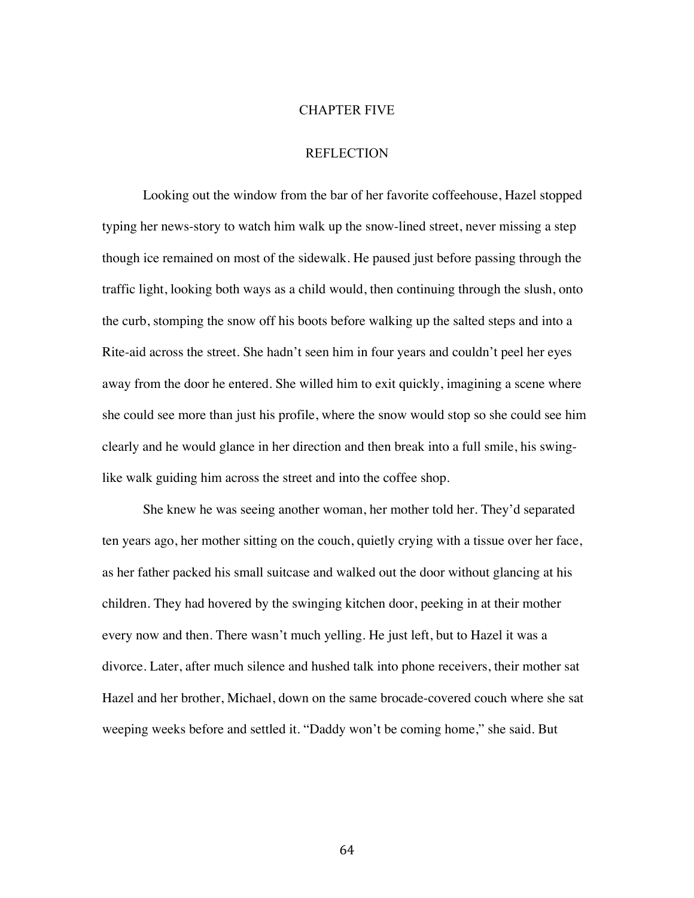# CHAPTER FIVE

## REFLECTION

Looking out the window from the bar of her favorite coffeehouse, Hazel stopped typing her news-story to watch him walk up the snow-lined street, never missing a step though ice remained on most of the sidewalk. He paused just before passing through the traffic light, looking both ways as a child would, then continuing through the slush, onto the curb, stomping the snow off his boots before walking up the salted steps and into a Rite-aid across the street. She hadn't seen him in four years and couldn't peel her eyes away from the door he entered. She willed him to exit quickly, imagining a scene where she could see more than just his profile, where the snow would stop so she could see him clearly and he would glance in her direction and then break into a full smile, his swing-like walk guiding him across the street and into the coffee shop.

She knew he was seeing another woman, her mother told her. They'd separated ten years ago, her mother sitting on the couch, quietly crying with a tissue over her face, as her father packed his small suitcase and walked out the door without glancing at his children. They had hovered by the swinging kitchen door, peeking in at their mother every now and then. There wasn't much yelling. He just left, but to Hazel it was a divorce. Later, after much silence and hushed talk into phone receivers, their mother sat Hazel and her brother, Michael, down on the same brocade-covered couch where she sat weeping weeks before and settled it. "Daddy won't be coming home," she said. But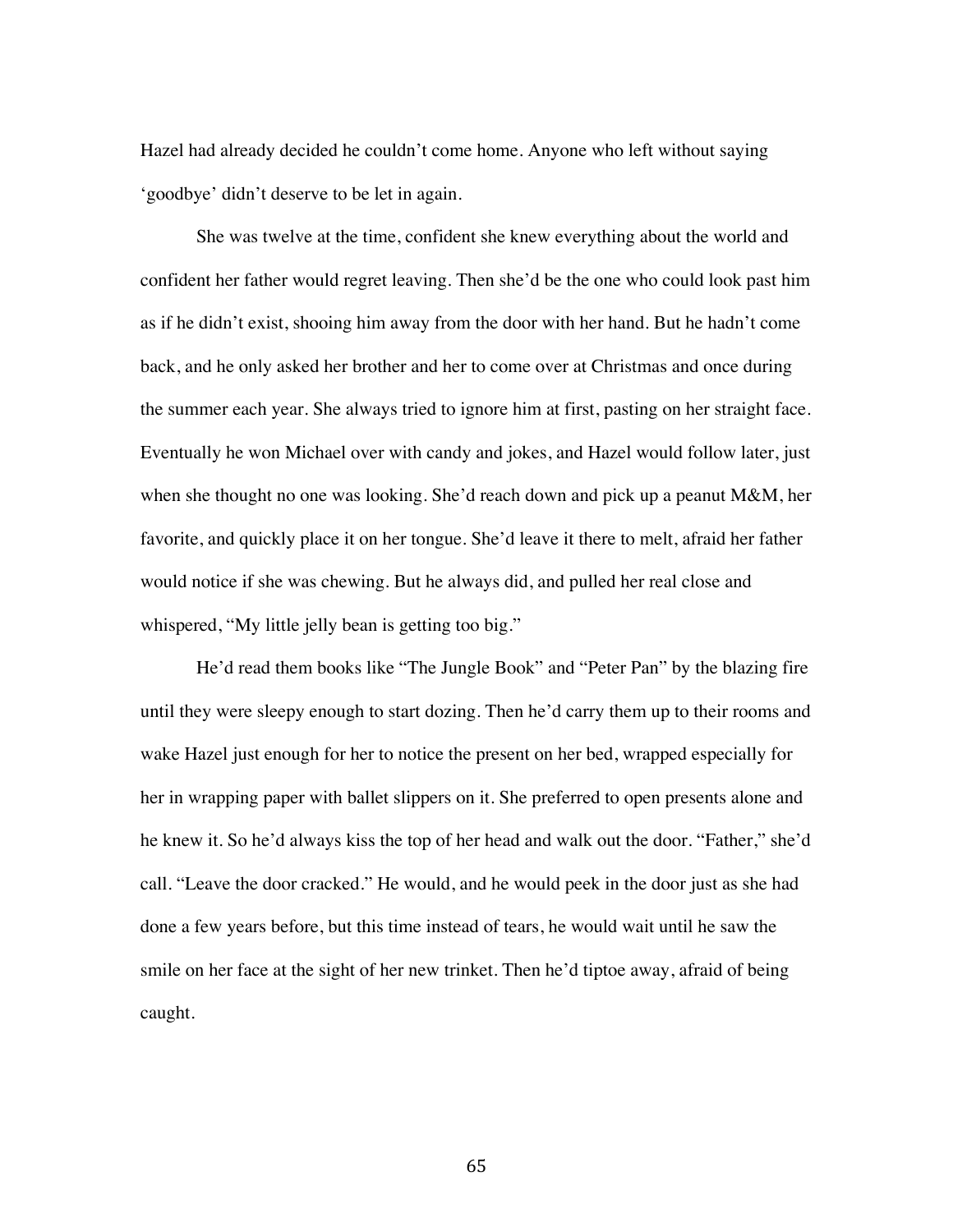Hazel had already decided he couldn't come home. Anyone who left without saying 'goodbye' didn't deserve to be let in again.

She was twelve at the time, confident she knew everything about the world and confident her father would regret leaving. Then she'd be the one who could look past him as if he didn't exist, shooing him away from the door with her hand. But he hadn't come back, and he only asked her brother and her to come over at Christmas and once during the summer each year. She always tried to ignore him at first, pasting on her straight face. Eventually he won Michael over with candy and jokes, and Hazel would follow later, just when she thought no one was looking. She'd reach down and pick up a peanut M&M, her favorite, and quickly place it on her tongue. She'd leave it there to melt, afraid her father would notice if she was chewing. But he always did, and pulled her real close and whispered, "My little jelly bean is getting too big."

He'd read them books like "The Jungle Book" and "Peter Pan" by the blazing fire until they were sleepy enough to start dozing. Then he'd carry them up to their rooms and wake Hazel just enough for her to notice the present on her bed, wrapped especially for her in wrapping paper with ballet slippers on it. She preferred to open presents alone and he knew it. So he'd always kiss the top of her head and walk out the door. "Father," she'd call. "Leave the door cracked." He would, and he would peek in the door just as she had done a few years before, but this time instead of tears, he would wait until he saw the smile on her face at the sight of her new trinket. Then he'd tiptoe away, afraid of being caught.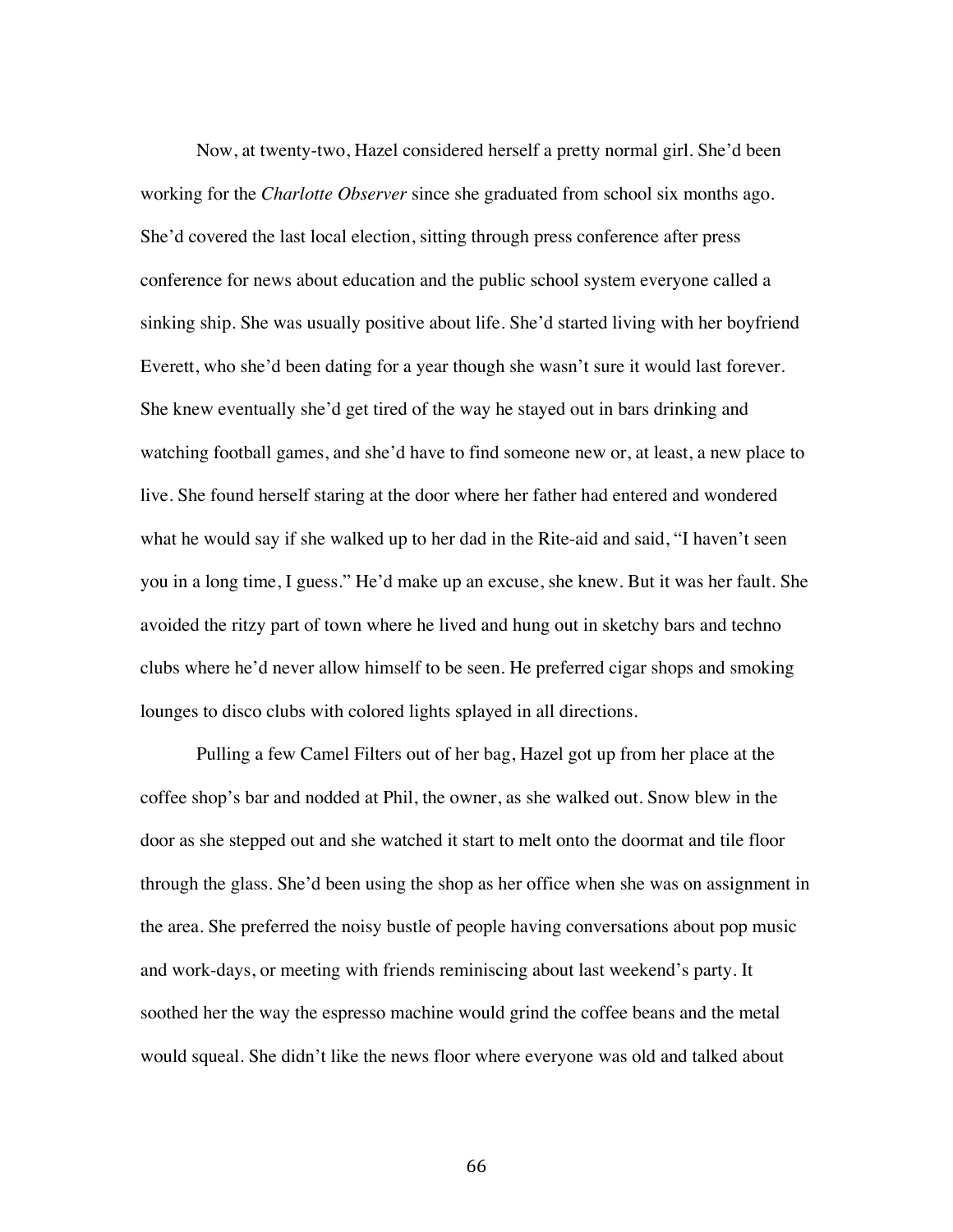Now, at twenty-two, Hazel considered herself a pretty normal girl. She'd been working for the *Charlotte Observer* since she graduated from school six months ago. She'd covered the last local election, sitting through press conference after press conference for news about education and the public school system everyone called a sinking ship. She was usually positive about life. She'd started living with her boyfriend Everett, who she'd been dating for a year though she wasn't sure it would last forever. She knew eventually she'd get tired of the way he stayed out in bars drinking and watching football games, and she'd have to find someone new or, at least, a new place to live. She found herself staring at the door where her father had entered and wondered what he would say if she walked up to her dad in the Rite-aid and said, "I haven't seen you in a long time, I guess." He'd make up an excuse, she knew. But it was her fault. She avoided the ritzy part of town where he lived and hung out in sketchy bars and techno clubs where he'd never allow himself to be seen. He preferred cigar shops and smoking lounges to disco clubs with colored lights splayed in all directions.

Pulling a few Camel Filters out of her bag, Hazel got up from her place at the coffee shop's bar and nodded at Phil, the owner, as she walked out. Snow blew in the door as she stepped out and she watched it start to melt onto the doormat and tile floor through the glass. She'd been using the shop as her office when she was on assignment in the area. She preferred the noisy bustle of people having conversations about pop music and work-days, or meeting with friends reminiscing about last weekend's party. It soothed her the way the espresso machine would grind the coffee beans and the metal would squeal. She didn't like the news floor where everyone was old and talked about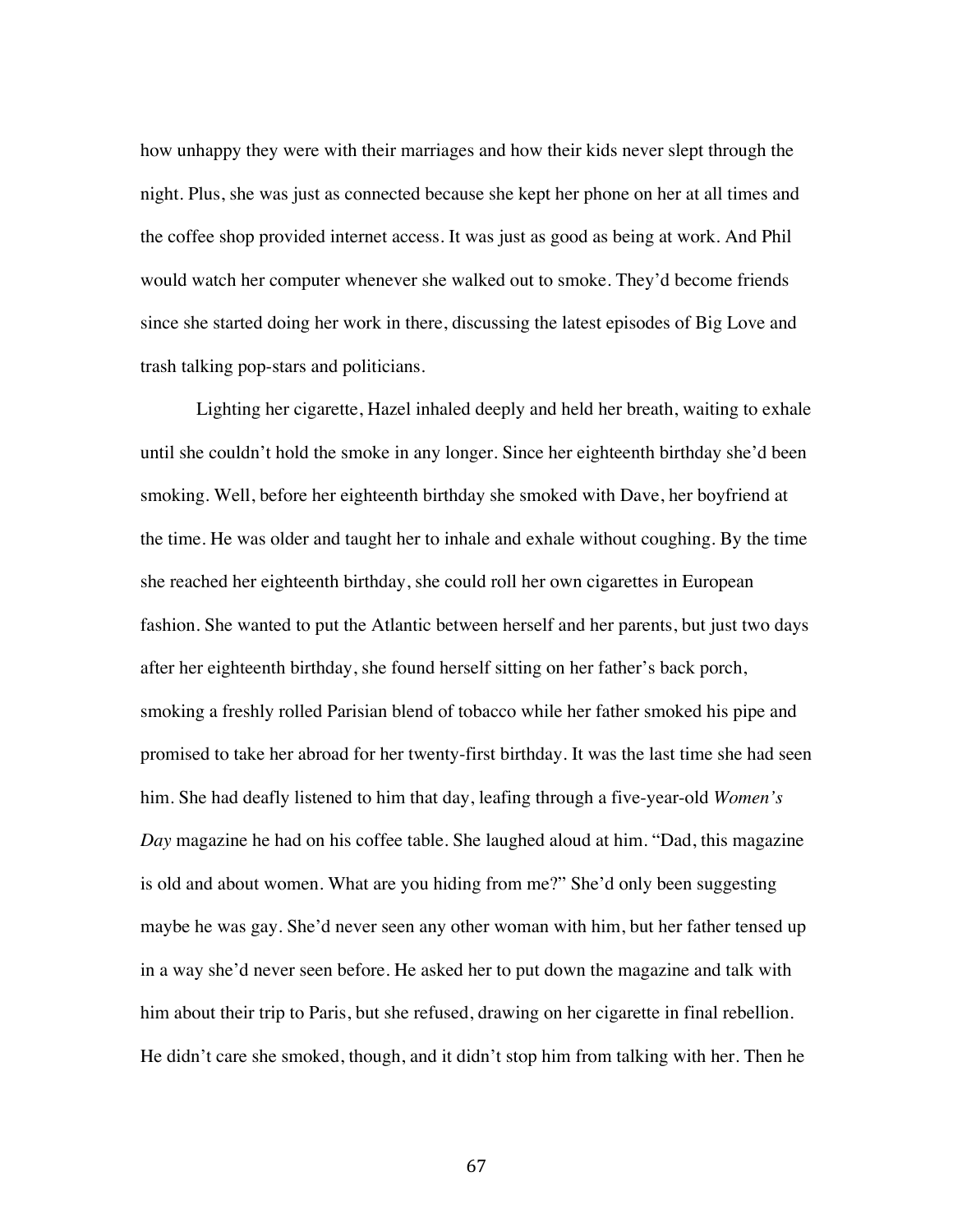how unhappy they were with their marriages and how their kids never slept through the night. Plus, she was just as connected because she kept her phone on her at all times and the coffee shop provided internet access. It was just as good as being at work. And Phil would watch her computer whenever she walked out to smoke. They'd become friends since she started doing her work in there, discussing the latest episodes of Big Love and trash talking pop-stars and politicians.

Lighting her cigarette, Hazel inhaled deeply and held her breath, waiting to exhale until she couldn't hold the smoke in any longer. Since her eighteenth birthday she'd been smoking. Well, before her eighteenth birthday she smoked with Dave, her boyfriend at the time. He was older and taught her to inhale and exhale without coughing. By the time she reached her eighteenth birthday, she could roll her own cigarettes in European fashion. She wanted to put the Atlantic between herself and her parents, but just two days after her eighteenth birthday, she found herself sitting on her father's back porch, smoking a freshly rolled Parisian blend of tobacco while her father smoked his pipe and promised to take her abroad for her twenty-first birthday. It was the last time she had seen him. She had deafly listened to him that day, leafing through a five-year-old *Women's Day* magazine he had on his coffee table. She laughed aloud at him. "Dad, this magazine is old and about women. What are you hiding from me?" She'd only been suggesting maybe he was gay. She'd never seen any other woman with him, but her father tensed up in a way she'd never seen before. He asked her to put down the magazine and talk with him about their trip to Paris, but she refused, drawing on her cigarette in final rebellion. He didn't care she smoked, though, and it didn't stop him from talking with her. Then he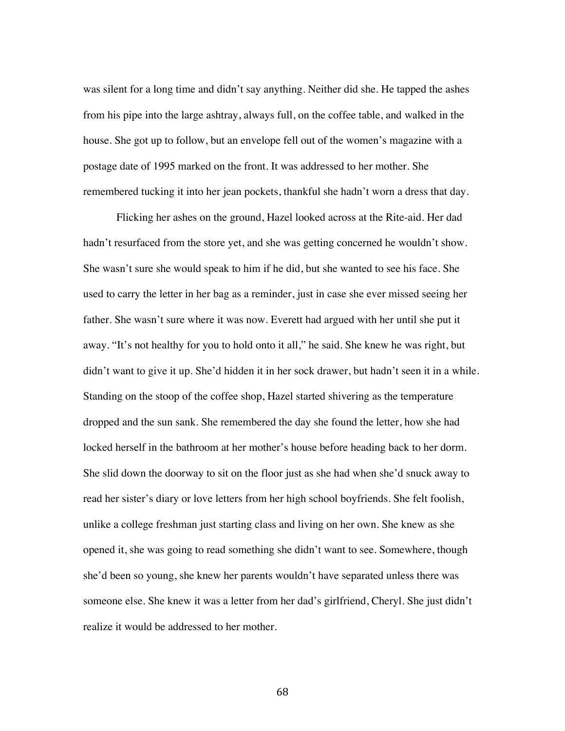was silent for a long time and didn't say anything. Neither did she. He tapped the ashes from his pipe into the large ashtray, always full, on the coffee table, and walked in the house. She got up to follow, but an envelope fell out of the women's magazine with a postage date of 1995 marked on the front. It was addressed to her mother. She remembered tucking it into her jean pockets, thankful she hadn't worn a dress that day.

Flicking her ashes on the ground, Hazel looked across at the Rite-aid. Her dad hadn't resurfaced from the store yet, and she was getting concerned he wouldn't show. She wasn't sure she would speak to him if he did, but she wanted to see his face. She used to carry the letter in her bag as a reminder, just in case she ever missed seeing her father. She wasn't sure where it was now. Everett had argued with her until she put it away. "It's not healthy for you to hold onto it all," he said. She knew he was right, but didn't want to give it up. She'd hidden it in her sock drawer, but hadn't seen it in a while. Standing on the stoop of the coffee shop, Hazel started shivering as the temperature dropped and the sun sank. She remembered the day she found the letter, how she had locked herself in the bathroom at her mother's house before heading back to her dorm. She slid down the doorway to sit on the floor just as she had when she'd snuck away to read her sister's diary or love letters from her high school boyfriends. She felt foolish, unlike a college freshman just starting class and living on her own. She knew as she opened it, she was going to read something she didn't want to see. Somewhere, though she'd been so young, she knew her parents wouldn't have separated unless there was someone else. She knew it was a letter from her dad's girlfriend, Cheryl. She just didn't realize it would be addressed to her mother.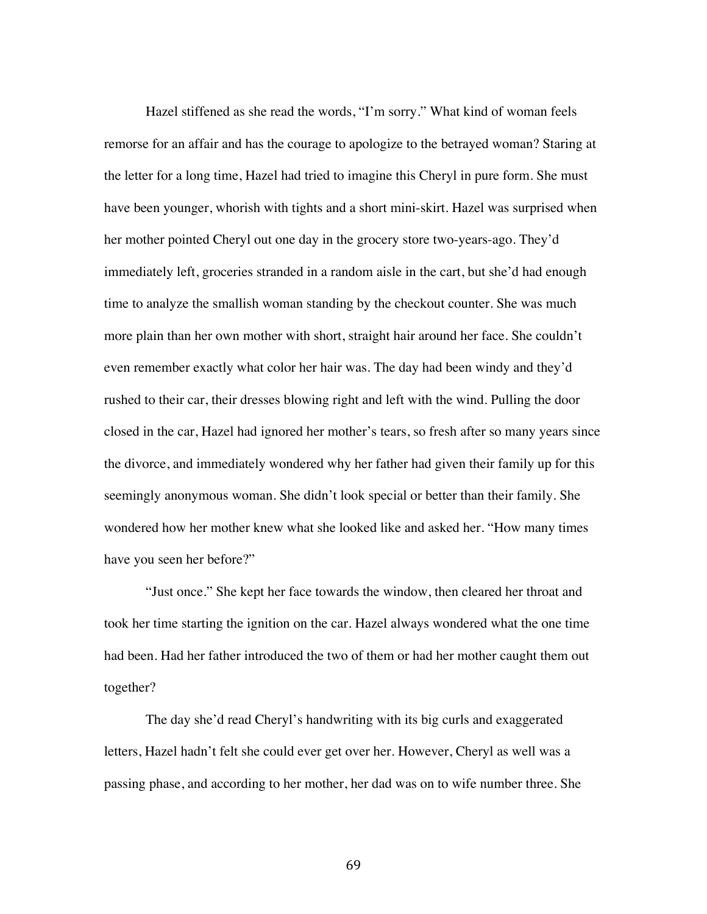Hazel stiffened as she read the words, "I'm sorry." What kind of woman feels remorse for an affair and has the courage to apologize to the betrayed woman? Staring at the letter for a long time, Hazel had tried to imagine this Cheryl in pure form. She must have been younger, whorish with tights and a short mini-skirt. Hazel was surprised when her mother pointed Cheryl out one day in the grocery store two-years-ago. They'd immediately left, groceries stranded in a random aisle in the cart, but she'd had enough time to analyze the smallish woman standing by the checkout counter. She was much more plain than her own mother with short, straight hair around her face. She couldn't even remember exactly what color her hair was. The day had been windy and they'd rushed to their car, their dresses blowing right and left with the wind. Pulling the door closed in the car, Hazel had ignored her mother's tears, so fresh after so many years since the divorce, and immediately wondered why her father had given their family up for this seemingly anonymous woman. She didn't look special or better than their family. She wondered how her mother knew what she looked like and asked her. "How many times have you seen her before?"

"Just once." She kept her face towards the window, then cleared her throat and took her time starting the ignition on the car. Hazel always wondered what the one time had been. Had her father introduced the two of them or had her mother caught them out together?

The day she'd read Cheryl's handwriting with its big curls and exaggerated letters, Hazel hadn't felt she could ever get over her. However, Cheryl as well was a passing phase, and according to her mother, her dad was on to wife number three. She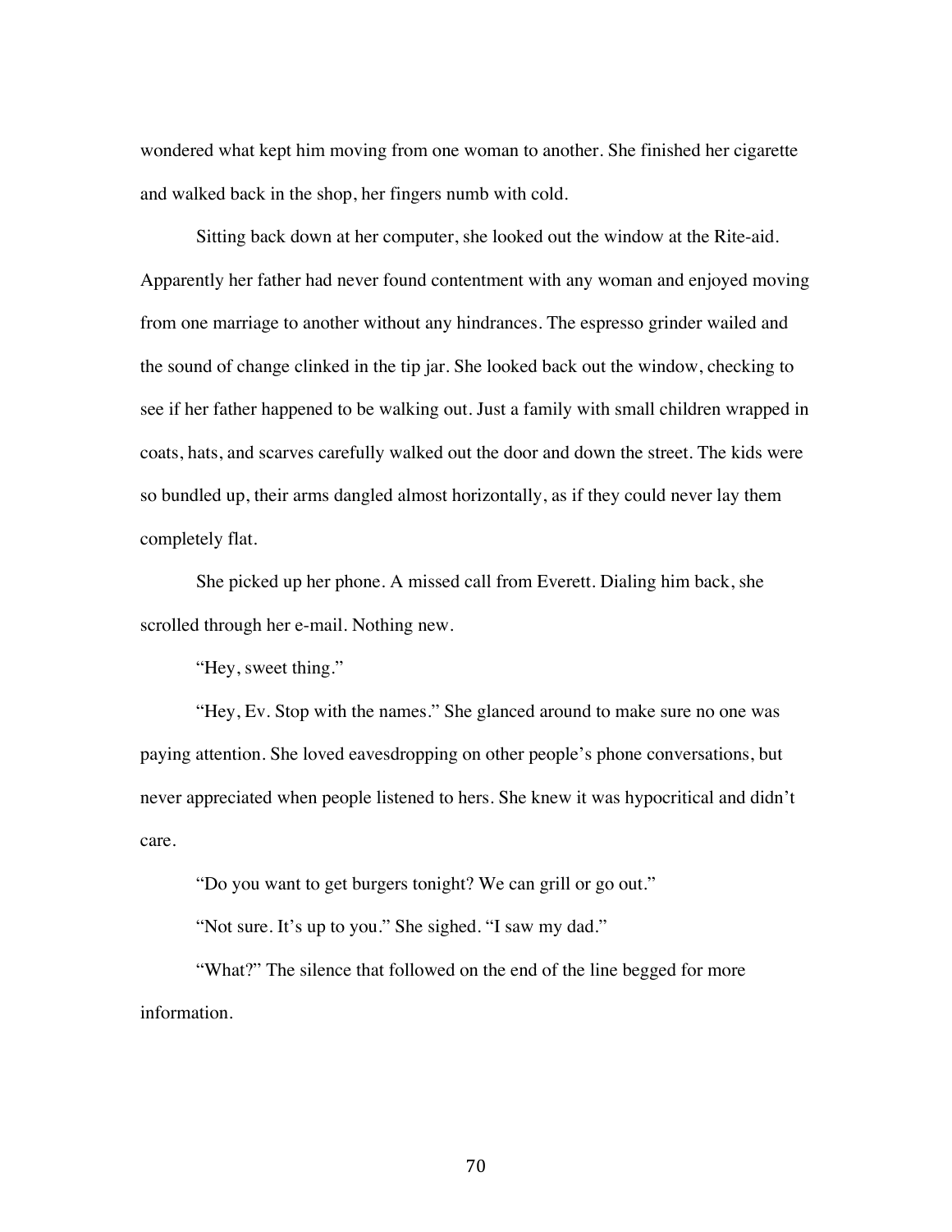wondered what kept him moving from one woman to another. She finished her cigarette and walked back in the shop, her fingers numb with cold.

Sitting back down at her computer, she looked out the window at the Rite-aid. Apparently her father had never found contentment with any woman and enjoyed moving from one marriage to another without any hindrances. The espresso grinder wailed and the sound of change clinked in the tip jar. She looked back out the window, checking to see if her father happened to be walking out. Just a family with small children wrapped in coats, hats, and scarves carefully walked out the door and down the street. The kids were so bundled up, their arms dangled almost horizontally, as if they could never lay them completely flat.

She picked up her phone. A missed call from Everett. Dialing him back, she scrolled through her e-mail. Nothing new.

"Hey, sweet thing."

"Hey, Ev. Stop with the names." She glanced around to make sure no one was paying attention. She loved eavesdropping on other people's phone conversations, but never appreciated when people listened to hers. She knew it was hypocritical and didn't care.

"Do you want to get burgers tonight? We can grill or go out."

"Not sure. It's up to you." She sighed. "I saw my dad."

"What?" The silence that followed on the end of the line begged for more information.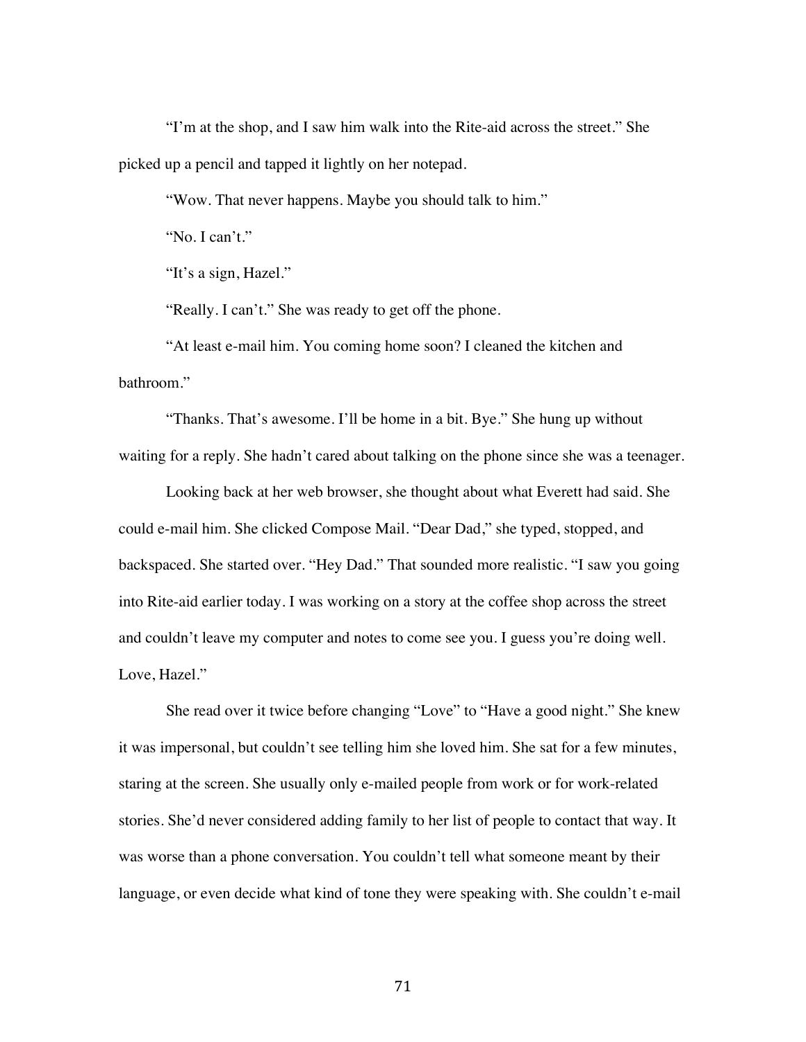"I'm at the shop, and I saw him walk into the Rite-aid across the street." She picked up a pencil and tapped it lightly on her notepad.

"Wow. That never happens. Maybe you should talk to him."

"No. I can't."

"It's a sign, Hazel."

"Really. I can't." She was ready to get off the phone.

"At least e-mail him. You coming home soon? I cleaned the kitchen and bathroom."

"Thanks. That's awesome. I'll be home in a bit. Bye." She hung up without waiting for a reply. She hadn't cared about talking on the phone since she was a teenager.

Looking back at her web browser, she thought about what Everett had said. She could e-mail him. She clicked Compose Mail. "Dear Dad," she typed, stopped, and backspaced. She started over. "Hey Dad." That sounded more realistic. "I saw you going into Rite-aid earlier today. I was working on a story at the coffee shop across the street and couldn't leave my computer and notes to come see you. I guess you're doing well. Love, Hazel."

She read over it twice before changing "Love" to "Have a good night." She knew it was impersonal, but couldn't see telling him she loved him. She sat for a few minutes, staring at the screen. She usually only e-mailed people from work or for work-related stories. She'd never considered adding family to her list of people to contact that way. It was worse than a phone conversation. You couldn't tell what someone meant by their language, or even decide what kind of tone they were speaking with. She couldn't e-mail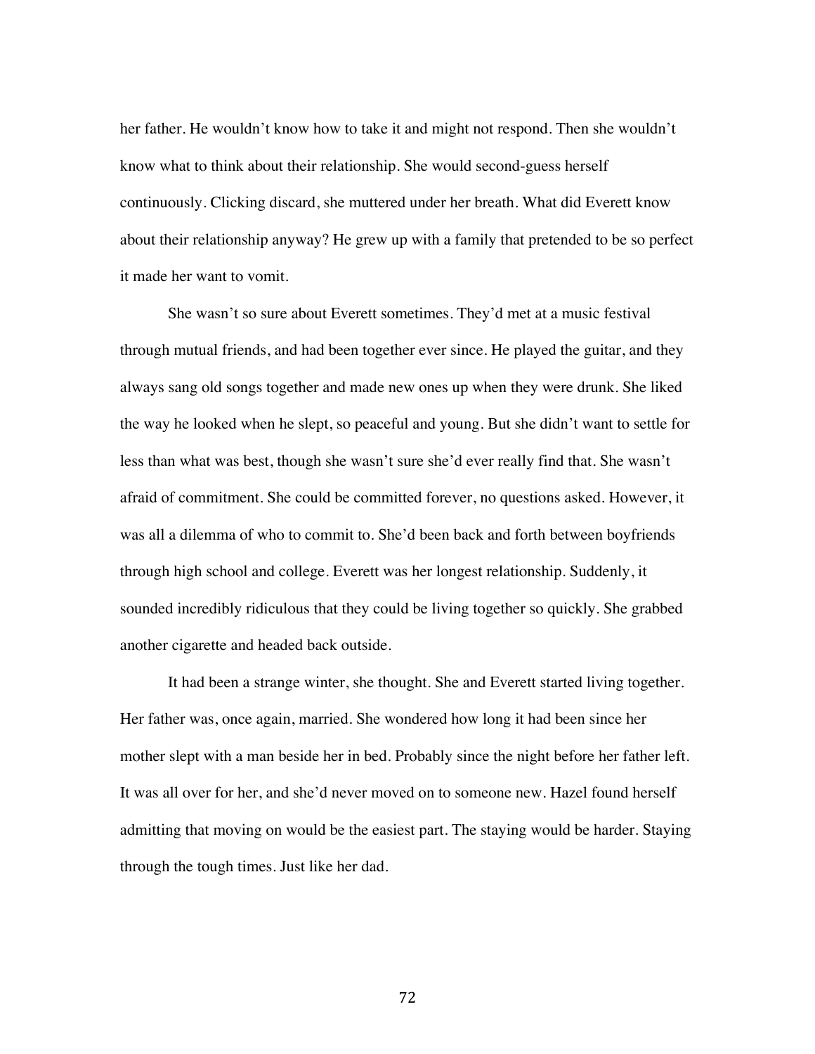her father. He wouldn't know how to take it and might not respond. Then she wouldn't know what to think about their relationship. She would second-guess herself continuously. Clicking discard, she muttered under her breath. What did Everett know about their relationship anyway? He grew up with a family that pretended to be so perfect it made her want to vomit.

She wasn't so sure about Everett sometimes. They'd met at a music festival through mutual friends, and had been together ever since. He played the guitar, and they always sang old songs together and made new ones up when they were drunk. She liked the way he looked when he slept, so peaceful and young. But she didn't want to settle for less than what was best, though she wasn't sure she'd ever really find that. She wasn't afraid of commitment. She could be committed forever, no questions asked. However, it was all a dilemma of who to commit to. She'd been back and forth between boyfriends through high school and college. Everett was her longest relationship. Suddenly, it sounded incredibly ridiculous that they could be living together so quickly. She grabbed another cigarette and headed back outside.

It had been a strange winter, she thought. She and Everett started living together. Her father was, once again, married. She wondered how long it had been since her mother slept with a man beside her in bed. Probably since the night before her father left. It was all over for her, and she'd never moved on to someone new. Hazel found herself admitting that moving on would be the easiest part. The staying would be harder. Staying through the tough times. Just like her dad.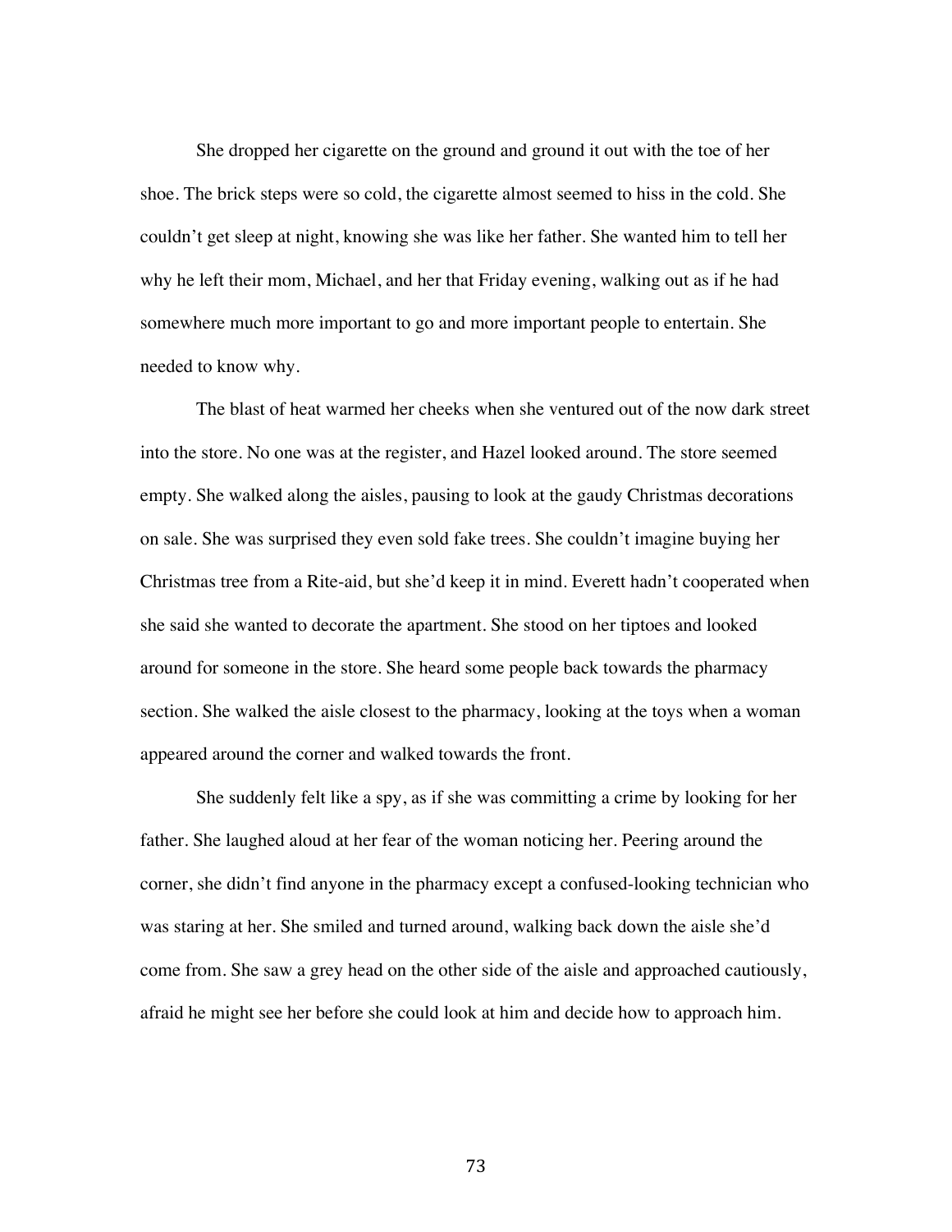She dropped her cigarette on the ground and ground it out with the toe of her shoe. The brick steps were so cold, the cigarette almost seemed to hiss in the cold. She couldn't get sleep at night, knowing she was like her father. She wanted him to tell her why he left their mom, Michael, and her that Friday evening, walking out as if he had somewhere much more important to go and more important people to entertain. She needed to know why.

The blast of heat warmed her cheeks when she ventured out of the now dark street into the store. No one was at the register, and Hazel looked around. The store seemed empty. She walked along the aisles, pausing to look at the gaudy Christmas decorations on sale. She was surprised they even sold fake trees. She couldn't imagine buying her Christmas tree from a Rite-aid, but she'd keep it in mind. Everett hadn't cooperated when she said she wanted to decorate the apartment. She stood on her tiptoes and looked around for someone in the store. She heard some people back towards the pharmacy section. She walked the aisle closest to the pharmacy, looking at the toys when a woman appeared around the corner and walked towards the front.

She suddenly felt like a spy, as if she was committing a crime by looking for her father. She laughed aloud at her fear of the woman noticing her. Peering around the corner, she didn't find anyone in the pharmacy except a confused-looking technician who was staring at her. She smiled and turned around, walking back down the aisle she'd come from. She saw a grey head on the other side of the aisle and approached cautiously, afraid he might see her before she could look at him and decide how to approach him.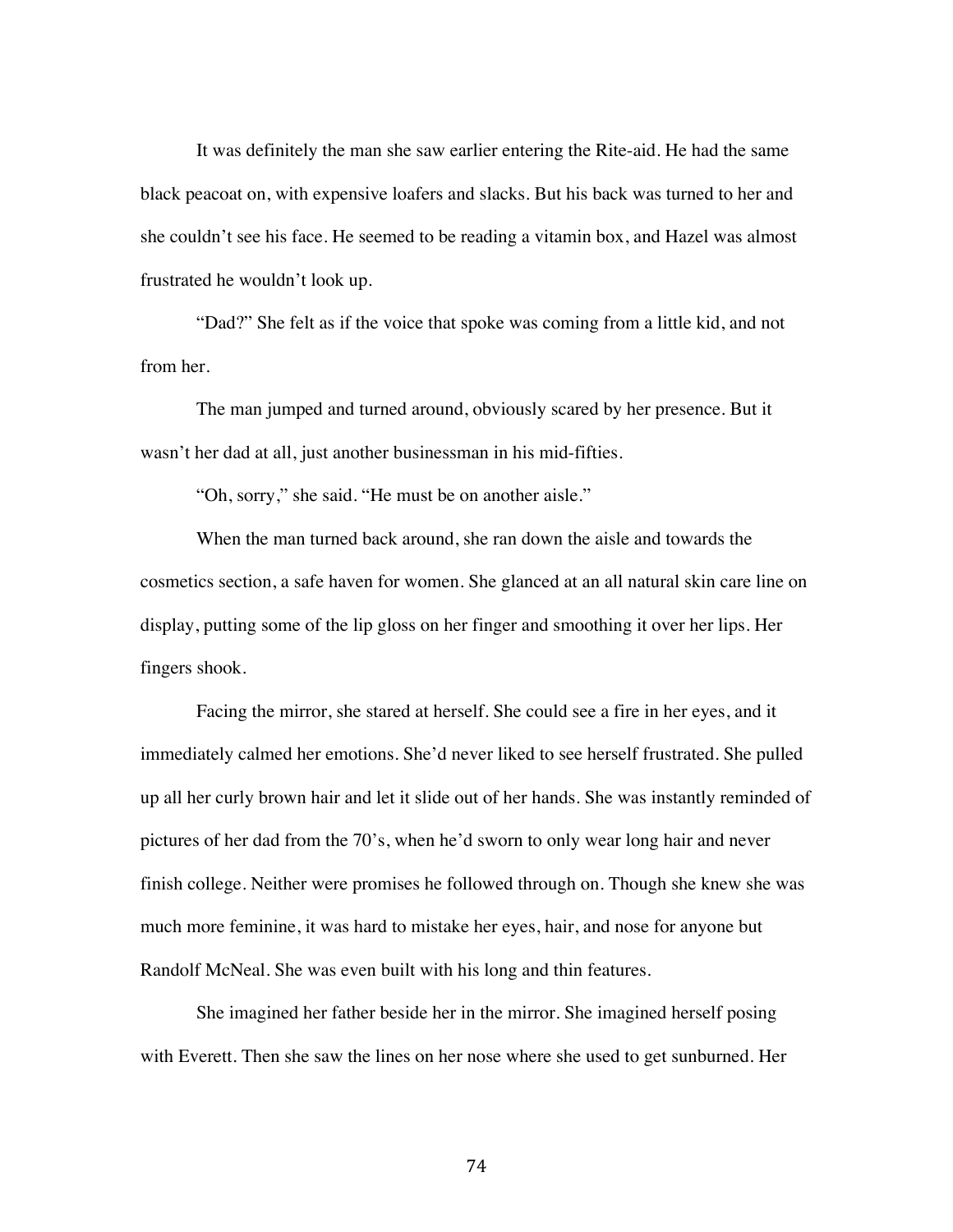It was definitely the man she saw earlier entering the Rite-aid. He had the same black peacoat on, with expensive loafers and slacks. But his back was turned to her and she couldn't see his face. He seemed to be reading a vitamin box, and Hazel was almost frustrated he wouldn't look up.

"Dad?" She felt as if the voice that spoke was coming from a little kid, and not from her.

The man jumped and turned around, obviously scared by her presence. But it wasn't her dad at all, just another businessman in his mid-fifties.

"Oh, sorry," she said. "He must be on another aisle."

When the man turned back around, she ran down the aisle and towards the cosmetics section, a safe haven for women. She glanced at an all natural skin care line on display, putting some of the lip gloss on her finger and smoothing it over her lips. Her fingers shook.

Facing the mirror, she stared at herself. She could see a fire in her eyes, and it immediately calmed her emotions. She'd never liked to see herself frustrated. She pulled up all her curly brown hair and let it slide out of her hands. She was instantly reminded of pictures of her dad from the 70's, when he'd sworn to only wear long hair and never finish college. Neither were promises he followed through on. Though she knew she was much more feminine, it was hard to mistake her eyes, hair, and nose for anyone but Randolf McNeal. She was even built with his long and thin features.

She imagined her father beside her in the mirror. She imagined herself posing with Everett. Then she saw the lines on her nose where she used to get sunburned. Her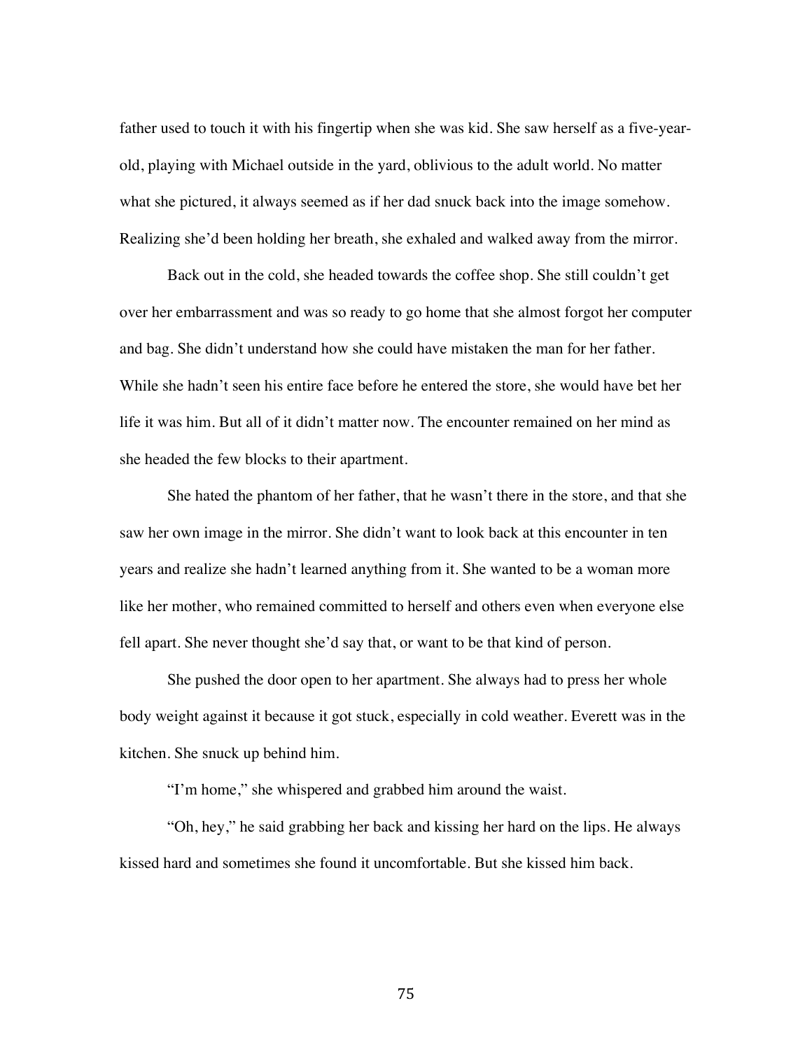father used to touch it with his fingertip when she was kid. She saw herself as a five-year-old, playing with Michael outside in the yard, oblivious to the adult world. No matter what she pictured, it always seemed as if her dad snuck back into the image somehow. Realizing she'd been holding her breath, she exhaled and walked away from the mirror.

Back out in the cold, she headed towards the coffee shop. She still couldn't get over her embarrassment and was so ready to go home that she almost forgot her computer and bag. She didn't understand how she could have mistaken the man for her father. While she hadn't seen his entire face before he entered the store, she would have bet her life it was him. But all of it didn't matter now. The encounter remained on her mind as she headed the few blocks to their apartment.

She hated the phantom of her father, that he wasn't there in the store, and that she saw her own image in the mirror. She didn't want to look back at this encounter in ten years and realize she hadn't learned anything from it. She wanted to be a woman more like her mother, who remained committed to herself and others even when everyone else fell apart. She never thought she'd say that, or want to be that kind of person.

She pushed the door open to her apartment. She always had to press her whole body weight against it because it got stuck, especially in cold weather. Everett was in the kitchen. She snuck up behind him.

"I'm home," she whispered and grabbed him around the waist.

"Oh, hey," he said grabbing her back and kissing her hard on the lips. He always kissed hard and sometimes she found it uncomfortable. But she kissed him back.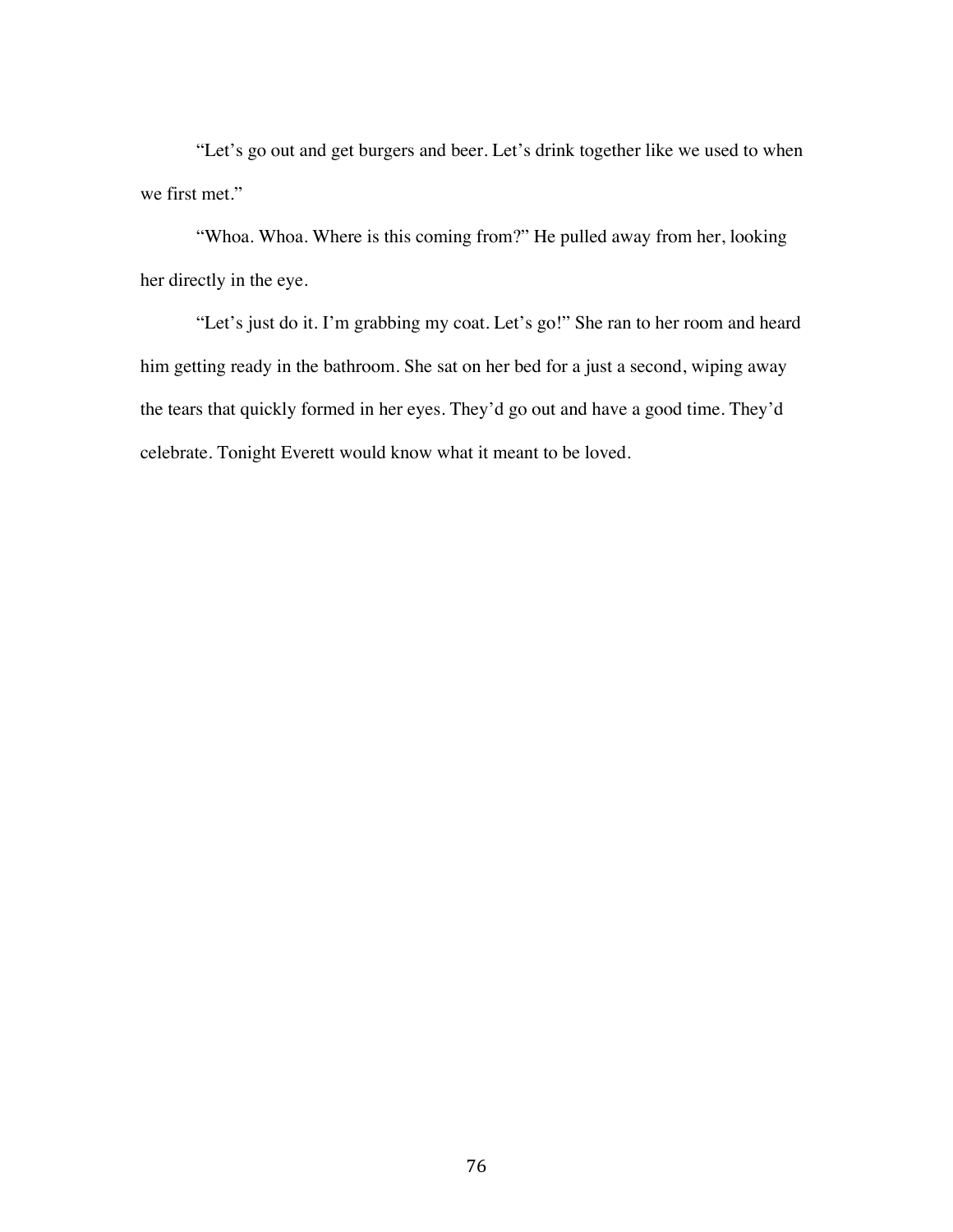"Let's go out and get burgers and beer. Let's drink together like we used to when we first met."

"Whoa. Whoa. Where is this coming from?" He pulled away from her, looking her directly in the eye.

"Let's just do it. I'm grabbing my coat. Let's go!" She ran to her room and heard him getting ready in the bathroom. She sat on her bed for a just a second, wiping away the tears that quickly formed in her eyes. They'd go out and have a good time. They'd celebrate. Tonight Everett would know what it meant to be loved.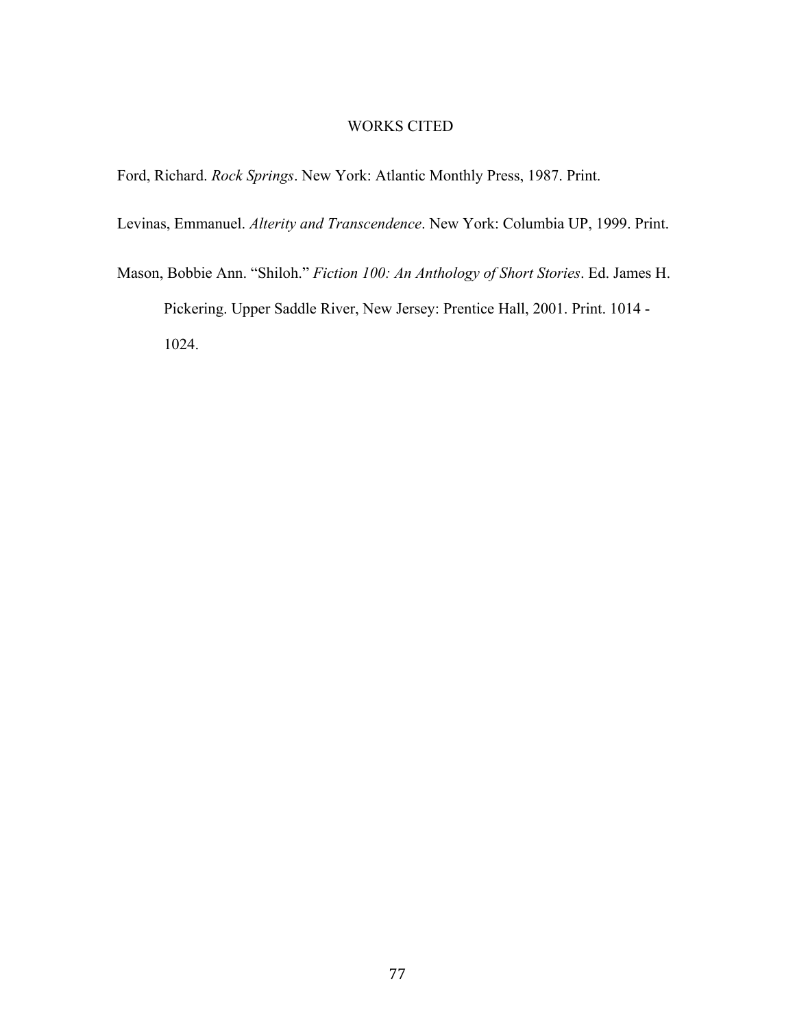# WORKS CITED

Ford, Richard. *Rock Springs*. New York: Atlantic Monthly Press, 1987. Print.

Levinas, Emmanuel. *Alterity and Transcendence*. New York: Columbia UP, 1999. Print.

Mason, Bobbie Ann. "Shiloh." *Fiction 100: An Anthology of Short Stories*. Ed. James H. Pickering. Upper Saddle River, New Jersey: Prentice Hall, 2001. Print. 1014 - 1024.